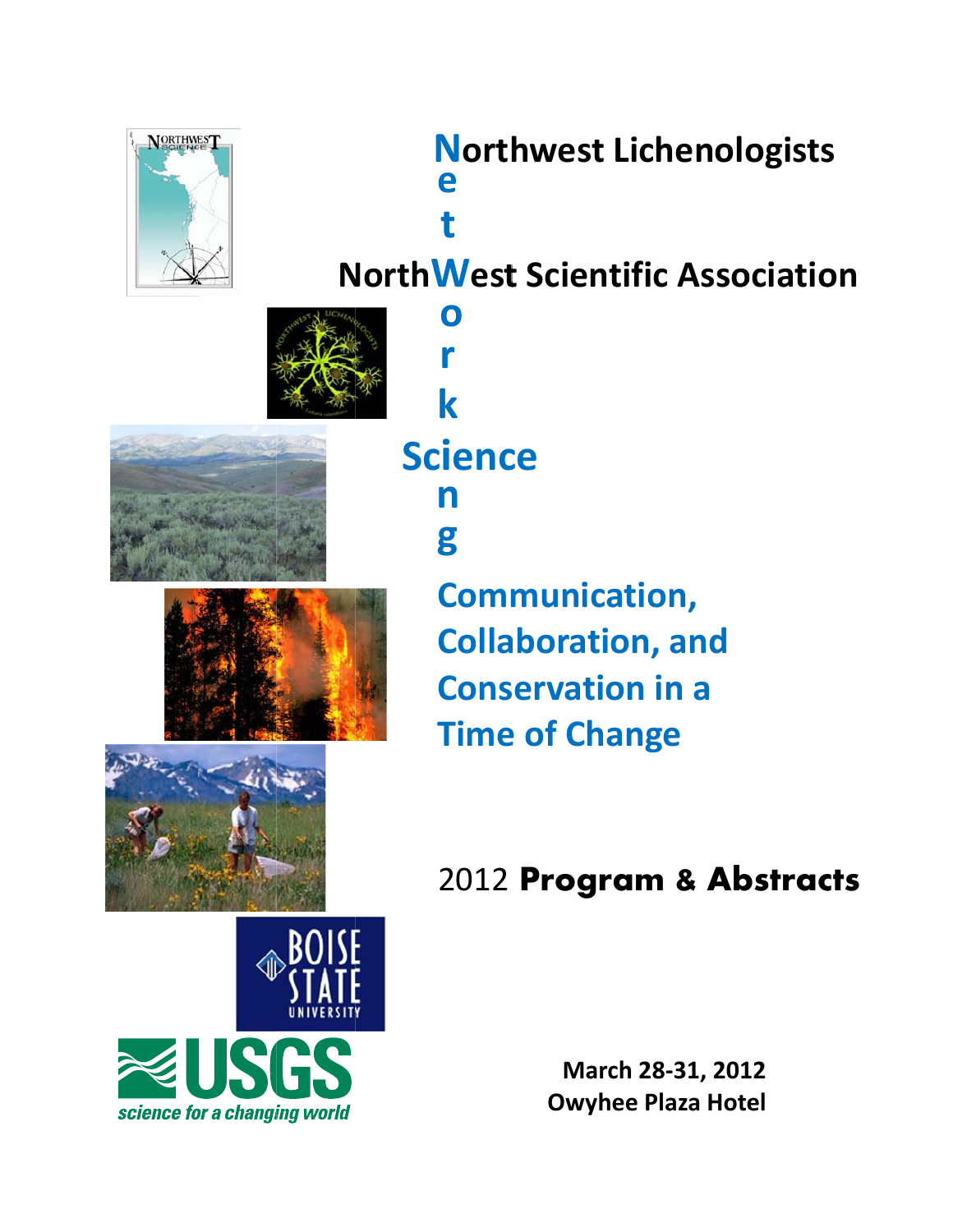# Northwest Lichenologists

# NorthWest Scientific Association

# Networking Science

## Communication, Collaboration, and Conservation in a Time of Change

## 2012 **Program & Abstracts**

**March 28-31, 2012**
**Owyhee Plaza Hotel**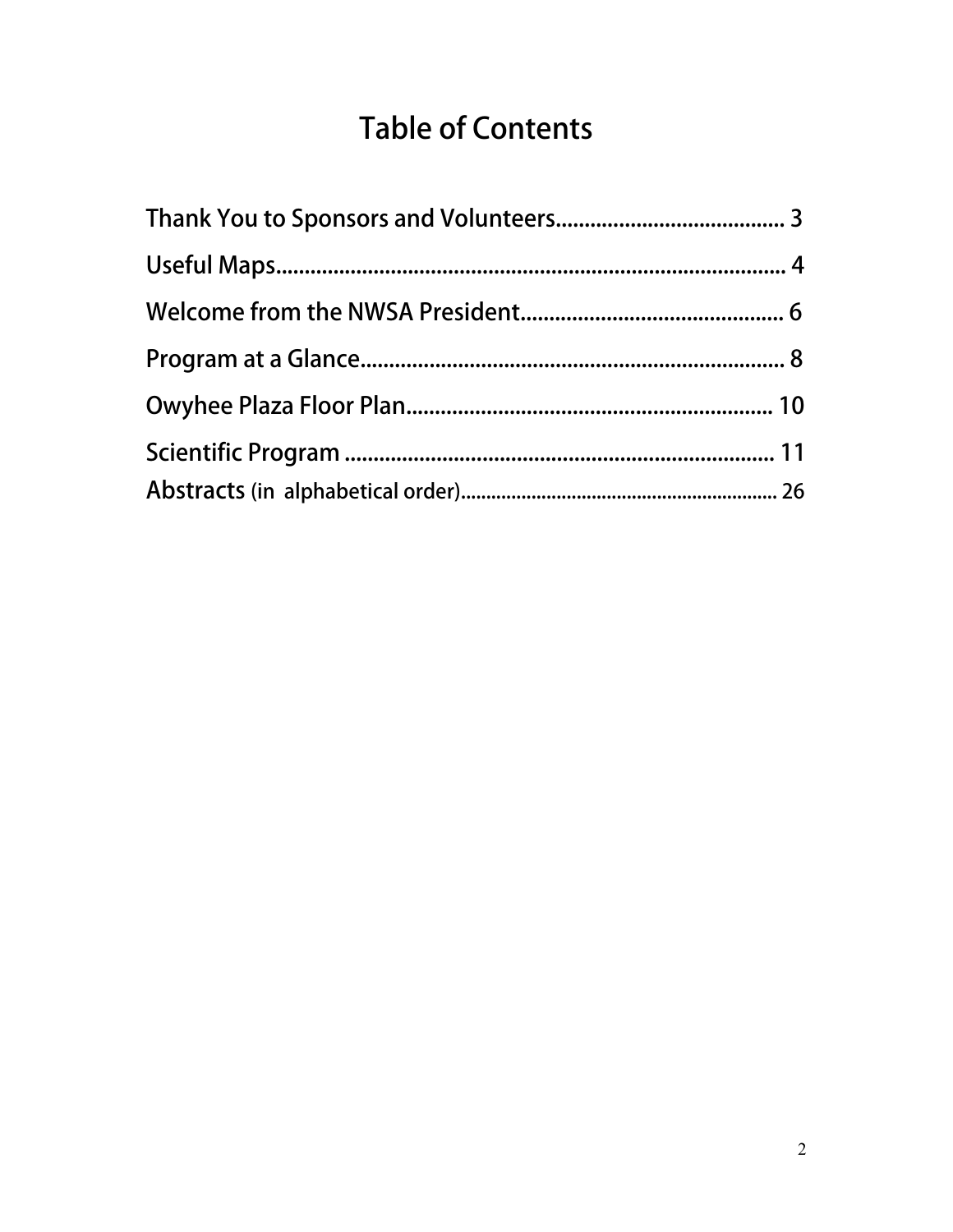# Table of Contents

Thank You to Sponsors and Volunteers........................................ 3

Useful Maps........................................................................................ 4

Welcome from the NWSA President............................................. 6

Program at a Glance........................................................................ 8

Owyhee Plaza Floor Plan................................................................ 10

Scientific Program .......................................................................... 11

Abstracts (in alphabetical order)..................................................... 26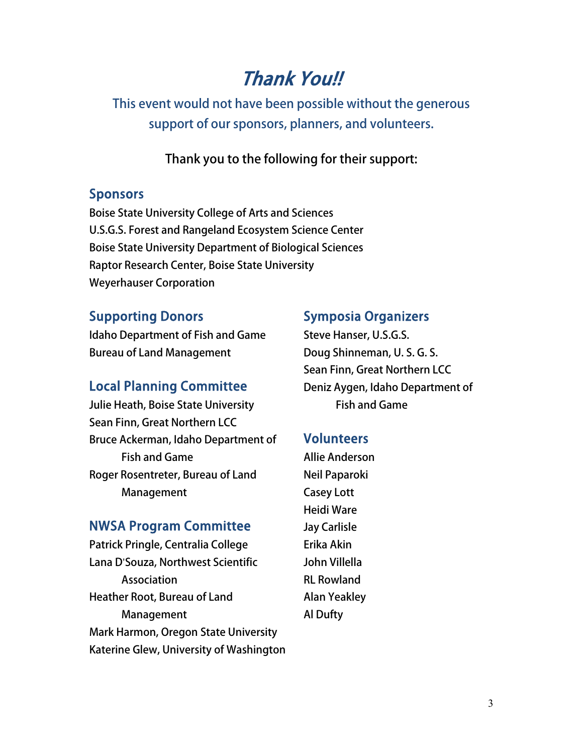# *Thank You!!*

This event would not have been possible without the generous support of our sponsors, planners, and volunteers.

Thank you to the following for their support:

## Sponsors

Boise State University College of Arts and Sciences
U.S.G.S. Forest and Rangeland Ecosystem Science Center
Boise State University Department of Biological Sciences
Raptor Research Center, Boise State University
Weyerhauser Corporation

## Supporting Donors

Idaho Department of Fish and Game
Bureau of Land Management

## Local Planning Committee

Julie Heath, Boise State University
Sean Finn, Great Northern LCC
Bruce Ackerman, Idaho Department of Fish and Game
Roger Rosentreter, Bureau of Land Management

## NWSA Program Committee

Patrick Pringle, Centralia College
Lana D'Souza, Northwest Scientific Association
Heather Root, Bureau of Land Management
Mark Harmon, Oregon State University
Katerine Glew, University of Washington

## Symposia Organizers

Steve Hanser, U.S.G.S.
Doug Shinneman, U. S. G. S.
Sean Finn, Great Northern LCC
Deniz Aygen, Idaho Department of Fish and Game

## Volunteers

Allie Anderson
Neil Paparoki
Casey Lott
Heidi Ware
Jay Carlisle
Erika Akin
John Villella
RL Rowland
Alan Yeakley
Al Dufty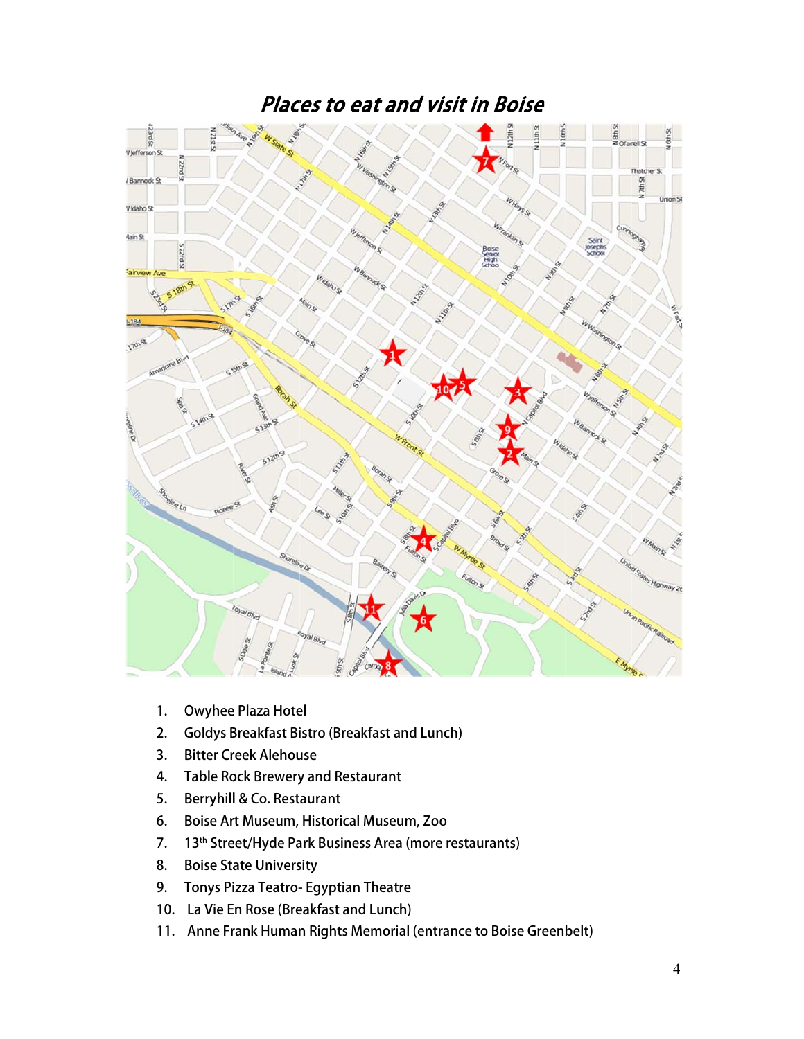# *Places to eat and visit in Boise*

1. Owyhee Plaza Hotel
2. Goldys Breakfast Bistro (Breakfast and Lunch)
3. Bitter Creek Alehouse
4. Table Rock Brewery and Restaurant
5. Berryhill & Co. Restaurant
6. Boise Art Museum, Historical Museum, Zoo
7. 13th Street/Hyde Park Business Area (more restaurants)
8. Boise State University
9. Tonys Pizza Teatro- Egyptian Theatre
10. La Vie En Rose (Breakfast and Lunch)
11. Anne Frank Human Rights Memorial (entrance to Boise Greenbelt)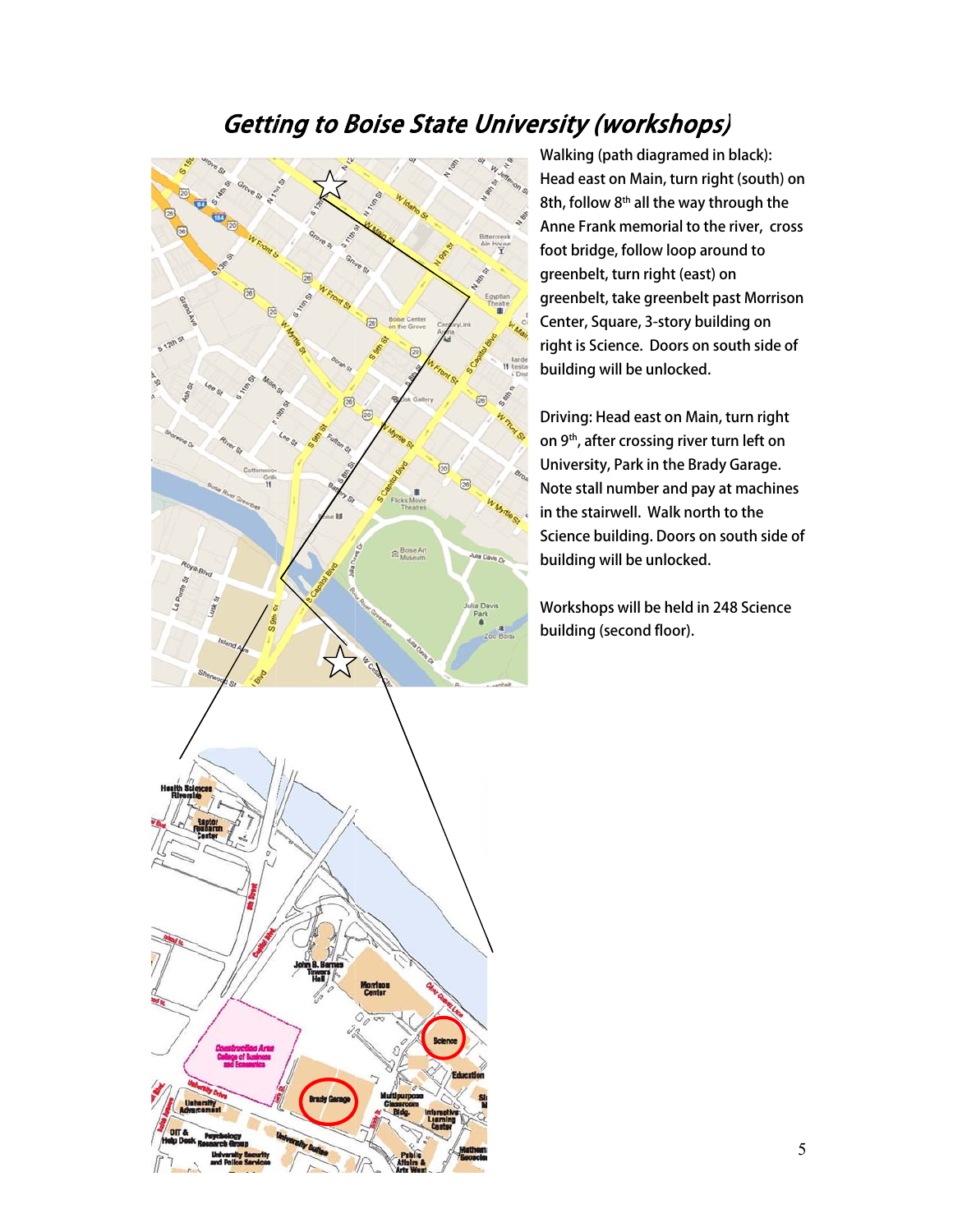# Getting to Boise State University (workshops)

Walking (path diagramed in black): Head east on Main, turn right (south) on 8th, follow 8th all the way through the Anne Frank memorial to the river, cross foot bridge, follow loop around to greenbelt, turn right (east) on greenbelt, take greenbelt past Morrison Center, Square, 3-story building on right is Science. Doors on south side of building will be unlocked.

Driving: Head east on Main, turn right on 9th, after crossing river turn left on University, Park in the Brady Garage. Note stall number and pay at machines in the stairwell. Walk north to the Science building. Doors on south side of building will be unlocked.

Workshops will be held in 248 Science building (second floor).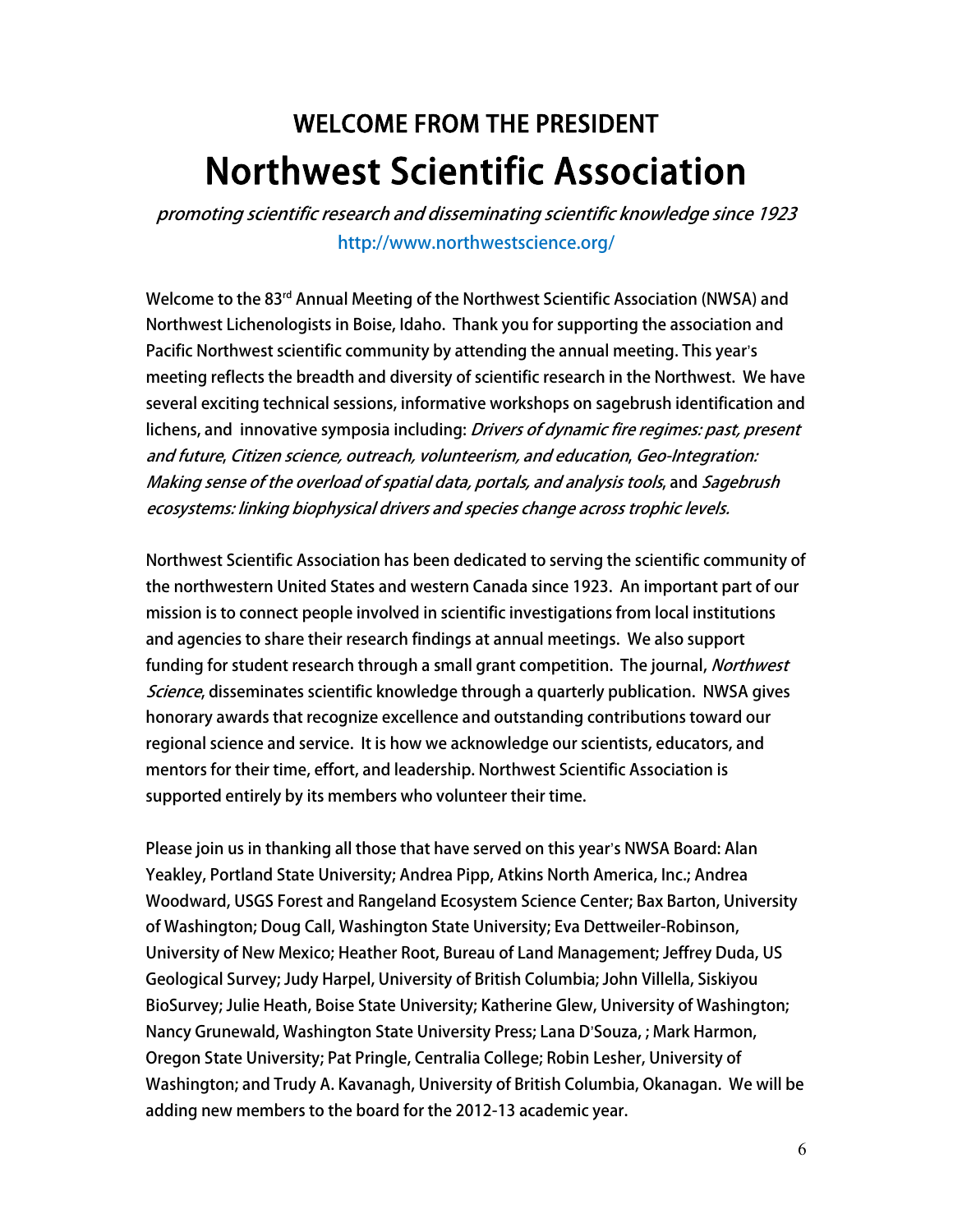## WELCOME FROM THE PRESIDENT

# Northwest Scientific Association

*promoting scientific research and disseminating scientific knowledge since 1923*

http://www.northwestscience.org/

Welcome to the 83rd Annual Meeting of the Northwest Scientific Association (NWSA) and Northwest Lichenologists in Boise, Idaho. Thank you for supporting the association and Pacific Northwest scientific community by attending the annual meeting. This year's meeting reflects the breadth and diversity of scientific research in the Northwest. We have several exciting technical sessions, informative workshops on sagebrush identification and lichens, and innovative symposia including: *Drivers of dynamic fire regimes: past, present and future*, *Citizen science, outreach, volunteerism, and education*, *Geo-Integration: Making sense of the overload of spatial data, portals, and analysis tools*, and *Sagebrush ecosystems: linking biophysical drivers and species change across trophic levels.*

Northwest Scientific Association has been dedicated to serving the scientific community of the northwestern United States and western Canada since 1923. An important part of our mission is to connect people involved in scientific investigations from local institutions and agencies to share their research findings at annual meetings. We also support funding for student research through a small grant competition. The journal, *Northwest Science*, disseminates scientific knowledge through a quarterly publication. NWSA gives honorary awards that recognize excellence and outstanding contributions toward our regional science and service. It is how we acknowledge our scientists, educators, and mentors for their time, effort, and leadership. Northwest Scientific Association is supported entirely by its members who volunteer their time.

Please join us in thanking all those that have served on this year's NWSA Board: Alan Yeakley, Portland State University; Andrea Pipp, Atkins North America, Inc.; Andrea Woodward, USGS Forest and Rangeland Ecosystem Science Center; Bax Barton, University of Washington; Doug Call, Washington State University; Eva Dettweiler-Robinson, University of New Mexico; Heather Root, Bureau of Land Management; Jeffrey Duda, US Geological Survey; Judy Harpel, University of British Columbia; John Villella, Siskiyou BioSurvey; Julie Heath, Boise State University; Katherine Glew, University of Washington; Nancy Grunewald, Washington State University Press; Lana D'Souza, ; Mark Harmon, Oregon State University; Pat Pringle, Centralia College; Robin Lesher, University of Washington; and Trudy A. Kavanagh, University of British Columbia, Okanagan. We will be adding new members to the board for the 2012-13 academic year.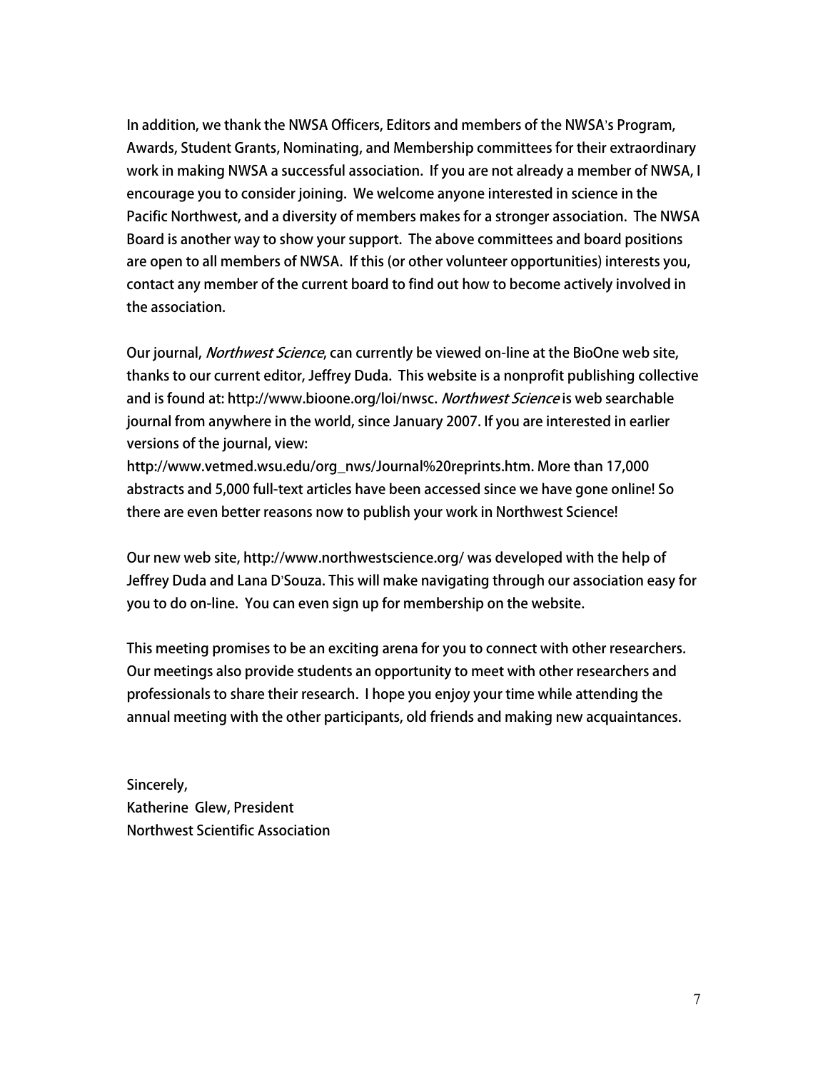In addition, we thank the NWSA Officers, Editors and members of the NWSA's Program, Awards, Student Grants, Nominating, and Membership committees for their extraordinary work in making NWSA a successful association. If you are not already a member of NWSA, I encourage you to consider joining. We welcome anyone interested in science in the Pacific Northwest, and a diversity of members makes for a stronger association. The NWSA Board is another way to show your support. The above committees and board positions are open to all members of NWSA. If this (or other volunteer opportunities) interests you, contact any member of the current board to find out how to become actively involved in the association.

Our journal, *Northwest Science*, can currently be viewed on-line at the BioOne web site, thanks to our current editor, Jeffrey Duda. This website is a nonprofit publishing collective and is found at: http://www.bioone.org/loi/nwsc. *Northwest Science* is web searchable journal from anywhere in the world, since January 2007. If you are interested in earlier versions of the journal, view: http://www.vetmed.wsu.edu/org_nws/Journal%20reprints.htm. More than 17,000 abstracts and 5,000 full-text articles have been accessed since we have gone online! So there are even better reasons now to publish your work in Northwest Science!

Our new web site, http://www.northwestscience.org/ was developed with the help of Jeffrey Duda and Lana D'Souza. This will make navigating through our association easy for you to do on-line. You can even sign up for membership on the website.

This meeting promises to be an exciting arena for you to connect with other researchers. Our meetings also provide students an opportunity to meet with other researchers and professionals to share their research. I hope you enjoy your time while attending the annual meeting with the other participants, old friends and making new acquaintances.

Sincerely,
Katherine Glew, President
Northwest Scientific Association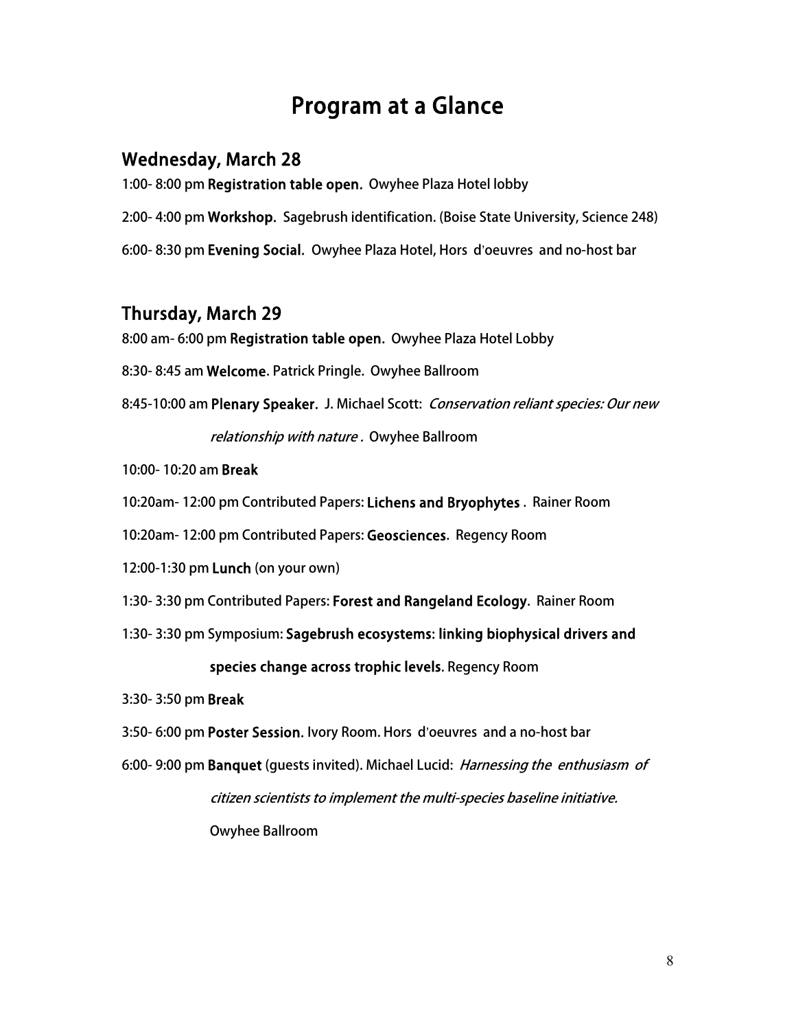# Program at a Glance

## Wednesday, March 28

1:00- 8:00 pm **Registration table open.** Owyhee Plaza Hotel lobby

2:00- 4:00 pm **Workshop.** Sagebrush identification. (Boise State University, Science 248)

6:00- 8:30 pm **Evening Social.** Owyhee Plaza Hotel, Hors d'oeuvres and no-host bar

## Thursday, March 29

8:00 am- 6:00 pm **Registration table open.** Owyhee Plaza Hotel Lobby

8:30- 8:45 am **Welcome**. Patrick Pringle. Owyhee Ballroom

8:45-10:00 am **Plenary Speaker.** J. Michael Scott: *Conservation reliant species: Our new relationship with nature .* Owyhee Ballroom

10:00- 10:20 am **Break**

10:20am- 12:00 pm Contributed Papers: **Lichens and Bryophytes** . Rainer Room

10:20am- 12:00 pm Contributed Papers: **Geosciences**. Regency Room

12:00-1:30 pm **Lunch** (on your own)

1:30- 3:30 pm Contributed Papers: **Forest and Rangeland Ecology.** Rainer Room

1:30- 3:30 pm Symposium: **Sagebrush ecosystems: linking biophysical drivers and species change across trophic levels**. Regency Room

3:30- 3:50 pm **Break**

3:50- 6:00 pm **Poster Session.** Ivory Room. Hors d'oeuvres and a no-host bar

6:00- 9:00 pm **Banquet** (guests invited). Michael Lucid: *Harnessing the enthusiasm of citizen scientists to implement the multi-species baseline initiative.* Owyhee Ballroom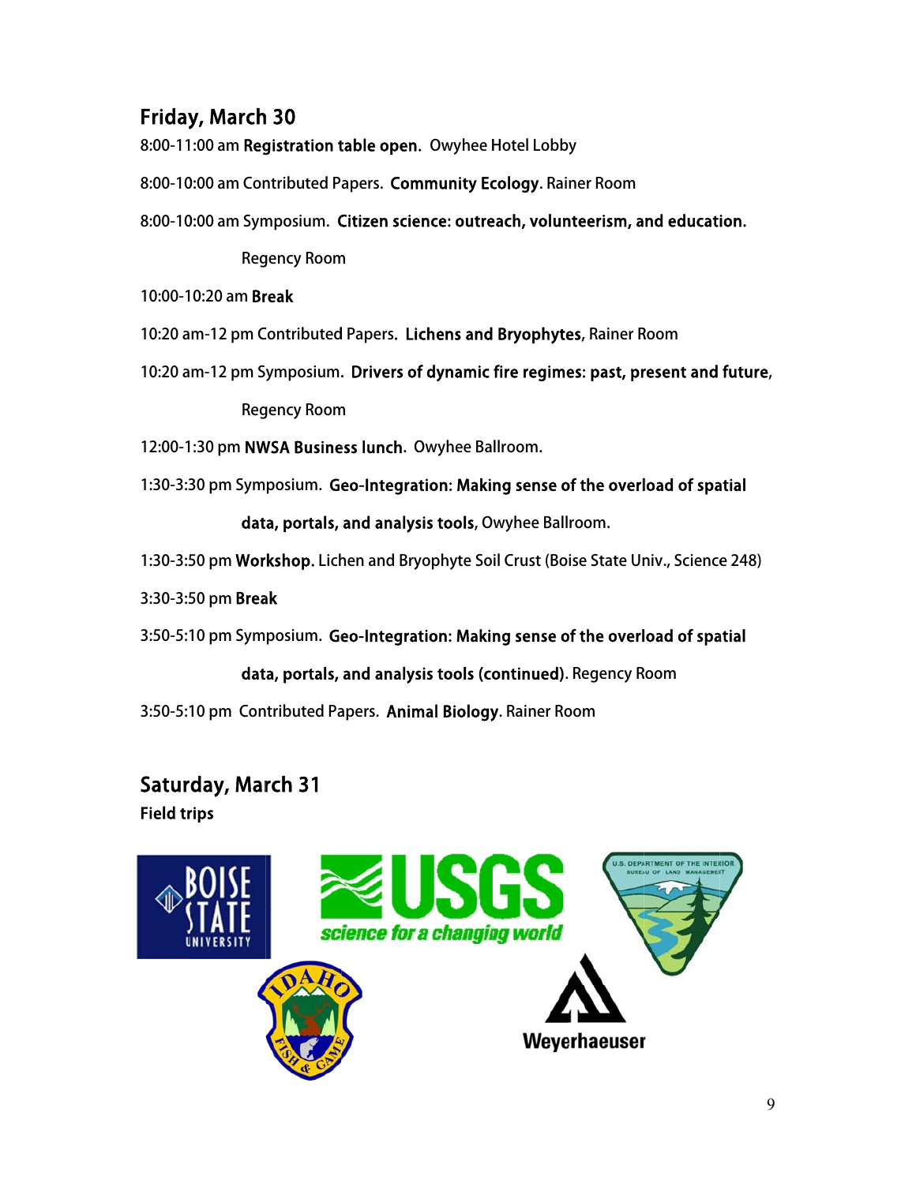## Friday, March 30

8:00-11:00 am **Registration table open.** Owyhee Hotel Lobby

8:00-10:00 am Contributed Papers. **Community Ecology**. Rainer Room

8:00-10:00 am Symposium. **Citizen science: outreach, volunteerism, and education.** Regency Room

10:00-10:20 am **Break**

10:20 am-12 pm Contributed Papers. **Lichens and Bryophytes**, Rainer Room

10:20 am-12 pm Symposium. **Drivers of dynamic fire regimes: past, present and future**, Regency Room

12:00-1:30 pm **NWSA Business lunch**. Owyhee Ballroom.

1:30-3:30 pm Symposium. **Geo-Integration: Making sense of the overload of spatial data, portals, and analysis tools**, Owyhee Ballroom.

1:30-3:50 pm **Workshop.** Lichen and Bryophyte Soil Crust (Boise State Univ., Science 248)

3:30-3:50 pm **Break**

3:50-5:10 pm Symposium. **Geo-Integration: Making sense of the overload of spatial data, portals, and analysis tools (continued)**. Regency Room

3:50-5:10 pm Contributed Papers. **Animal Biology**. Rainer Room

## Saturday, March 31

**Field trips**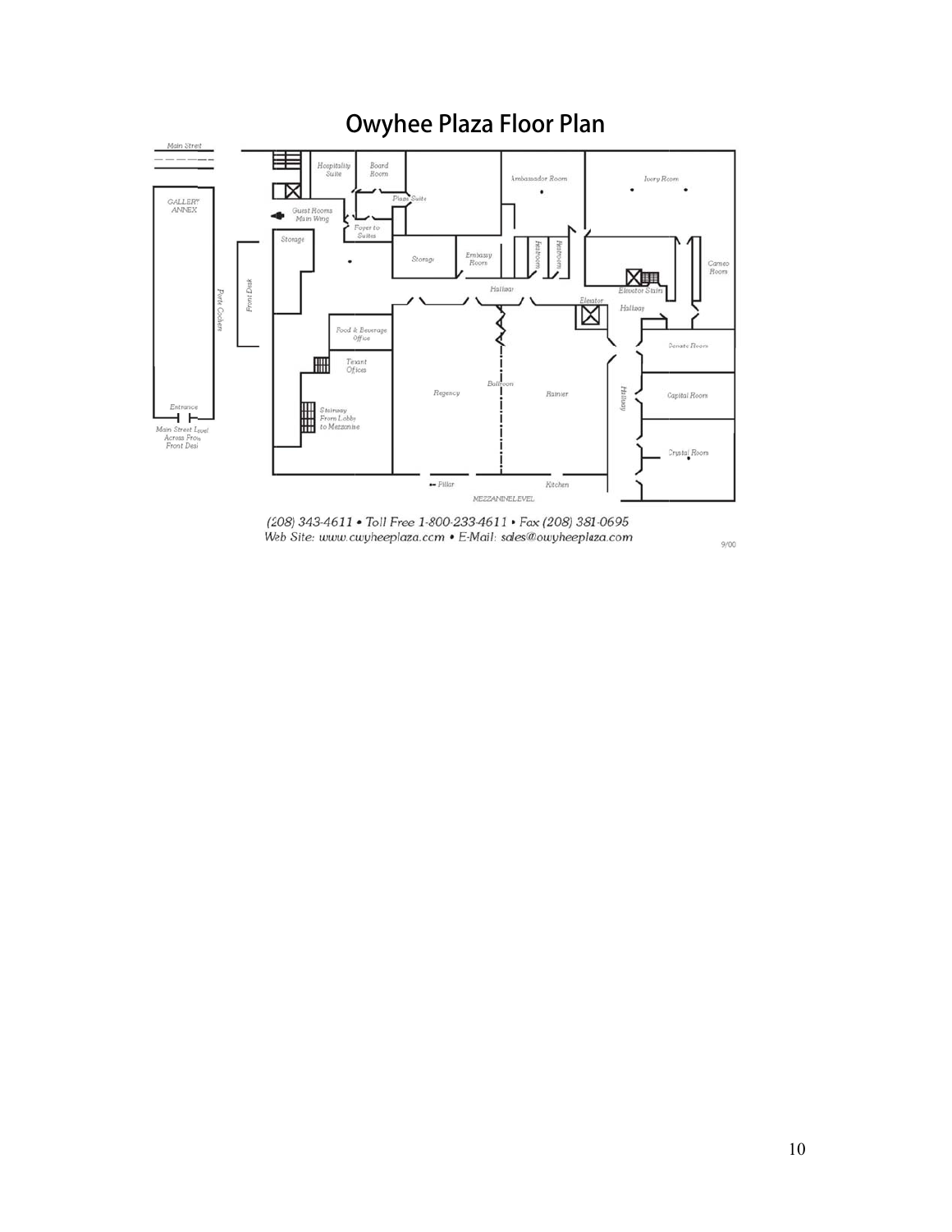# Owyhee Plaza Floor Plan

Main Street

GALLERY ANNEX

Entrance

Main Street Level Across From Front Desk

Porte Cochere

Front Desk

Hospitality Suite

Board Room

Plaza Suite

Guest Rooms Main Wing

Foyer to Suites

Storage

Storage

Embassy Room

Restroom

Restroom

Ambassador Room

Ivory Room

Cameo Room

Elevator Stairs

Hallway

Elevator

Hallway

Food & Beverage Office

Tenant Offices

Stairway From Lobby to Mezzanine

Regency

Ballroom

Rainier

Hallway

Senate Room

Capital Room

Crystal Room

Pillar

Kitchen

MEZZANINE LEVEL

(208) 343-4611 • Toll Free 1-800-233-4611 • Fax (208) 381-0695
Web Site: www.owyheeplaza.com • E-Mail: sales@owyheeplaza.com

9/00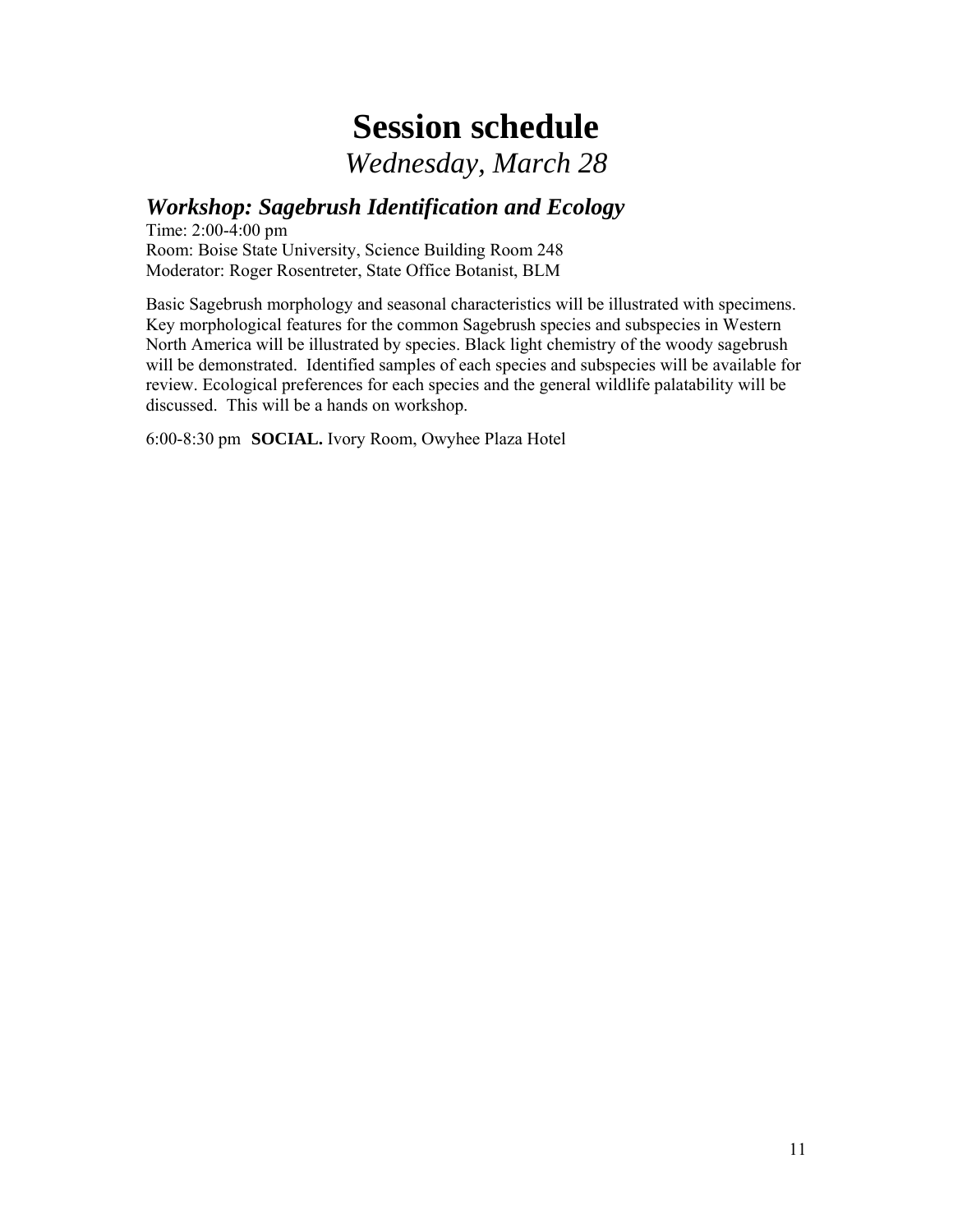# Session schedule

*Wednesday, March 28*

## *Workshop: Sagebrush Identification and Ecology*

Time: 2:00-4:00 pm
Room: Boise State University, Science Building Room 248
Moderator: Roger Rosentreter, State Office Botanist, BLM

Basic Sagebrush morphology and seasonal characteristics will be illustrated with specimens. Key morphological features for the common Sagebrush species and subspecies in Western North America will be illustrated by species. Black light chemistry of the woody sagebrush will be demonstrated. Identified samples of each species and subspecies will be available for review. Ecological preferences for each species and the general wildlife palatability will be discussed. This will be a hands on workshop.

6:00-8:30 pm **SOCIAL.** Ivory Room, Owyhee Plaza Hotel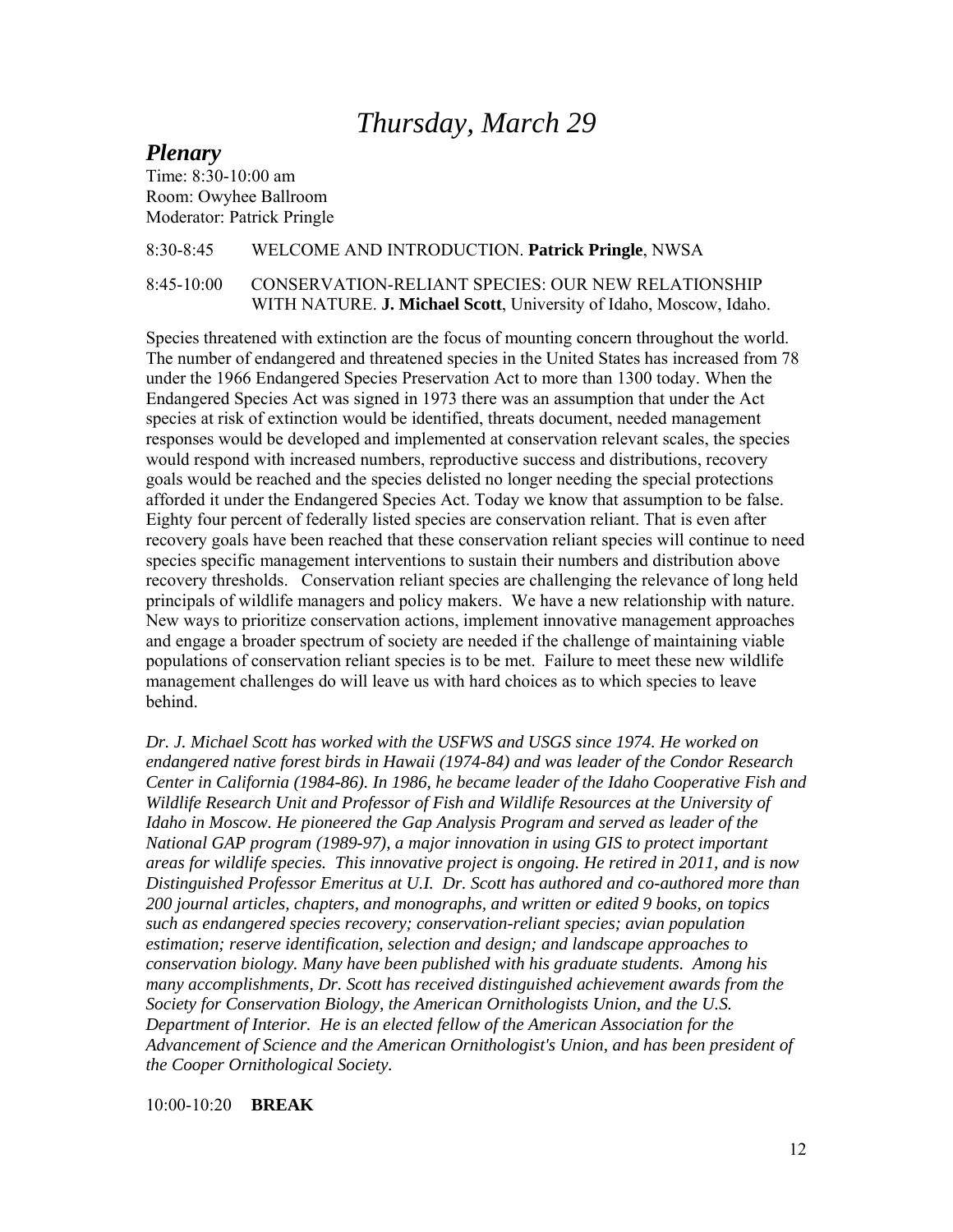# *Thursday, March 29*

## *Plenary*

Time: 8:30-10:00 am
Room: Owyhee Ballroom
Moderator: Patrick Pringle

8:30-8:45 WELCOME AND INTRODUCTION. **Patrick Pringle**, NWSA

8:45-10:00 CONSERVATION-RELIANT SPECIES: OUR NEW RELATIONSHIP WITH NATURE. **J. Michael Scott**, University of Idaho, Moscow, Idaho.

Species threatened with extinction are the focus of mounting concern throughout the world. The number of endangered and threatened species in the United States has increased from 78 under the 1966 Endangered Species Preservation Act to more than 1300 today. When the Endangered Species Act was signed in 1973 there was an assumption that under the Act species at risk of extinction would be identified, threats document, needed management responses would be developed and implemented at conservation relevant scales, the species would respond with increased numbers, reproductive success and distributions, recovery goals would be reached and the species delisted no longer needing the special protections afforded it under the Endangered Species Act. Today we know that assumption to be false. Eighty four percent of federally listed species are conservation reliant. That is even after recovery goals have been reached that these conservation reliant species will continue to need species specific management interventions to sustain their numbers and distribution above recovery thresholds. Conservation reliant species are challenging the relevance of long held principals of wildlife managers and policy makers. We have a new relationship with nature. New ways to prioritize conservation actions, implement innovative management approaches and engage a broader spectrum of society are needed if the challenge of maintaining viable populations of conservation reliant species is to be met. Failure to meet these new wildlife management challenges do will leave us with hard choices as to which species to leave behind.

*Dr. J. Michael Scott has worked with the USFWS and USGS since 1974. He worked on endangered native forest birds in Hawaii (1974-84) and was leader of the Condor Research Center in California (1984-86). In 1986, he became leader of the Idaho Cooperative Fish and Wildlife Research Unit and Professor of Fish and Wildlife Resources at the University of Idaho in Moscow. He pioneered the Gap Analysis Program and served as leader of the National GAP program (1989-97), a major innovation in using GIS to protect important areas for wildlife species. This innovative project is ongoing. He retired in 2011, and is now Distinguished Professor Emeritus at U.I. Dr. Scott has authored and co-authored more than 200 journal articles, chapters, and monographs, and written or edited 9 books, on topics such as endangered species recovery; conservation-reliant species; avian population estimation; reserve identification, selection and design; and landscape approaches to conservation biology. Many have been published with his graduate students. Among his many accomplishments, Dr. Scott has received distinguished achievement awards from the Society for Conservation Biology, the American Ornithologists Union, and the U.S. Department of Interior. He is an elected fellow of the American Association for the Advancement of Science and the American Ornithologist's Union, and has been president of the Cooper Ornithological Society.*

10:00-10:20 **BREAK**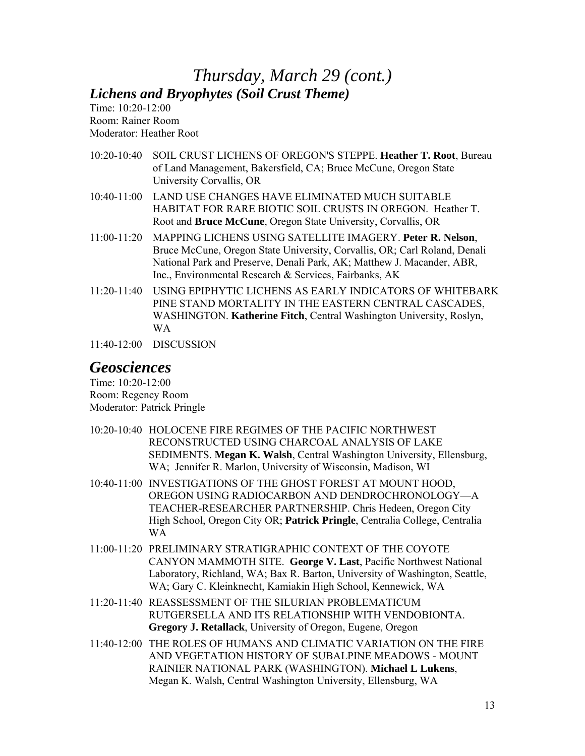# *Thursday, March 29 (cont.)*

## *Lichens and Bryophytes (Soil Crust Theme)*

Time: 10:20-12:00
Room: Rainer Room
Moderator: Heather Root

10:20-10:40 SOIL CRUST LICHENS OF OREGON'S STEPPE. **Heather T. Root**, Bureau of Land Management, Bakersfield, CA; Bruce McCune, Oregon State University Corvallis, OR

10:40-11:00 LAND USE CHANGES HAVE ELIMINATED MUCH SUITABLE HABITAT FOR RARE BIOTIC SOIL CRUSTS IN OREGON. Heather T. Root and **Bruce McCune**, Oregon State University, Corvallis, OR

11:00-11:20 MAPPING LICHENS USING SATELLITE IMAGERY. **Peter R. Nelson**, Bruce McCune, Oregon State University, Corvallis, OR; Carl Roland, Denali National Park and Preserve, Denali Park, AK; Matthew J. Macander, ABR, Inc., Environmental Research & Services, Fairbanks, AK

11:20-11:40 USING EPIPHYTIC LICHENS AS EARLY INDICATORS OF WHITEBARK PINE STAND MORTALITY IN THE EASTERN CENTRAL CASCADES, WASHINGTON. **Katherine Fitch**, Central Washington University, Roslyn, WA

11:40-12:00 DISCUSSION

## *Geosciences*

Time: 10:20-12:00
Room: Regency Room
Moderator: Patrick Pringle

10:20-10:40 HOLOCENE FIRE REGIMES OF THE PACIFIC NORTHWEST RECONSTRUCTED USING CHARCOAL ANALYSIS OF LAKE SEDIMENTS. **Megan K. Walsh**, Central Washington University, Ellensburg, WA; Jennifer R. Marlon, University of Wisconsin, Madison, WI

10:40-11:00 INVESTIGATIONS OF THE GHOST FOREST AT MOUNT HOOD, OREGON USING RADIOCARBON AND DENDROCHRONOLOGY—A TEACHER-RESEARCHER PARTNERSHIP. Chris Hedeen, Oregon City High School, Oregon City OR; **Patrick Pringle**, Centralia College, Centralia WA

11:00-11:20 PRELIMINARY STRATIGRAPHIC CONTEXT OF THE COYOTE CANYON MAMMOTH SITE. **George V. Last**, Pacific Northwest National Laboratory, Richland, WA; Bax R. Barton, University of Washington, Seattle, WA; Gary C. Kleinknecht, Kamiakin High School, Kennewick, WA

11:20-11:40 REASSESSMENT OF THE SILURIAN PROBLEMATICUM RUTGERSELLA AND ITS RELATIONSHIP WITH VENDOBIONTA. **Gregory J. Retallack**, University of Oregon, Eugene, Oregon

11:40-12:00 THE ROLES OF HUMANS AND CLIMATIC VARIATION ON THE FIRE AND VEGETATION HISTORY OF SUBALPINE MEADOWS - MOUNT RAINIER NATIONAL PARK (WASHINGTON). **Michael L Lukens**, Megan K. Walsh, Central Washington University, Ellensburg, WA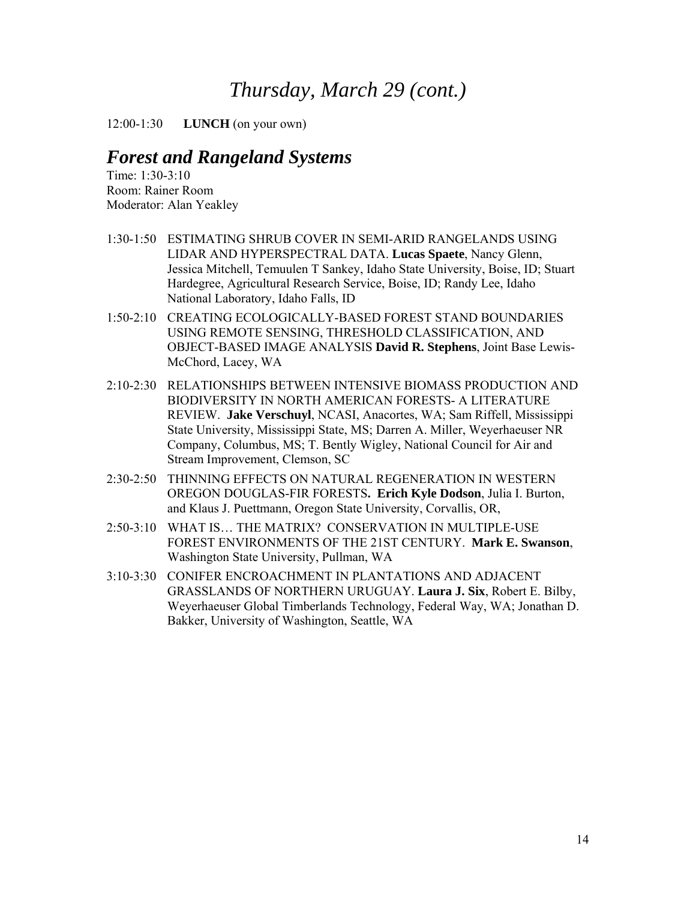# *Thursday, March 29 (cont.)*

12:00-1:30 **LUNCH** (on your own)

## *Forest and Rangeland Systems*

Time: 1:30-3:10
Room: Rainer Room
Moderator: Alan Yeakley

1:30-1:50 ESTIMATING SHRUB COVER IN SEMI-ARID RANGELANDS USING LIDAR AND HYPERSPECTRAL DATA. **Lucas Spaete**, Nancy Glenn, Jessica Mitchell, Temuulen T Sankey, Idaho State University, Boise, ID; Stuart Hardegree, Agricultural Research Service, Boise, ID; Randy Lee, Idaho National Laboratory, Idaho Falls, ID

1:50-2:10 CREATING ECOLOGICALLY-BASED FOREST STAND BOUNDARIES USING REMOTE SENSING, THRESHOLD CLASSIFICATION, AND OBJECT-BASED IMAGE ANALYSIS **David R. Stephens**, Joint Base Lewis-McChord, Lacey, WA

2:10-2:30 RELATIONSHIPS BETWEEN INTENSIVE BIOMASS PRODUCTION AND BIODIVERSITY IN NORTH AMERICAN FORESTS- A LITERATURE REVIEW. **Jake Verschuyl**, NCASI, Anacortes, WA; Sam Riffell, Mississippi State University, Mississippi State, MS; Darren A. Miller, Weyerhaeuser NR Company, Columbus, MS; T. Bently Wigley, National Council for Air and Stream Improvement, Clemson, SC

2:30-2:50 THINNING EFFECTS ON NATURAL REGENERATION IN WESTERN OREGON DOUGLAS-FIR FORESTS**. Erich Kyle Dodson**, Julia I. Burton, and Klaus J. Puettmann, Oregon State University, Corvallis, OR,

2:50-3:10 WHAT IS… THE MATRIX? CONSERVATION IN MULTIPLE-USE FOREST ENVIRONMENTS OF THE 21ST CENTURY. **Mark E. Swanson**, Washington State University, Pullman, WA

3:10-3:30 CONIFER ENCROACHMENT IN PLANTATIONS AND ADJACENT GRASSLANDS OF NORTHERN URUGUAY. **Laura J. Six**, Robert E. Bilby, Weyerhaeuser Global Timberlands Technology, Federal Way, WA; Jonathan D. Bakker, University of Washington, Seattle, WA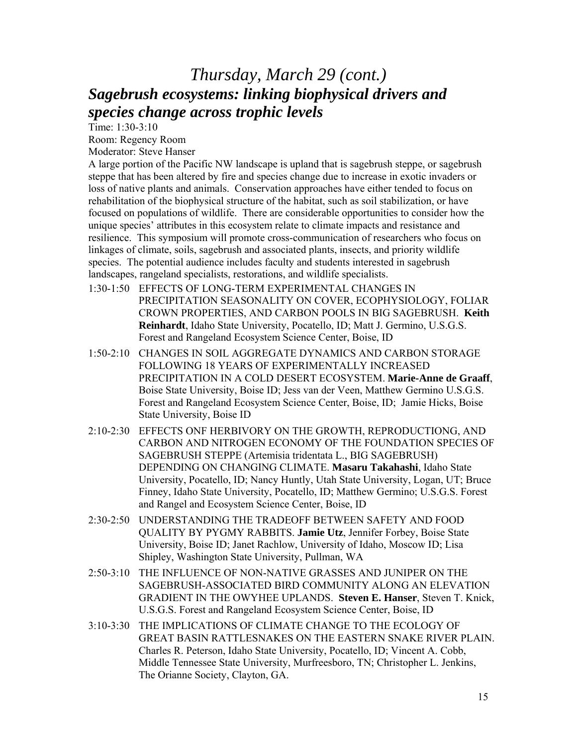# *Thursday, March 29 (cont.)*

## *Sagebrush ecosystems: linking biophysical drivers and species change across trophic levels*

Time: 1:30-3:10
Room: Regency Room
Moderator: Steve Hanser

A large portion of the Pacific NW landscape is upland that is sagebrush steppe, or sagebrush steppe that has been altered by fire and species change due to increase in exotic invaders or loss of native plants and animals. Conservation approaches have either tended to focus on rehabilitation of the biophysical structure of the habitat, such as soil stabilization, or have focused on populations of wildlife. There are considerable opportunities to consider how the unique species' attributes in this ecosystem relate to climate impacts and resistance and resilience. This symposium will promote cross-communication of researchers who focus on linkages of climate, soils, sagebrush and associated plants, insects, and priority wildlife species. The potential audience includes faculty and students interested in sagebrush landscapes, rangeland specialists, restorations, and wildlife specialists.

1:30-1:50 EFFECTS OF LONG-TERM EXPERIMENTAL CHANGES IN PRECIPITATION SEASONALITY ON COVER, ECOPHYSIOLOGY, FOLIAR CROWN PROPERTIES, AND CARBON POOLS IN BIG SAGEBRUSH. **Keith Reinhardt**, Idaho State University, Pocatello, ID; Matt J. Germino, U.S.G.S. Forest and Rangeland Ecosystem Science Center, Boise, ID

1:50-2:10 CHANGES IN SOIL AGGREGATE DYNAMICS AND CARBON STORAGE FOLLOWING 18 YEARS OF EXPERIMENTALLY INCREASED PRECIPITATION IN A COLD DESERT ECOSYSTEM. **Marie-Anne de Graaff**, Boise State University, Boise ID; Jess van der Veen, Matthew Germino U.S.G.S. Forest and Rangeland Ecosystem Science Center, Boise, ID; Jamie Hicks, Boise State University, Boise ID

2:10-2:30 EFFECTS ONF HERBIVORY ON THE GROWTH, REPRODUCTIONG, AND CARBON AND NITROGEN ECONOMY OF THE FOUNDATION SPECIES OF SAGEBRUSH STEPPE (Artemisia tridentata L., BIG SAGEBRUSH) DEPENDING ON CHANGING CLIMATE. **Masaru Takahashi**, Idaho State University, Pocatello, ID; Nancy Huntly, Utah State University, Logan, UT; Bruce Finney, Idaho State University, Pocatello, ID; Matthew Germino; U.S.G.S. Forest and Rangel and Ecosystem Science Center, Boise, ID

2:30-2:50 UNDERSTANDING THE TRADEOFF BETWEEN SAFETY AND FOOD QUALITY BY PYGMY RABBITS. **Jamie Utz**, Jennifer Forbey, Boise State University, Boise ID; Janet Rachlow, University of Idaho, Moscow ID; Lisa Shipley, Washington State University, Pullman, WA

2:50-3:10 THE INFLUENCE OF NON-NATIVE GRASSES AND JUNIPER ON THE SAGEBRUSH-ASSOCIATED BIRD COMMUNITY ALONG AN ELEVATION GRADIENT IN THE OWYHEE UPLANDS. **Steven E. Hanser**, Steven T. Knick, U.S.G.S. Forest and Rangeland Ecosystem Science Center, Boise, ID

3:10-3:30 THE IMPLICATIONS OF CLIMATE CHANGE TO THE ECOLOGY OF GREAT BASIN RATTLESNAKES ON THE EASTERN SNAKE RIVER PLAIN. Charles R. Peterson, Idaho State University, Pocatello, ID; Vincent A. Cobb, Middle Tennessee State University, Murfreesboro, TN; Christopher L. Jenkins, The Orianne Society, Clayton, GA.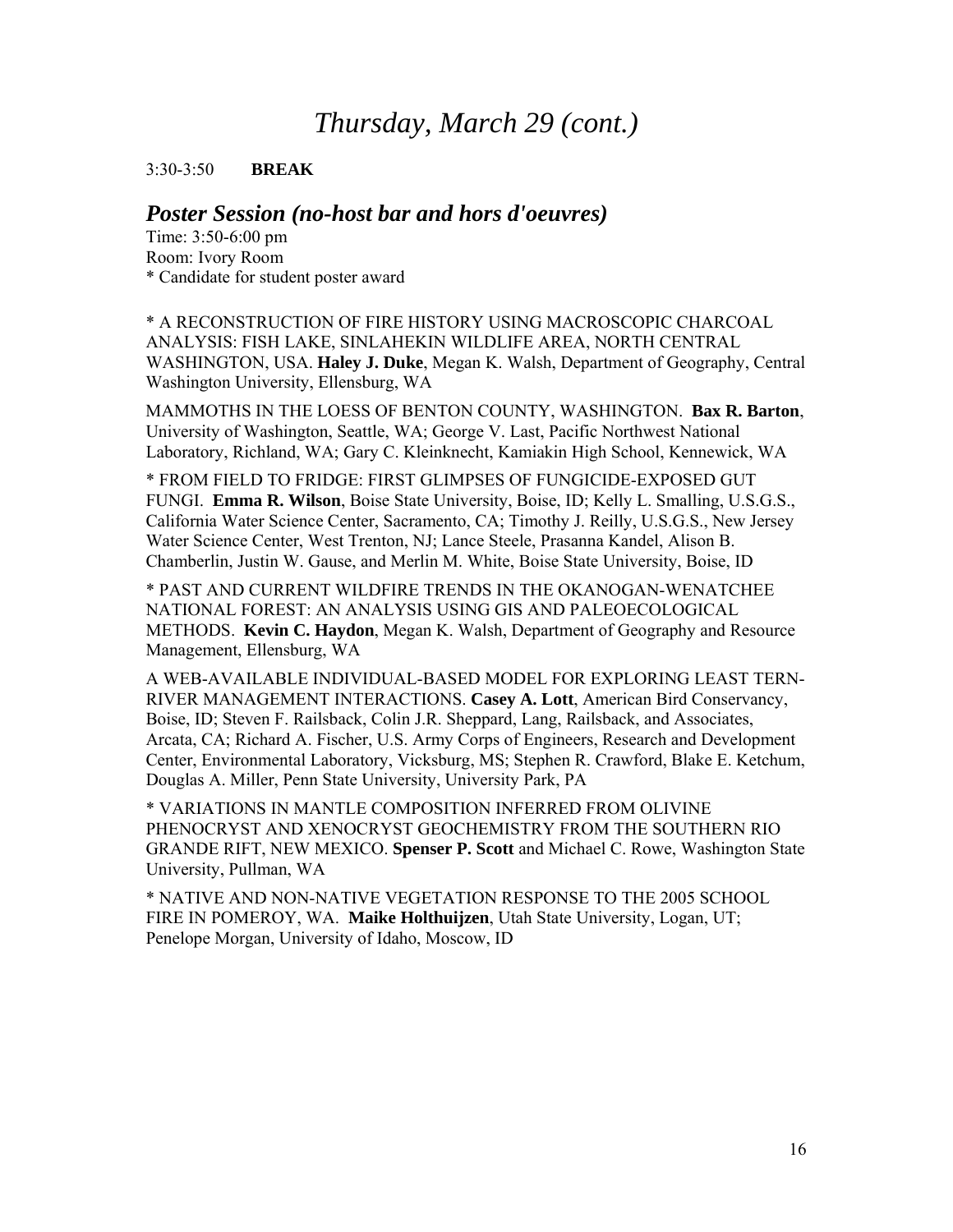# *Thursday, March 29 (cont.)*

3:30-3:50 **BREAK**

## *Poster Session (no-host bar and hors d'oeuvres)*

Time: 3:50-6:00 pm
Room: Ivory Room
* Candidate for student poster award

* A RECONSTRUCTION OF FIRE HISTORY USING MACROSCOPIC CHARCOAL ANALYSIS: FISH LAKE, SINLAHEKIN WILDLIFE AREA, NORTH CENTRAL WASHINGTON, USA. **Haley J. Duke**, Megan K. Walsh, Department of Geography, Central Washington University, Ellensburg, WA

MAMMOTHS IN THE LOESS OF BENTON COUNTY, WASHINGTON. **Bax R. Barton**, University of Washington, Seattle, WA; George V. Last, Pacific Northwest National Laboratory, Richland, WA; Gary C. Kleinknecht, Kamiakin High School, Kennewick, WA

* FROM FIELD TO FRIDGE: FIRST GLIMPSES OF FUNGICIDE-EXPOSED GUT FUNGI. **Emma R. Wilson**, Boise State University, Boise, ID; Kelly L. Smalling, U.S.G.S., California Water Science Center, Sacramento, CA; Timothy J. Reilly, U.S.G.S., New Jersey Water Science Center, West Trenton, NJ; Lance Steele, Prasanna Kandel, Alison B. Chamberlin, Justin W. Gause, and Merlin M. White, Boise State University, Boise, ID

* PAST AND CURRENT WILDFIRE TRENDS IN THE OKANOGAN-WENATCHEE NATIONAL FOREST: AN ANALYSIS USING GIS AND PALEOECOLOGICAL METHODS. **Kevin C. Haydon**, Megan K. Walsh, Department of Geography and Resource Management, Ellensburg, WA

A WEB-AVAILABLE INDIVIDUAL-BASED MODEL FOR EXPLORING LEAST TERN-RIVER MANAGEMENT INTERACTIONS. **Casey A. Lott**, American Bird Conservancy, Boise, ID; Steven F. Railsback, Colin J.R. Sheppard, Lang, Railsback, and Associates, Arcata, CA; Richard A. Fischer, U.S. Army Corps of Engineers, Research and Development Center, Environmental Laboratory, Vicksburg, MS; Stephen R. Crawford, Blake E. Ketchum, Douglas A. Miller, Penn State University, University Park, PA

* VARIATIONS IN MANTLE COMPOSITION INFERRED FROM OLIVINE PHENOCRYST AND XENOCRYST GEOCHEMISTRY FROM THE SOUTHERN RIO GRANDE RIFT, NEW MEXICO. **Spenser P. Scott** and Michael C. Rowe, Washington State University, Pullman, WA

* NATIVE AND NON-NATIVE VEGETATION RESPONSE TO THE 2005 SCHOOL FIRE IN POMEROY, WA. **Maike Holthuijzen**, Utah State University, Logan, UT; Penelope Morgan, University of Idaho, Moscow, ID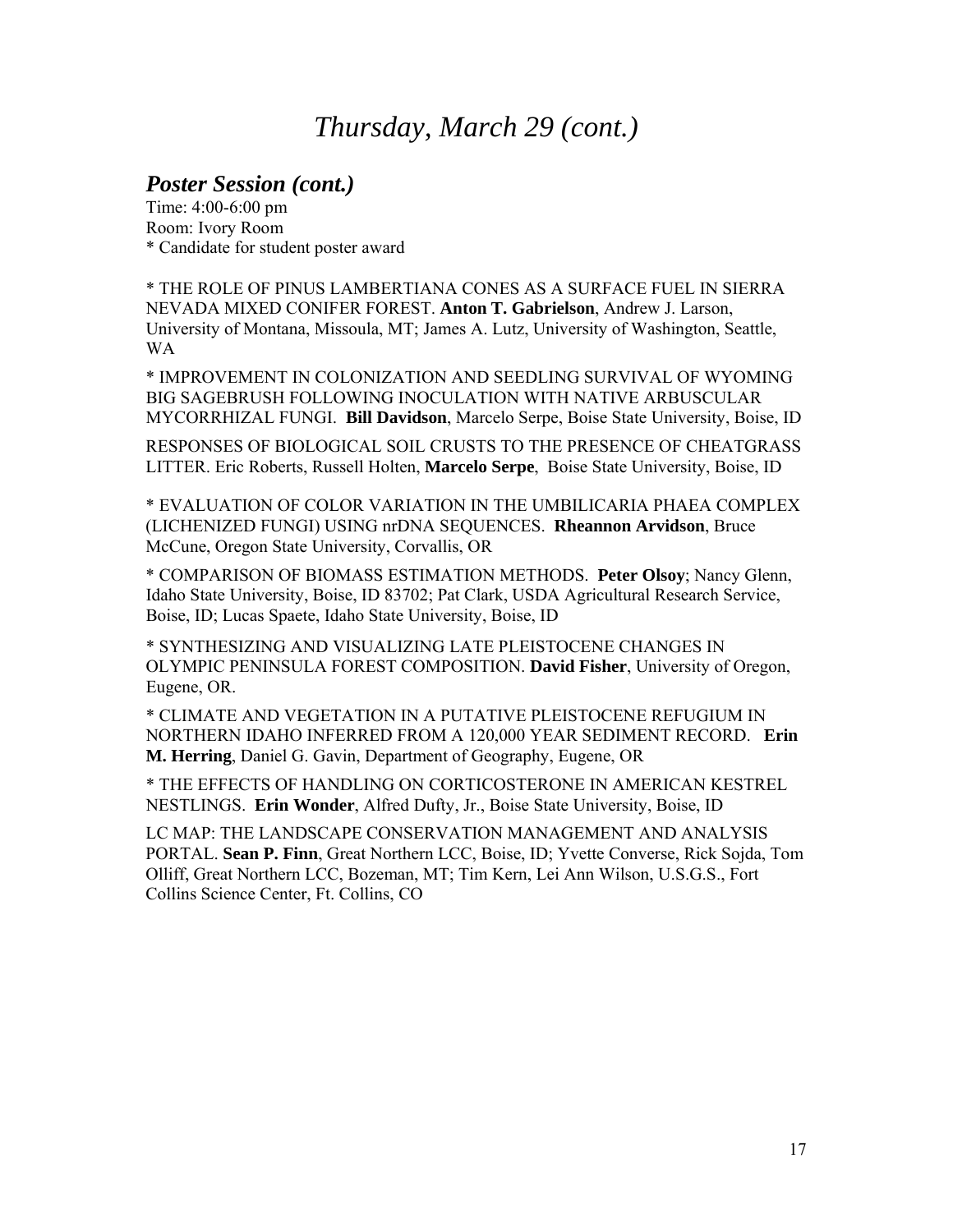# *Thursday, March 29 (cont.)*

## ***Poster Session (cont.)***

Time: 4:00-6:00 pm
Room: Ivory Room
* Candidate for student poster award

* THE ROLE OF PINUS LAMBERTIANA CONES AS A SURFACE FUEL IN SIERRA NEVADA MIXED CONIFER FOREST. **Anton T. Gabrielson**, Andrew J. Larson, University of Montana, Missoula, MT; James A. Lutz, University of Washington, Seattle, WA

* IMPROVEMENT IN COLONIZATION AND SEEDLING SURVIVAL OF WYOMING BIG SAGEBRUSH FOLLOWING INOCULATION WITH NATIVE ARBUSCULAR MYCORRHIZAL FUNGI. **Bill Davidson**, Marcelo Serpe, Boise State University, Boise, ID

RESPONSES OF BIOLOGICAL SOIL CRUSTS TO THE PRESENCE OF CHEATGRASS LITTER. Eric Roberts, Russell Holten, **Marcelo Serpe**, Boise State University, Boise, ID

* EVALUATION OF COLOR VARIATION IN THE UMBILICARIA PHAEA COMPLEX (LICHENIZED FUNGI) USING nrDNA SEQUENCES. **Rheannon Arvidson**, Bruce McCune, Oregon State University, Corvallis, OR

* COMPARISON OF BIOMASS ESTIMATION METHODS. **Peter Olsoy**; Nancy Glenn, Idaho State University, Boise, ID 83702; Pat Clark, USDA Agricultural Research Service, Boise, ID; Lucas Spaete, Idaho State University, Boise, ID

* SYNTHESIZING AND VISUALIZING LATE PLEISTOCENE CHANGES IN OLYMPIC PENINSULA FOREST COMPOSITION. **David Fisher**, University of Oregon, Eugene, OR.

* CLIMATE AND VEGETATION IN A PUTATIVE PLEISTOCENE REFUGIUM IN NORTHERN IDAHO INFERRED FROM A 120,000 YEAR SEDIMENT RECORD. **Erin M. Herring**, Daniel G. Gavin, Department of Geography, Eugene, OR

* THE EFFECTS OF HANDLING ON CORTICOSTERONE IN AMERICAN KESTREL NESTLINGS. **Erin Wonder**, Alfred Dufty, Jr., Boise State University, Boise, ID

LC MAP: THE LANDSCAPE CONSERVATION MANAGEMENT AND ANALYSIS PORTAL. **Sean P. Finn**, Great Northern LCC, Boise, ID; Yvette Converse, Rick Sojda, Tom Olliff, Great Northern LCC, Bozeman, MT; Tim Kern, Lei Ann Wilson, U.S.G.S., Fort Collins Science Center, Ft. Collins, CO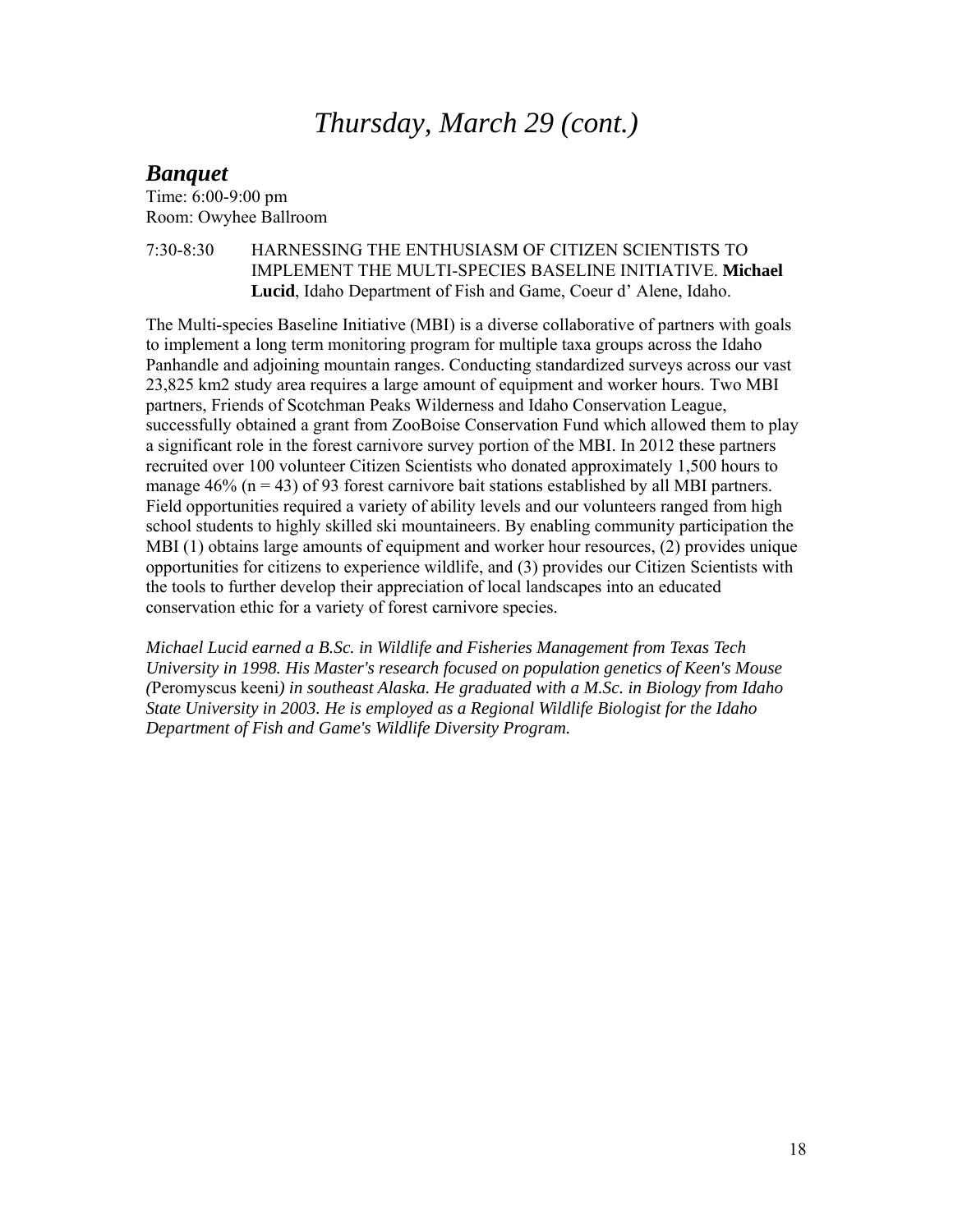# *Thursday, March 29 (cont.)*

## ***Banquet***

Time: 6:00-9:00 pm
Room: Owyhee Ballroom

7:30-8:30 HARNESSING THE ENTHUSIASM OF CITIZEN SCIENTISTS TO IMPLEMENT THE MULTI-SPECIES BASELINE INITIATIVE. **Michael Lucid**, Idaho Department of Fish and Game, Coeur d' Alene, Idaho.

The Multi-species Baseline Initiative (MBI) is a diverse collaborative of partners with goals to implement a long term monitoring program for multiple taxa groups across the Idaho Panhandle and adjoining mountain ranges. Conducting standardized surveys across our vast 23,825 km2 study area requires a large amount of equipment and worker hours. Two MBI partners, Friends of Scotchman Peaks Wilderness and Idaho Conservation League, successfully obtained a grant from ZooBoise Conservation Fund which allowed them to play a significant role in the forest carnivore survey portion of the MBI. In 2012 these partners recruited over 100 volunteer Citizen Scientists who donated approximately 1,500 hours to manage 46% ($n = 43$) of 93 forest carnivore bait stations established by all MBI partners. Field opportunities required a variety of ability levels and our volunteers ranged from high school students to highly skilled ski mountaineers. By enabling community participation the MBI (1) obtains large amounts of equipment and worker hour resources, (2) provides unique opportunities for citizens to experience wildlife, and (3) provides our Citizen Scientists with the tools to further develop their appreciation of local landscapes into an educated conservation ethic for a variety of forest carnivore species.

*Michael Lucid earned a B.Sc. in Wildlife and Fisheries Management from Texas Tech University in 1998. His Master's research focused on population genetics of Keen's Mouse (*Peromyscus keeni*) in southeast Alaska. He graduated with a M.Sc. in Biology from Idaho State University in 2003. He is employed as a Regional Wildlife Biologist for the Idaho Department of Fish and Game's Wildlife Diversity Program.*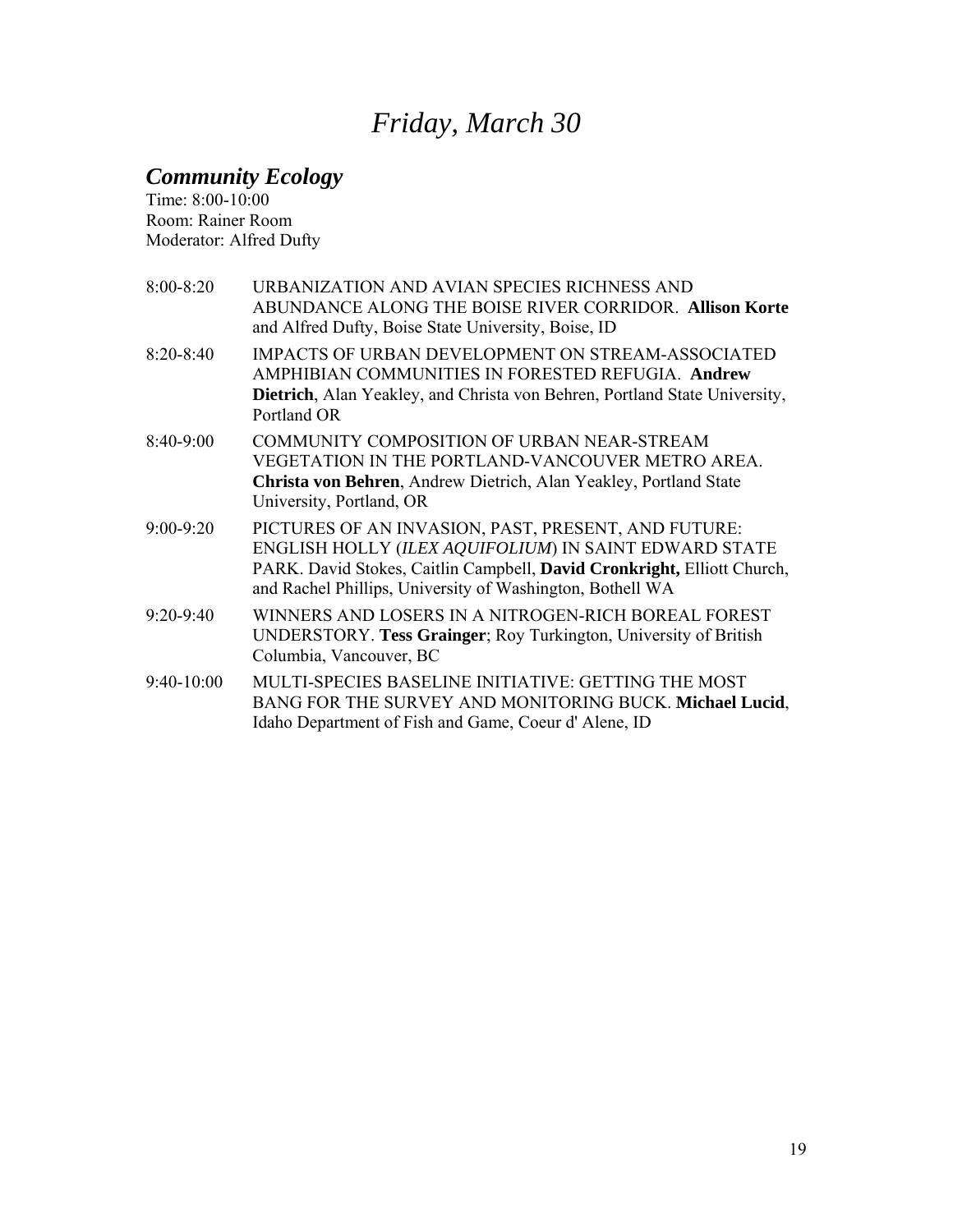# *Friday, March 30*

## ***Community Ecology***

Time: 8:00-10:00
Room: Rainer Room
Moderator: Alfred Dufty

8:00-8:20 URBANIZATION AND AVIAN SPECIES RICHNESS AND ABUNDANCE ALONG THE BOISE RIVER CORRIDOR. **Allison Korte** and Alfred Dufty, Boise State University, Boise, ID

8:20-8:40 IMPACTS OF URBAN DEVELOPMENT ON STREAM-ASSOCIATED AMPHIBIAN COMMUNITIES IN FORESTED REFUGIA. **Andrew Dietrich**, Alan Yeakley, and Christa von Behren, Portland State University, Portland OR

8:40-9:00 COMMUNITY COMPOSITION OF URBAN NEAR-STREAM VEGETATION IN THE PORTLAND-VANCOUVER METRO AREA. **Christa von Behren**, Andrew Dietrich, Alan Yeakley, Portland State University, Portland, OR

9:00-9:20 PICTURES OF AN INVASION, PAST, PRESENT, AND FUTURE: ENGLISH HOLLY (*ILEX AQUIFOLIUM*) IN SAINT EDWARD STATE PARK. David Stokes, Caitlin Campbell, **David Cronkright,** Elliott Church, and Rachel Phillips, University of Washington, Bothell WA

9:20-9:40 WINNERS AND LOSERS IN A NITROGEN-RICH BOREAL FOREST UNDERSTORY. **Tess Grainger**; Roy Turkington, University of British Columbia, Vancouver, BC

9:40-10:00 MULTI-SPECIES BASELINE INITIATIVE: GETTING THE MOST BANG FOR THE SURVEY AND MONITORING BUCK. **Michael Lucid**, Idaho Department of Fish and Game, Coeur d' Alene, ID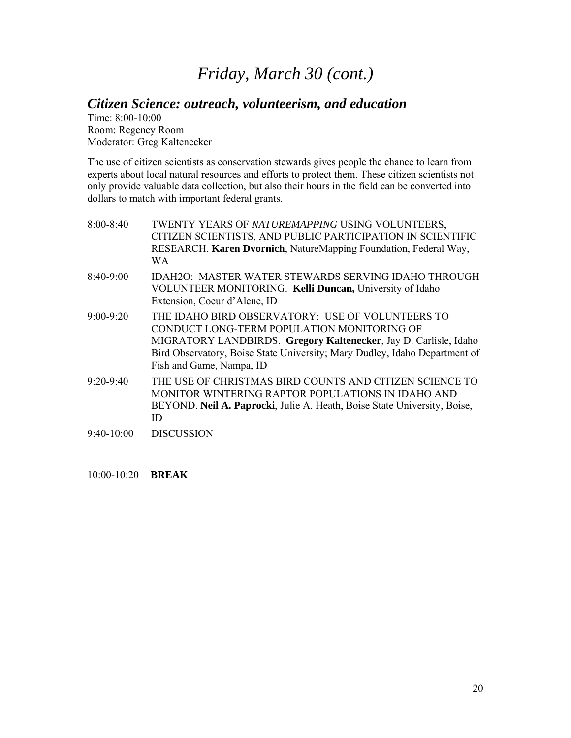# *Friday, March 30 (cont.)*

## *Citizen Science: outreach, volunteerism, and education*

Time: 8:00-10:00
Room: Regency Room
Moderator: Greg Kaltenecker

The use of citizen scientists as conservation stewards gives people the chance to learn from experts about local natural resources and efforts to protect them. These citizen scientists not only provide valuable data collection, but also their hours in the field can be converted into dollars to match with important federal grants.

8:00-8:40 TWENTY YEARS OF *NATUREMAPPING* USING VOLUNTEERS, CITIZEN SCIENTISTS, AND PUBLIC PARTICIPATION IN SCIENTIFIC RESEARCH. **Karen Dvornich**, NatureMapping Foundation, Federal Way, WA

8:40-9:00 IDAH2O: MASTER WATER STEWARDS SERVING IDAHO THROUGH VOLUNTEER MONITORING. **Kelli Duncan,** University of Idaho Extension, Coeur d'Alene, ID

9:00-9:20 THE IDAHO BIRD OBSERVATORY: USE OF VOLUNTEERS TO CONDUCT LONG-TERM POPULATION MONITORING OF MIGRATORY LANDBIRDS. **Gregory Kaltenecker**, Jay D. Carlisle, Idaho Bird Observatory, Boise State University; Mary Dudley, Idaho Department of Fish and Game, Nampa, ID

9:20-9:40 THE USE OF CHRISTMAS BIRD COUNTS AND CITIZEN SCIENCE TO MONITOR WINTERING RAPTOR POPULATIONS IN IDAHO AND BEYOND. **Neil A. Paprocki**, Julie A. Heath, Boise State University, Boise, ID

9:40-10:00 DISCUSSION

10:00-10:20 **BREAK**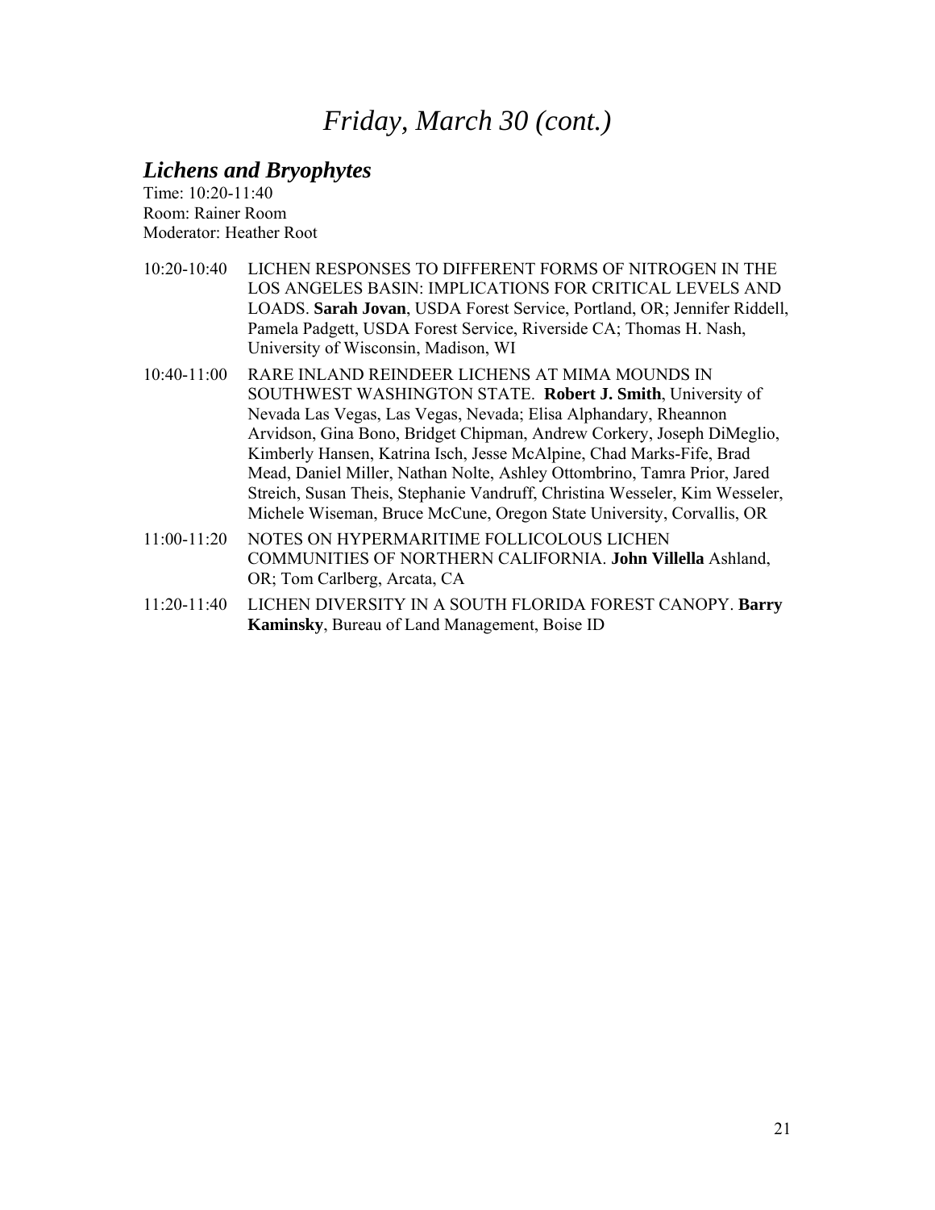# *Friday, March 30 (cont.)*

## *Lichens and Bryophytes*

Time: 10:20-11:40
Room: Rainer Room
Moderator: Heather Root

10:20-10:40 LICHEN RESPONSES TO DIFFERENT FORMS OF NITROGEN IN THE LOS ANGELES BASIN: IMPLICATIONS FOR CRITICAL LEVELS AND LOADS. **Sarah Jovan**, USDA Forest Service, Portland, OR; Jennifer Riddell, Pamela Padgett, USDA Forest Service, Riverside CA; Thomas H. Nash, University of Wisconsin, Madison, WI

10:40-11:00 RARE INLAND REINDEER LICHENS AT MIMA MOUNDS IN SOUTHWEST WASHINGTON STATE. **Robert J. Smith**, University of Nevada Las Vegas, Las Vegas, Nevada; Elisa Alphandary, Rheannon Arvidson, Gina Bono, Bridget Chipman, Andrew Corkery, Joseph DiMeglio, Kimberly Hansen, Katrina Isch, Jesse McAlpine, Chad Marks-Fife, Brad Mead, Daniel Miller, Nathan Nolte, Ashley Ottombrino, Tamra Prior, Jared Streich, Susan Theis, Stephanie Vandruff, Christina Wesseler, Kim Wesseler, Michele Wiseman, Bruce McCune, Oregon State University, Corvallis, OR

11:00-11:20 NOTES ON HYPERMARITIME FOLLICOLOUS LICHEN COMMUNITIES OF NORTHERN CALIFORNIA. **John Villella** Ashland, OR; Tom Carlberg, Arcata, CA

11:20-11:40 LICHEN DIVERSITY IN A SOUTH FLORIDA FOREST CANOPY. **Barry Kaminsky**, Bureau of Land Management, Boise ID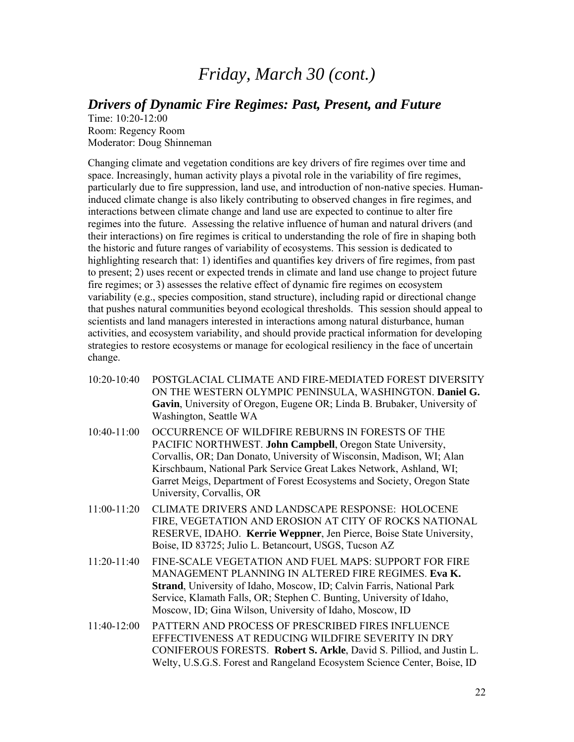# *Friday, March 30 (cont.)*

## ***Drivers of Dynamic Fire Regimes: Past, Present, and Future***

Time: 10:20-12:00
Room: Regency Room
Moderator: Doug Shinneman

Changing climate and vegetation conditions are key drivers of fire regimes over time and space. Increasingly, human activity plays a pivotal role in the variability of fire regimes, particularly due to fire suppression, land use, and introduction of non-native species. Human-induced climate change is also likely contributing to observed changes in fire regimes, and interactions between climate change and land use are expected to continue to alter fire regimes into the future. Assessing the relative influence of human and natural drivers (and their interactions) on fire regimes is critical to understanding the role of fire in shaping both the historic and future ranges of variability of ecosystems. This session is dedicated to highlighting research that: 1) identifies and quantifies key drivers of fire regimes, from past to present; 2) uses recent or expected trends in climate and land use change to project future fire regimes; or 3) assesses the relative effect of dynamic fire regimes on ecosystem variability (e.g., species composition, stand structure), including rapid or directional change that pushes natural communities beyond ecological thresholds. This session should appeal to scientists and land managers interested in interactions among natural disturbance, human activities, and ecosystem variability, and should provide practical information for developing strategies to restore ecosystems or manage for ecological resiliency in the face of uncertain change.

10:20-10:40 POSTGLACIAL CLIMATE AND FIRE-MEDIATED FOREST DIVERSITY ON THE WESTERN OLYMPIC PENINSULA, WASHINGTON. **Daniel G. Gavin**, University of Oregon, Eugene OR; Linda B. Brubaker, University of Washington, Seattle WA

10:40-11:00 OCCURRENCE OF WILDFIRE REBURNS IN FORESTS OF THE PACIFIC NORTHWEST. **John Campbell**, Oregon State University, Corvallis, OR; Dan Donato, University of Wisconsin, Madison, WI; Alan Kirschbaum, National Park Service Great Lakes Network, Ashland, WI; Garret Meigs, Department of Forest Ecosystems and Society, Oregon State University, Corvallis, OR

11:00-11:20 CLIMATE DRIVERS AND LANDSCAPE RESPONSE: HOLOCENE FIRE, VEGETATION AND EROSION AT CITY OF ROCKS NATIONAL RESERVE, IDAHO. **Kerrie Weppner**, Jen Pierce, Boise State University, Boise, ID 83725; Julio L. Betancourt, USGS, Tucson AZ

11:20-11:40 FINE-SCALE VEGETATION AND FUEL MAPS: SUPPORT FOR FIRE MANAGEMENT PLANNING IN ALTERED FIRE REGIMES. **Eva K. Strand**, University of Idaho, Moscow, ID; Calvin Farris, National Park Service, Klamath Falls, OR; Stephen C. Bunting, University of Idaho, Moscow, ID; Gina Wilson, University of Idaho, Moscow, ID

11:40-12:00 PATTERN AND PROCESS OF PRESCRIBED FIRES INFLUENCE EFFECTIVENESS AT REDUCING WILDFIRE SEVERITY IN DRY CONIFEROUS FORESTS. **Robert S. Arkle**, David S. Pilliod, and Justin L. Welty, U.S.G.S. Forest and Rangeland Ecosystem Science Center, Boise, ID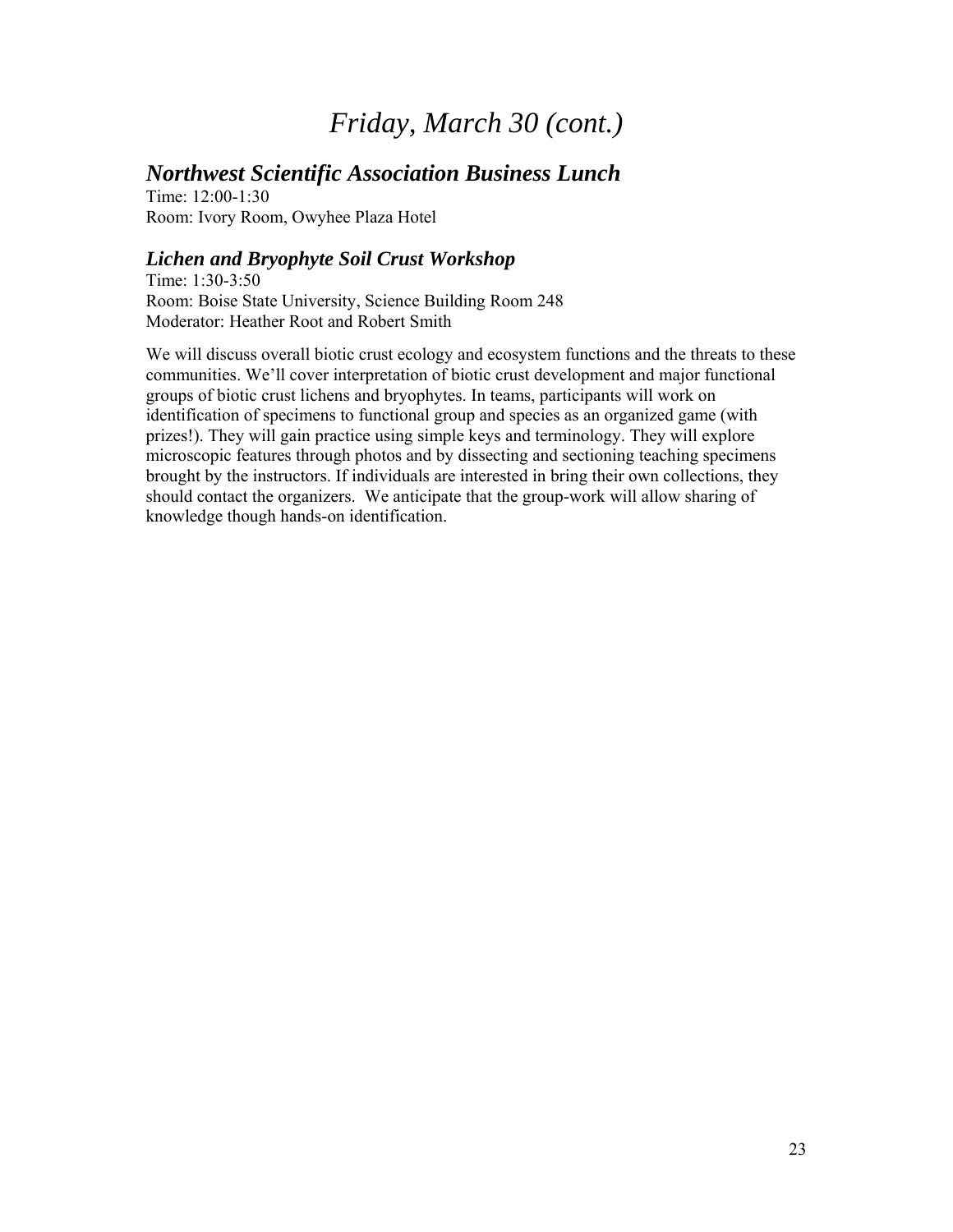# *Friday, March 30 (cont.)*

## ***Northwest Scientific Association Business Lunch***

Time: 12:00-1:30
Room: Ivory Room, Owyhee Plaza Hotel

### ***Lichen and Bryophyte Soil Crust Workshop***

Time: 1:30-3:50
Room: Boise State University, Science Building Room 248
Moderator: Heather Root and Robert Smith

We will discuss overall biotic crust ecology and ecosystem functions and the threats to these communities. We'll cover interpretation of biotic crust development and major functional groups of biotic crust lichens and bryophytes. In teams, participants will work on identification of specimens to functional group and species as an organized game (with prizes!). They will gain practice using simple keys and terminology. They will explore microscopic features through photos and by dissecting and sectioning teaching specimens brought by the instructors. If individuals are interested in bring their own collections, they should contact the organizers. We anticipate that the group-work will allow sharing of knowledge though hands-on identification.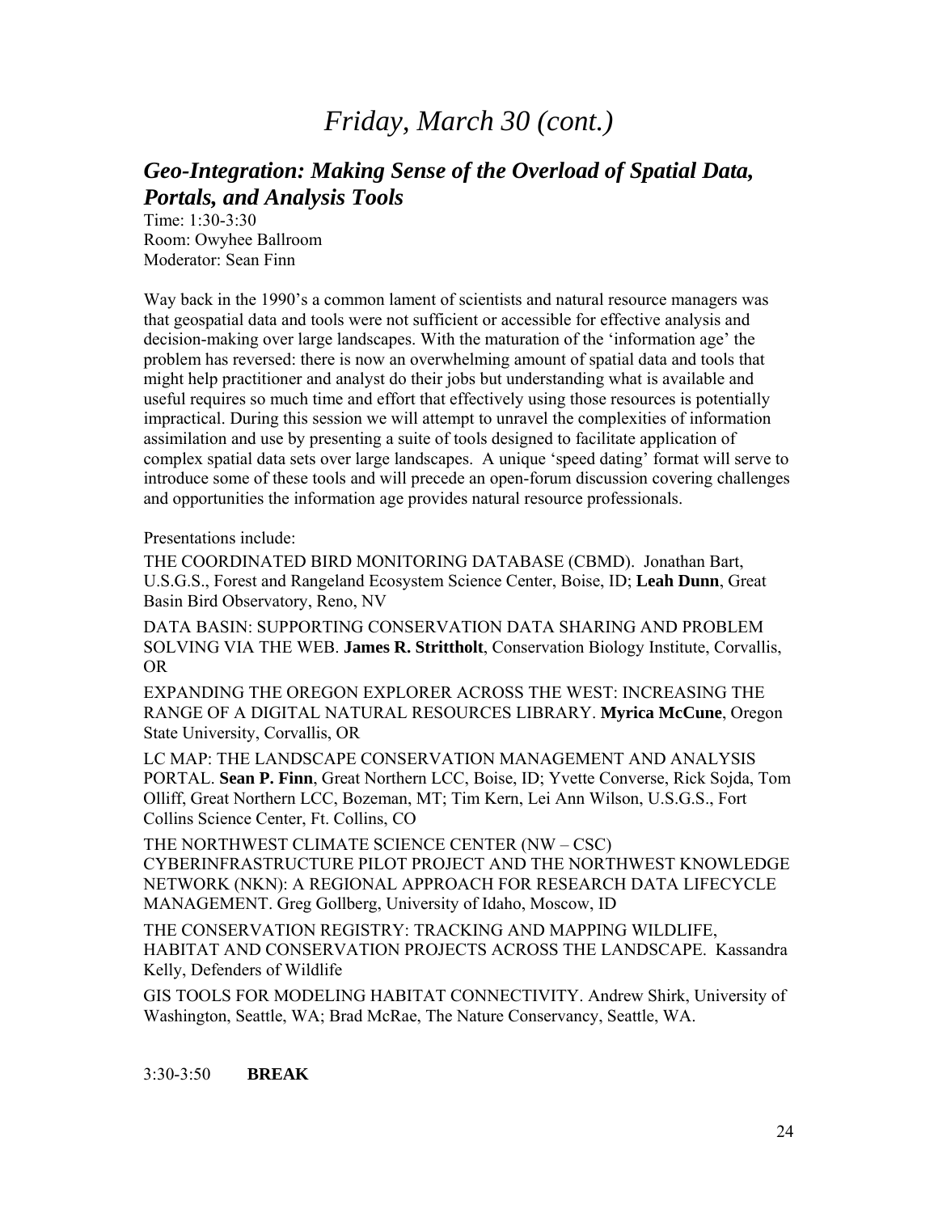# *Friday, March 30 (cont.)*

## ***Geo-Integration: Making Sense of the Overload of Spatial Data, Portals, and Analysis Tools***

Time: 1:30-3:30
Room: Owyhee Ballroom
Moderator: Sean Finn

Way back in the 1990's a common lament of scientists and natural resource managers was that geospatial data and tools were not sufficient or accessible for effective analysis and decision-making over large landscapes. With the maturation of the 'information age' the problem has reversed: there is now an overwhelming amount of spatial data and tools that might help practitioner and analyst do their jobs but understanding what is available and useful requires so much time and effort that effectively using those resources is potentially impractical. During this session we will attempt to unravel the complexities of information assimilation and use by presenting a suite of tools designed to facilitate application of complex spatial data sets over large landscapes. A unique 'speed dating' format will serve to introduce some of these tools and will precede an open-forum discussion covering challenges and opportunities the information age provides natural resource professionals.

Presentations include:

THE COORDINATED BIRD MONITORING DATABASE (CBMD). Jonathan Bart, U.S.G.S., Forest and Rangeland Ecosystem Science Center, Boise, ID; **Leah Dunn**, Great Basin Bird Observatory, Reno, NV

DATA BASIN: SUPPORTING CONSERVATION DATA SHARING AND PROBLEM SOLVING VIA THE WEB. **James R. Strittholt**, Conservation Biology Institute, Corvallis, OR

EXPANDING THE OREGON EXPLORER ACROSS THE WEST: INCREASING THE RANGE OF A DIGITAL NATURAL RESOURCES LIBRARY. **Myrica McCune**, Oregon State University, Corvallis, OR

LC MAP: THE LANDSCAPE CONSERVATION MANAGEMENT AND ANALYSIS PORTAL. **Sean P. Finn**, Great Northern LCC, Boise, ID; Yvette Converse, Rick Sojda, Tom Olliff, Great Northern LCC, Bozeman, MT; Tim Kern, Lei Ann Wilson, U.S.G.S., Fort Collins Science Center, Ft. Collins, CO

THE NORTHWEST CLIMATE SCIENCE CENTER (NW – CSC) CYBERINFRASTRUCTURE PILOT PROJECT AND THE NORTHWEST KNOWLEDGE NETWORK (NKN): A REGIONAL APPROACH FOR RESEARCH DATA LIFECYCLE MANAGEMENT. Greg Gollberg, University of Idaho, Moscow, ID

THE CONSERVATION REGISTRY: TRACKING AND MAPPING WILDLIFE, HABITAT AND CONSERVATION PROJECTS ACROSS THE LANDSCAPE. Kassandra Kelly, Defenders of Wildlife

GIS TOOLS FOR MODELING HABITAT CONNECTIVITY. Andrew Shirk, University of Washington, Seattle, WA; Brad McRae, The Nature Conservancy, Seattle, WA.

3:30-3:50 **BREAK**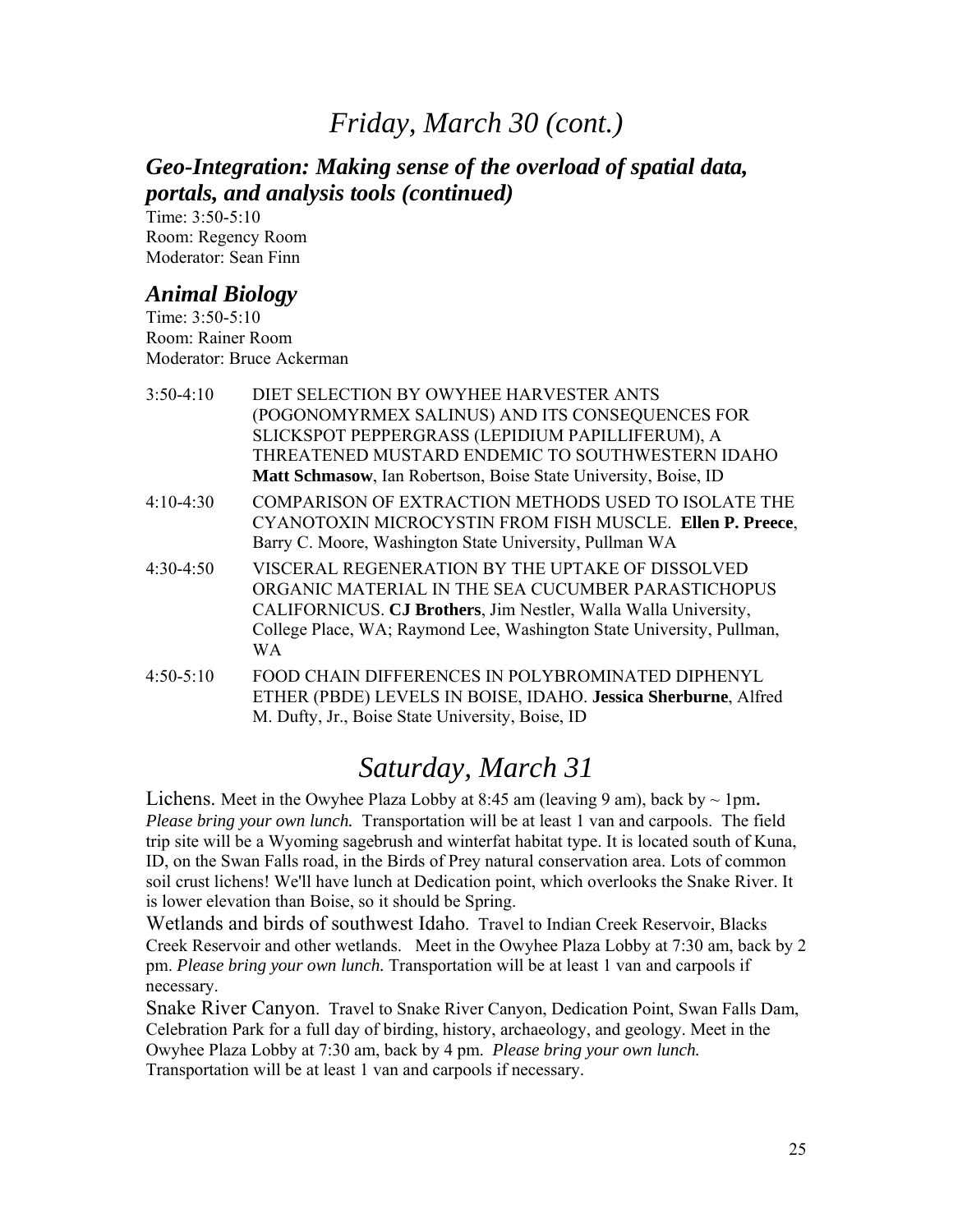# *Friday, March 30 (cont.)*

## *Geo-Integration: Making sense of the overload of spatial data, portals, and analysis tools (continued)*

Time: 3:50-5:10
Room: Regency Room
Moderator: Sean Finn

## *Animal Biology*

Time: 3:50-5:10
Room: Rainer Room
Moderator: Bruce Ackerman

3:50-4:10 DIET SELECTION BY OWYHEE HARVESTER ANTS (POGONOMYRMEX SALINUS) AND ITS CONSEQUENCES FOR SLICKSPOT PEPPERGRASS (LEPIDIUM PAPILLIFERUM), A THREATENED MUSTARD ENDEMIC TO SOUTHWESTERN IDAHO **Matt Schmasow**, Ian Robertson, Boise State University, Boise, ID

4:10-4:30 COMPARISON OF EXTRACTION METHODS USED TO ISOLATE THE CYANOTOXIN MICROCYSTIN FROM FISH MUSCLE. **Ellen P. Preece**, Barry C. Moore, Washington State University, Pullman WA

4:30-4:50 VISCERAL REGENERATION BY THE UPTAKE OF DISSOLVED ORGANIC MATERIAL IN THE SEA CUCUMBER PARASTICHOPUS CALIFORNICUS. **CJ Brothers**, Jim Nestler, Walla Walla University, College Place, WA; Raymond Lee, Washington State University, Pullman, WA

4:50-5:10 FOOD CHAIN DIFFERENCES IN POLYBROMINATED DIPHENYL ETHER (PBDE) LEVELS IN BOISE, IDAHO. **Jessica Sherburne**, Alfred M. Dufty, Jr., Boise State University, Boise, ID

# *Saturday, March 31*

Lichens. Meet in the Owyhee Plaza Lobby at 8:45 am (leaving 9 am), back by ~ 1pm. *Please bring your own lunch.* Transportation will be at least 1 van and carpools. The field trip site will be a Wyoming sagebrush and winterfat habitat type. It is located south of Kuna, ID, on the Swan Falls road, in the Birds of Prey natural conservation area. Lots of common soil crust lichens! We'll have lunch at Dedication point, which overlooks the Snake River. It is lower elevation than Boise, so it should be Spring.

Wetlands and birds of southwest Idaho. Travel to Indian Creek Reservoir, Blacks Creek Reservoir and other wetlands. Meet in the Owyhee Plaza Lobby at 7:30 am, back by 2 pm. *Please bring your own lunch.* Transportation will be at least 1 van and carpools if necessary.

Snake River Canyon. Travel to Snake River Canyon, Dedication Point, Swan Falls Dam, Celebration Park for a full day of birding, history, archaeology, and geology. Meet in the Owyhee Plaza Lobby at 7:30 am, back by 4 pm. *Please bring your own lunch.* Transportation will be at least 1 van and carpools if necessary.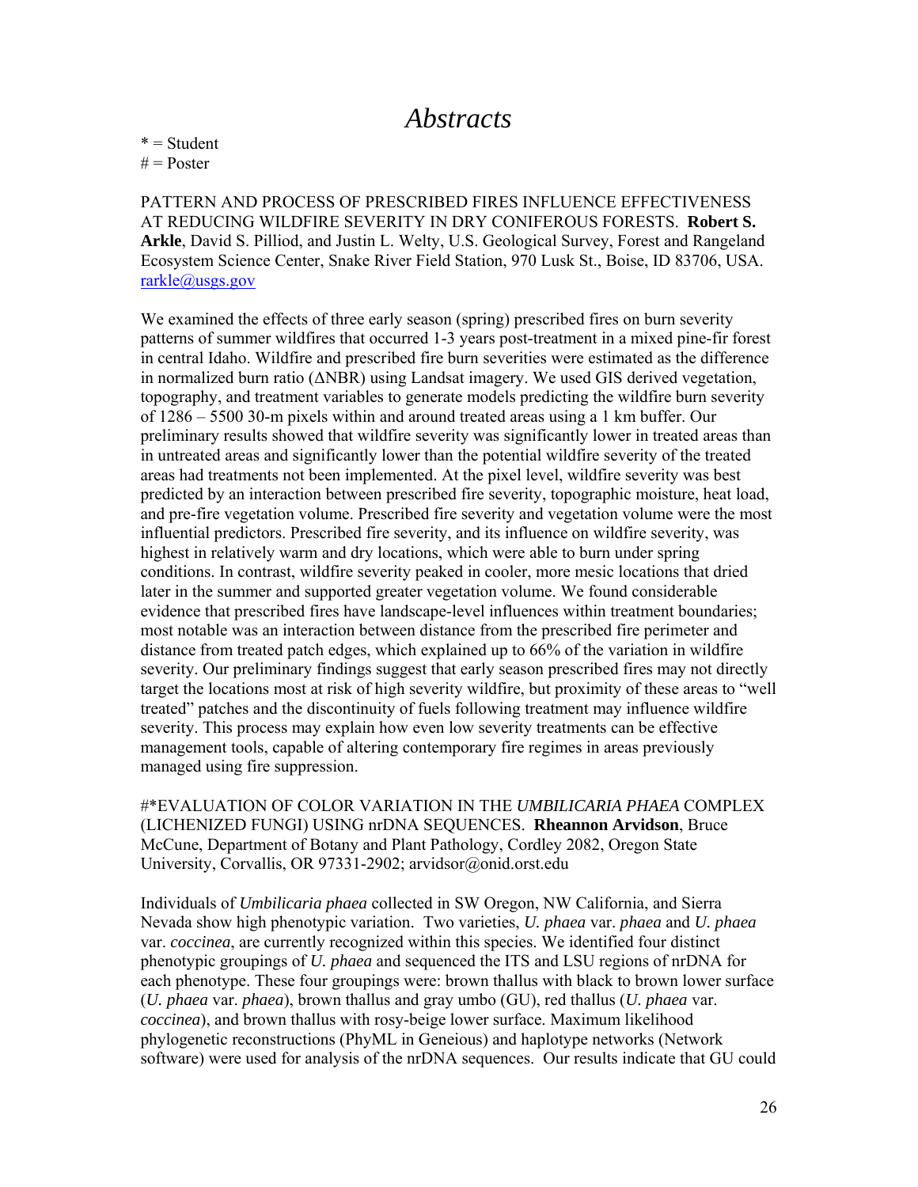# *Abstracts*

* = Student
# = Poster

PATTERN AND PROCESS OF PRESCRIBED FIRES INFLUENCE EFFECTIVENESS AT REDUCING WILDFIRE SEVERITY IN DRY CONIFEROUS FORESTS. **Robert S. Arkle**, David S. Pilliod, and Justin L. Welty, U.S. Geological Survey, Forest and Rangeland Ecosystem Science Center, Snake River Field Station, 970 Lusk St., Boise, ID 83706, USA. rarkle@usgs.gov

We examined the effects of three early season (spring) prescribed fires on burn severity patterns of summer wildfires that occurred 1-3 years post-treatment in a mixed pine-fir forest in central Idaho. Wildfire and prescribed fire burn severities were estimated as the difference in normalized burn ratio (ΔNBR) using Landsat imagery. We used GIS derived vegetation, topography, and treatment variables to generate models predicting the wildfire burn severity of 1286 – 5500 30-m pixels within and around treated areas using a 1 km buffer. Our preliminary results showed that wildfire severity was significantly lower in treated areas than in untreated areas and significantly lower than the potential wildfire severity of the treated areas had treatments not been implemented. At the pixel level, wildfire severity was best predicted by an interaction between prescribed fire severity, topographic moisture, heat load, and pre-fire vegetation volume. Prescribed fire severity and vegetation volume were the most influential predictors. Prescribed fire severity, and its influence on wildfire severity, was highest in relatively warm and dry locations, which were able to burn under spring conditions. In contrast, wildfire severity peaked in cooler, more mesic locations that dried later in the summer and supported greater vegetation volume. We found considerable evidence that prescribed fires have landscape-level influences within treatment boundaries; most notable was an interaction between distance from the prescribed fire perimeter and distance from treated patch edges, which explained up to 66% of the variation in wildfire severity. Our preliminary findings suggest that early season prescribed fires may not directly target the locations most at risk of high severity wildfire, but proximity of these areas to "well treated" patches and the discontinuity of fuels following treatment may influence wildfire severity. This process may explain how even low severity treatments can be effective management tools, capable of altering contemporary fire regimes in areas previously managed using fire suppression.

#*EVALUATION OF COLOR VARIATION IN THE *UMBILICARIA PHAEA* COMPLEX (LICHENIZED FUNGI) USING nrDNA SEQUENCES. **Rheannon Arvidson**, Bruce McCune, Department of Botany and Plant Pathology, Cordley 2082, Oregon State University, Corvallis, OR 97331-2902; arvidsor@onid.orst.edu

Individuals of *Umbilicaria phaea* collected in SW Oregon, NW California, and Sierra Nevada show high phenotypic variation. Two varieties, *U. phaea* var. *phaea* and *U. phaea* var. *coccinea*, are currently recognized within this species. We identified four distinct phenotypic groupings of *U. phaea* and sequenced the ITS and LSU regions of nrDNA for each phenotype. These four groupings were: brown thallus with black to brown lower surface (*U. phaea* var. *phaea*), brown thallus and gray umbo (GU), red thallus (*U. phaea* var. *coccinea*), and brown thallus with rosy-beige lower surface. Maximum likelihood phylogenetic reconstructions (PhyML in Geneious) and haplotype networks (Network software) were used for analysis of the nrDNA sequences. Our results indicate that GU could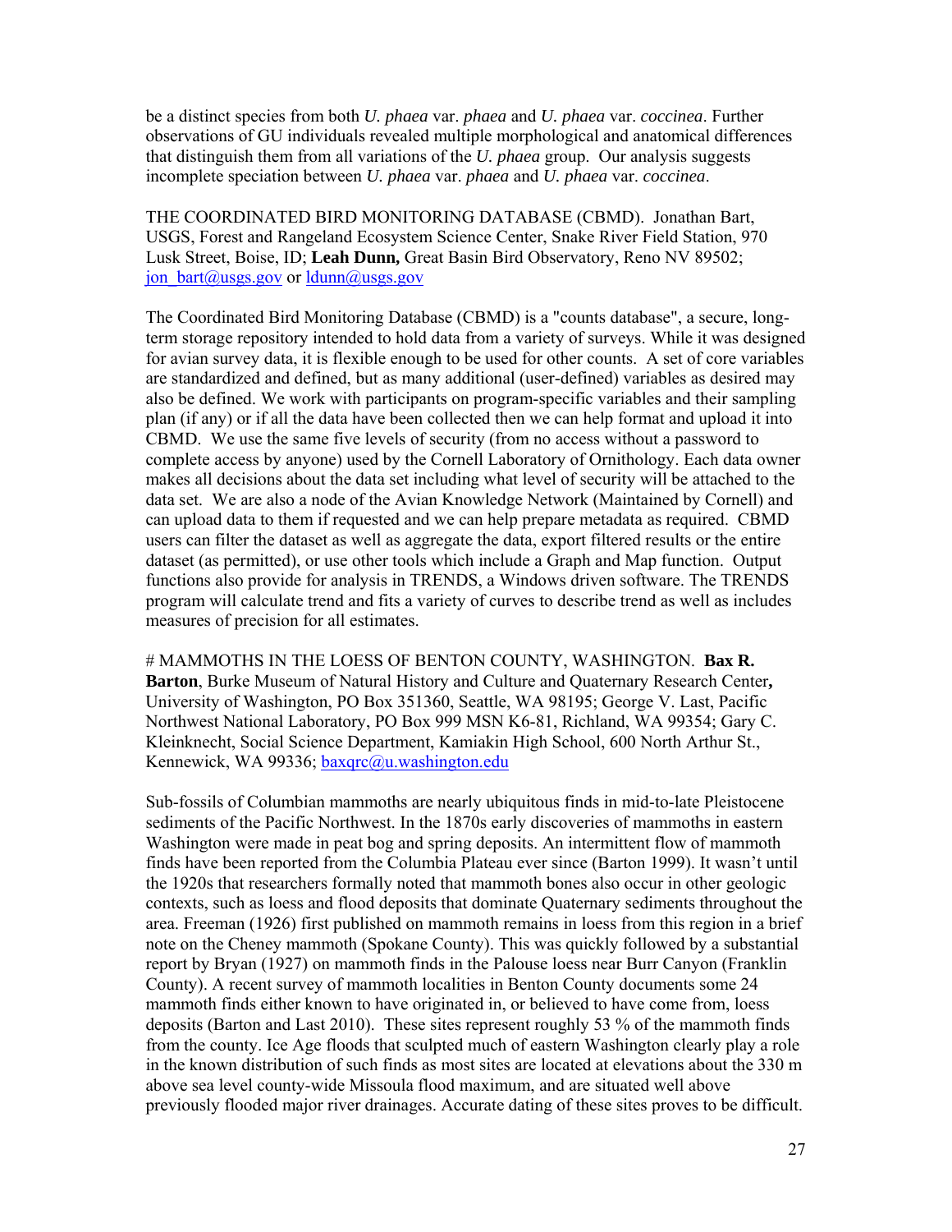be a distinct species from both *U. phaea* var. *phaea* and *U. phaea* var. *coccinea*. Further observations of GU individuals revealed multiple morphological and anatomical differences that distinguish them from all variations of the *U. phaea* group. Our analysis suggests incomplete speciation between *U. phaea* var. *phaea* and *U. phaea* var. *coccinea*.

THE COORDINATED BIRD MONITORING DATABASE (CBMD). Jonathan Bart, USGS, Forest and Rangeland Ecosystem Science Center, Snake River Field Station, 970 Lusk Street, Boise, ID; **Leah Dunn,** Great Basin Bird Observatory, Reno NV 89502; jon_bart@usgs.gov or ldunn@usgs.gov

The Coordinated Bird Monitoring Database (CBMD) is a "counts database", a secure, long-term storage repository intended to hold data from a variety of surveys. While it was designed for avian survey data, it is flexible enough to be used for other counts. A set of core variables are standardized and defined, but as many additional (user-defined) variables as desired may also be defined. We work with participants on program-specific variables and their sampling plan (if any) or if all the data have been collected then we can help format and upload it into CBMD. We use the same five levels of security (from no access without a password to complete access by anyone) used by the Cornell Laboratory of Ornithology. Each data owner makes all decisions about the data set including what level of security will be attached to the data set. We are also a node of the Avian Knowledge Network (Maintained by Cornell) and can upload data to them if requested and we can help prepare metadata as required. CBMD users can filter the dataset as well as aggregate the data, export filtered results or the entire dataset (as permitted), or use other tools which include a Graph and Map function. Output functions also provide for analysis in TRENDS, a Windows driven software. The TRENDS program will calculate trend and fits a variety of curves to describe trend as well as includes measures of precision for all estimates.

# MAMMOTHS IN THE LOESS OF BENTON COUNTY, WASHINGTON. **Bax R. Barton**, Burke Museum of Natural History and Culture and Quaternary Research Center**,** University of Washington, PO Box 351360, Seattle, WA 98195; George V. Last, Pacific Northwest National Laboratory, PO Box 999 MSN K6-81, Richland, WA 99354; Gary C. Kleinknecht, Social Science Department, Kamiakin High School, 600 North Arthur St., Kennewick, WA 99336; baxqrc@u.washington.edu

Sub-fossils of Columbian mammoths are nearly ubiquitous finds in mid-to-late Pleistocene sediments of the Pacific Northwest. In the 1870s early discoveries of mammoths in eastern Washington were made in peat bog and spring deposits. An intermittent flow of mammoth finds have been reported from the Columbia Plateau ever since (Barton 1999). It wasn't until the 1920s that researchers formally noted that mammoth bones also occur in other geologic contexts, such as loess and flood deposits that dominate Quaternary sediments throughout the area. Freeman (1926) first published on mammoth remains in loess from this region in a brief note on the Cheney mammoth (Spokane County). This was quickly followed by a substantial report by Bryan (1927) on mammoth finds in the Palouse loess near Burr Canyon (Franklin County). A recent survey of mammoth localities in Benton County documents some 24 mammoth finds either known to have originated in, or believed to have come from, loess deposits (Barton and Last 2010). These sites represent roughly 53 % of the mammoth finds from the county. Ice Age floods that sculpted much of eastern Washington clearly play a role in the known distribution of such finds as most sites are located at elevations about the 330 m above sea level county-wide Missoula flood maximum, and are situated well above previously flooded major river drainages. Accurate dating of these sites proves to be difficult.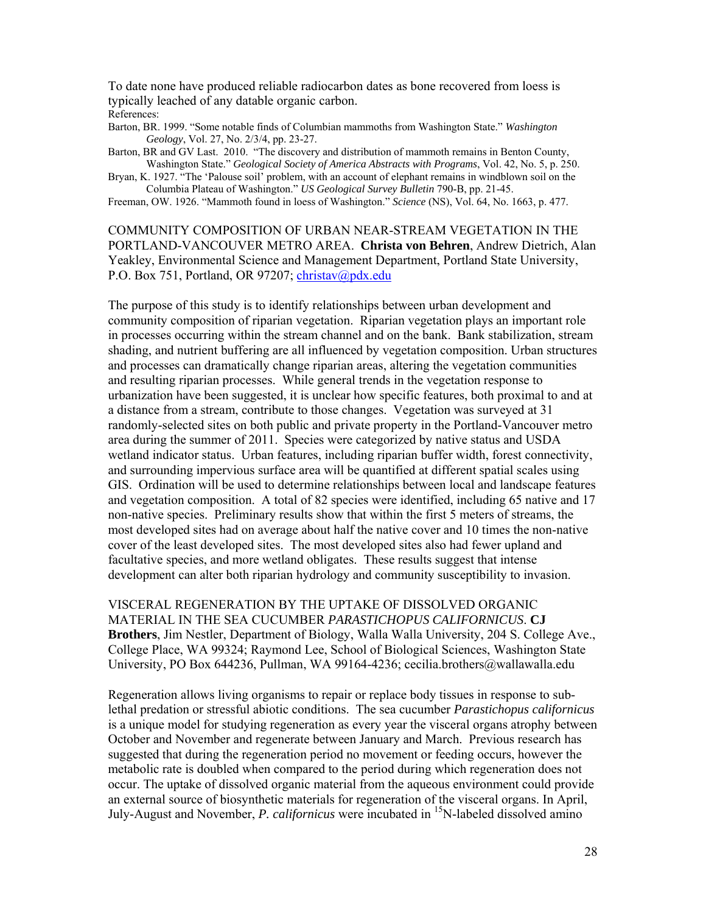To date none have produced reliable radiocarbon dates as bone recovered from loess is typically leached of any datable organic carbon.

References:

Barton, BR. 1999. "Some notable finds of Columbian mammoths from Washington State." *Washington Geology*, Vol. 27, No. 2/3/4, pp. 23-27.

Barton, BR and GV Last. 2010. "The discovery and distribution of mammoth remains in Benton County, Washington State." *Geological Society of America Abstracts with Programs*, Vol. 42, No. 5, p. 250.

Bryan, K. 1927. "The 'Palouse soil' problem, with an account of elephant remains in windblown soil on the Columbia Plateau of Washington." *US Geological Survey Bulletin* 790-B, pp. 21-45.

Freeman, OW. 1926. "Mammoth found in loess of Washington." *Science* (NS), Vol. 64, No. 1663, p. 477.

COMMUNITY COMPOSITION OF URBAN NEAR-STREAM VEGETATION IN THE PORTLAND-VANCOUVER METRO AREA. **Christa von Behren**, Andrew Dietrich, Alan Yeakley, Environmental Science and Management Department, Portland State University, P.O. Box 751, Portland, OR 97207; christav@pdx.edu

The purpose of this study is to identify relationships between urban development and community composition of riparian vegetation. Riparian vegetation plays an important role in processes occurring within the stream channel and on the bank. Bank stabilization, stream shading, and nutrient buffering are all influenced by vegetation composition. Urban structures and processes can dramatically change riparian areas, altering the vegetation communities and resulting riparian processes. While general trends in the vegetation response to urbanization have been suggested, it is unclear how specific features, both proximal to and at a distance from a stream, contribute to those changes. Vegetation was surveyed at 31 randomly-selected sites on both public and private property in the Portland-Vancouver metro area during the summer of 2011. Species were categorized by native status and USDA wetland indicator status. Urban features, including riparian buffer width, forest connectivity, and surrounding impervious surface area will be quantified at different spatial scales using GIS. Ordination will be used to determine relationships between local and landscape features and vegetation composition. A total of 82 species were identified, including 65 native and 17 non-native species. Preliminary results show that within the first 5 meters of streams, the most developed sites had on average about half the native cover and 10 times the non-native cover of the least developed sites. The most developed sites also had fewer upland and facultative species, and more wetland obligates. These results suggest that intense development can alter both riparian hydrology and community susceptibility to invasion.

VISCERAL REGENERATION BY THE UPTAKE OF DISSOLVED ORGANIC MATERIAL IN THE SEA CUCUMBER *PARASTICHOPUS CALIFORNICUS*. **CJ Brothers**, Jim Nestler, Department of Biology, Walla Walla University, 204 S. College Ave., College Place, WA 99324; Raymond Lee, School of Biological Sciences, Washington State University, PO Box 644236, Pullman, WA 99164-4236; cecilia.brothers@wallawalla.edu

Regeneration allows living organisms to repair or replace body tissues in response to sub-lethal predation or stressful abiotic conditions. The sea cucumber *Parastichopus californicus* is a unique model for studying regeneration as every year the visceral organs atrophy between October and November and regenerate between January and March. Previous research has suggested that during the regeneration period no movement or feeding occurs, however the metabolic rate is doubled when compared to the period during which regeneration does not occur. The uptake of dissolved organic material from the aqueous environment could provide an external source of biosynthetic materials for regeneration of the visceral organs. In April, July-August and November, *P. californicus* were incubated in $^{15}$N-labeled dissolved amino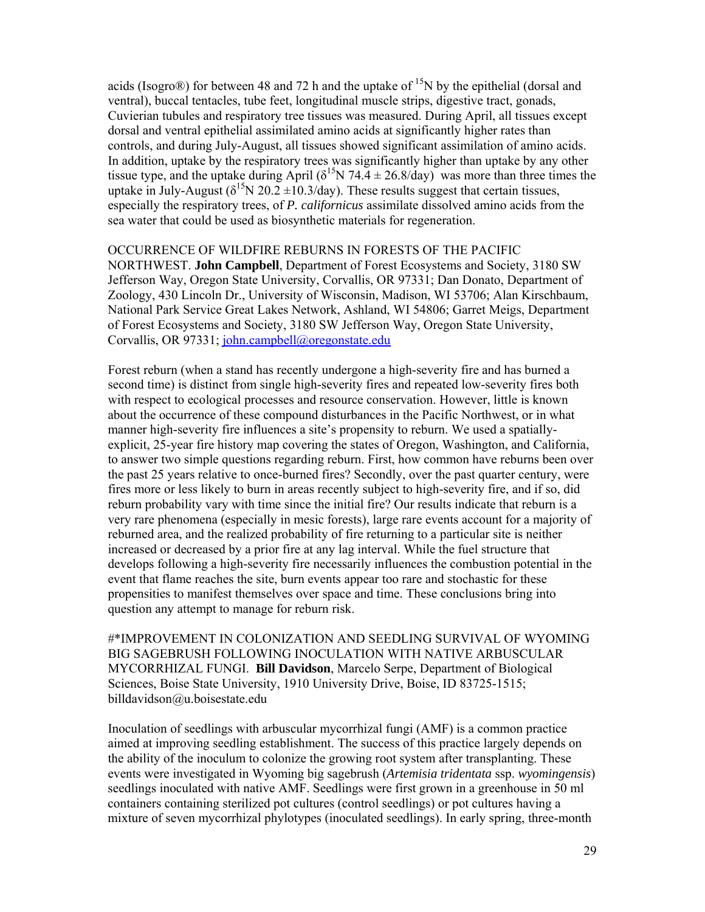acids (Isogro®) for between 48 and 72 h and the uptake of $^{15}N$ by the epithelial (dorsal and ventral), buccal tentacles, tube feet, longitudinal muscle strips, digestive tract, gonads, Cuvierian tubules and respiratory tree tissues was measured. During April, all tissues except dorsal and ventral epithelial assimilated amino acids at significantly higher rates than controls, and during July-August, all tissues showed significant assimilation of amino acids. In addition, uptake by the respiratory trees was significantly higher than uptake by any other tissue type, and the uptake during April ($\delta^{15}N$ 74.4 ± 26.8/day) was more than three times the uptake in July-August ($\delta^{15}N$ 20.2 ±10.3/day). These results suggest that certain tissues, especially the respiratory trees, of *P. californicus* assimilate dissolved amino acids from the sea water that could be used as biosynthetic materials for regeneration.

OCCURRENCE OF WILDFIRE REBURNS IN FORESTS OF THE PACIFIC NORTHWEST. **John Campbell**, Department of Forest Ecosystems and Society, 3180 SW Jefferson Way, Oregon State University, Corvallis, OR 97331; Dan Donato, Department of Zoology, 430 Lincoln Dr., University of Wisconsin, Madison, WI 53706; Alan Kirschbaum, National Park Service Great Lakes Network, Ashland, WI 54806; Garret Meigs, Department of Forest Ecosystems and Society, 3180 SW Jefferson Way, Oregon State University, Corvallis, OR 97331; john.campbell@oregonstate.edu

Forest reburn (when a stand has recently undergone a high-severity fire and has burned a second time) is distinct from single high-severity fires and repeated low-severity fires both with respect to ecological processes and resource conservation. However, little is known about the occurrence of these compound disturbances in the Pacific Northwest, or in what manner high-severity fire influences a site's propensity to reburn. We used a spatially-explicit, 25-year fire history map covering the states of Oregon, Washington, and California, to answer two simple questions regarding reburn. First, how common have reburns been over the past 25 years relative to once-burned fires? Secondly, over the past quarter century, were fires more or less likely to burn in areas recently subject to high-severity fire, and if so, did reburn probability vary with time since the initial fire? Our results indicate that reburn is a very rare phenomena (especially in mesic forests), large rare events account for a majority of reburned area, and the realized probability of fire returning to a particular site is neither increased or decreased by a prior fire at any lag interval. While the fuel structure that develops following a high-severity fire necessarily influences the combustion potential in the event that flame reaches the site, burn events appear too rare and stochastic for these propensities to manifest themselves over space and time. These conclusions bring into question any attempt to manage for reburn risk.

#*IMPROVEMENT IN COLONIZATION AND SEEDLING SURVIVAL OF WYOMING BIG SAGEBRUSH FOLLOWING INOCULATION WITH NATIVE ARBUSCULAR MYCORRHIZAL FUNGI. **Bill Davidson**, Marcelo Serpe, Department of Biological Sciences, Boise State University, 1910 University Drive, Boise, ID 83725-1515; billdavidson@u.boisestate.edu

Inoculation of seedlings with arbuscular mycorrhizal fungi (AMF) is a common practice aimed at improving seedling establishment. The success of this practice largely depends on the ability of the inoculum to colonize the growing root system after transplanting. These events were investigated in Wyoming big sagebrush (*Artemisia tridentata* ssp. *wyomingensis*) seedlings inoculated with native AMF. Seedlings were first grown in a greenhouse in 50 ml containers containing sterilized pot cultures (control seedlings) or pot cultures having a mixture of seven mycorrhizal phylotypes (inoculated seedlings). In early spring, three-month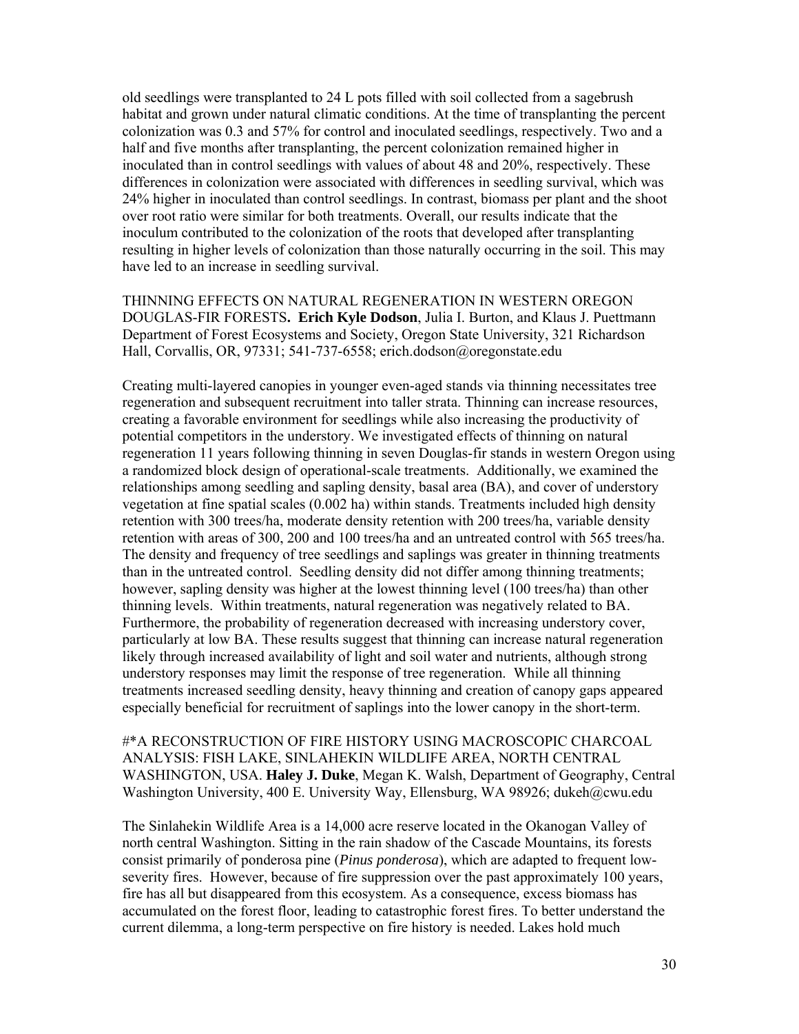old seedlings were transplanted to 24 L pots filled with soil collected from a sagebrush habitat and grown under natural climatic conditions. At the time of transplanting the percent colonization was 0.3 and 57% for control and inoculated seedlings, respectively. Two and a half and five months after transplanting, the percent colonization remained higher in inoculated than in control seedlings with values of about 48 and 20%, respectively. These differences in colonization were associated with differences in seedling survival, which was 24% higher in inoculated than control seedlings. In contrast, biomass per plant and the shoot over root ratio were similar for both treatments. Overall, our results indicate that the inoculum contributed to the colonization of the roots that developed after transplanting resulting in higher levels of colonization than those naturally occurring in the soil. This may have led to an increase in seedling survival.

THINNING EFFECTS ON NATURAL REGENERATION IN WESTERN OREGON DOUGLAS-FIR FORESTS**.** **Erich Kyle Dodson**, Julia I. Burton, and Klaus J. Puettmann Department of Forest Ecosystems and Society, Oregon State University, 321 Richardson Hall, Corvallis, OR, 97331; 541-737-6558; erich.dodson@oregonstate.edu

Creating multi-layered canopies in younger even-aged stands via thinning necessitates tree regeneration and subsequent recruitment into taller strata. Thinning can increase resources, creating a favorable environment for seedlings while also increasing the productivity of potential competitors in the understory. We investigated effects of thinning on natural regeneration 11 years following thinning in seven Douglas-fir stands in western Oregon using a randomized block design of operational-scale treatments. Additionally, we examined the relationships among seedling and sapling density, basal area (BA), and cover of understory vegetation at fine spatial scales (0.002 ha) within stands. Treatments included high density retention with 300 trees/ha, moderate density retention with 200 trees/ha, variable density retention with areas of 300, 200 and 100 trees/ha and an untreated control with 565 trees/ha. The density and frequency of tree seedlings and saplings was greater in thinning treatments than in the untreated control. Seedling density did not differ among thinning treatments; however, sapling density was higher at the lowest thinning level (100 trees/ha) than other thinning levels. Within treatments, natural regeneration was negatively related to BA. Furthermore, the probability of regeneration decreased with increasing understory cover, particularly at low BA. These results suggest that thinning can increase natural regeneration likely through increased availability of light and soil water and nutrients, although strong understory responses may limit the response of tree regeneration. While all thinning treatments increased seedling density, heavy thinning and creation of canopy gaps appeared especially beneficial for recruitment of saplings into the lower canopy in the short-term.

#*A RECONSTRUCTION OF FIRE HISTORY USING MACROSCOPIC CHARCOAL ANALYSIS: FISH LAKE, SINLAHEKIN WILDLIFE AREA, NORTH CENTRAL WASHINGTON, USA. **Haley J. Duke**, Megan K. Walsh, Department of Geography, Central Washington University, 400 E. University Way, Ellensburg, WA 98926; dukeh@cwu.edu

The Sinlahekin Wildlife Area is a 14,000 acre reserve located in the Okanogan Valley of north central Washington. Sitting in the rain shadow of the Cascade Mountains, its forests consist primarily of ponderosa pine (*Pinus ponderosa*), which are adapted to frequent low-severity fires. However, because of fire suppression over the past approximately 100 years, fire has all but disappeared from this ecosystem. As a consequence, excess biomass has accumulated on the forest floor, leading to catastrophic forest fires. To better understand the current dilemma, a long-term perspective on fire history is needed. Lakes hold much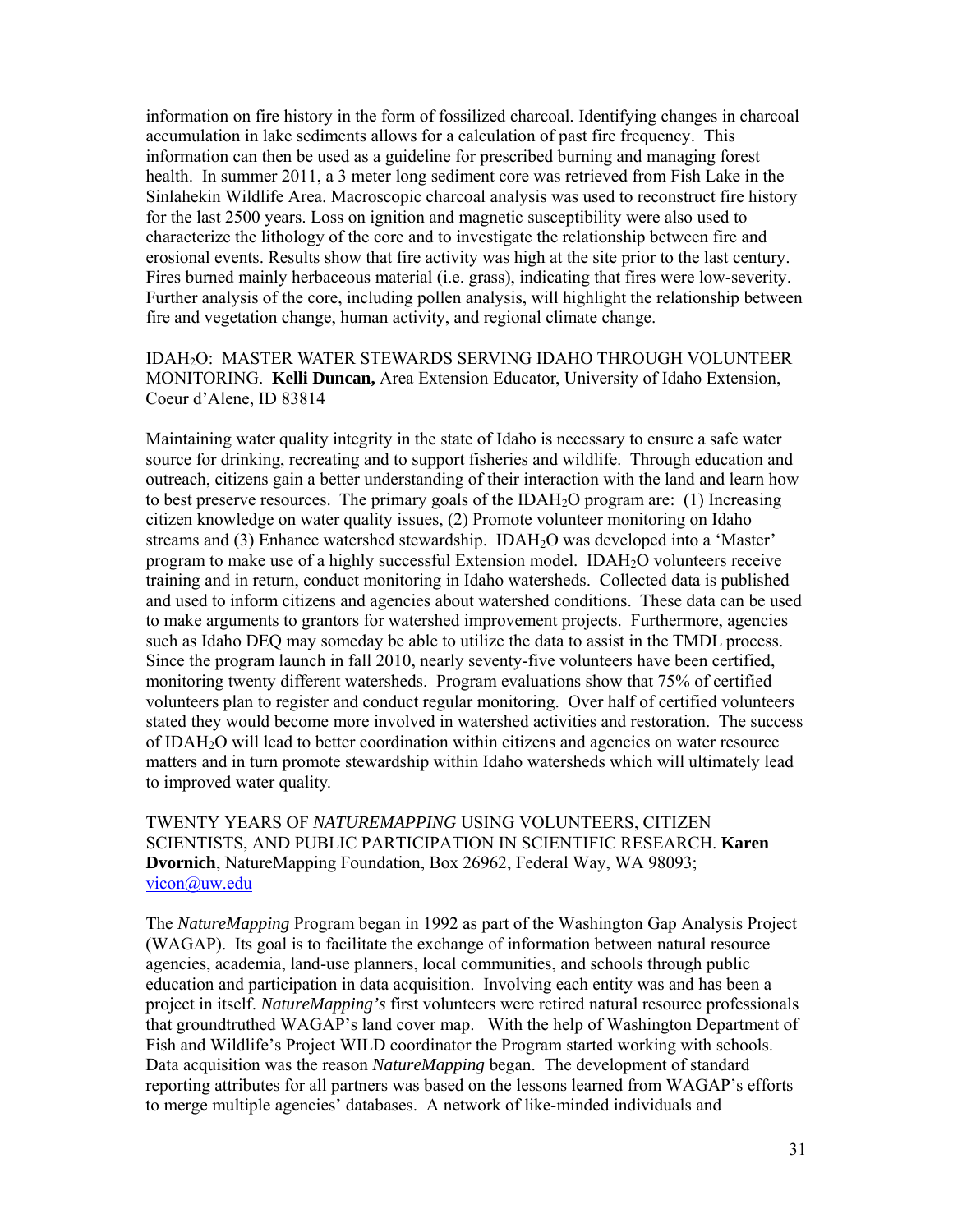information on fire history in the form of fossilized charcoal. Identifying changes in charcoal accumulation in lake sediments allows for a calculation of past fire frequency. This information can then be used as a guideline for prescribed burning and managing forest health. In summer 2011, a 3 meter long sediment core was retrieved from Fish Lake in the Sinlahekin Wildlife Area. Macroscopic charcoal analysis was used to reconstruct fire history for the last 2500 years. Loss on ignition and magnetic susceptibility were also used to characterize the lithology of the core and to investigate the relationship between fire and erosional events. Results show that fire activity was high at the site prior to the last century. Fires burned mainly herbaceous material (i.e. grass), indicating that fires were low-severity. Further analysis of the core, including pollen analysis, will highlight the relationship between fire and vegetation change, human activity, and regional climate change.

IDAH$_2$O: MASTER WATER STEWARDS SERVING IDAHO THROUGH VOLUNTEER MONITORING. **Kelli Duncan,** Area Extension Educator, University of Idaho Extension, Coeur d'Alene, ID 83814

Maintaining water quality integrity in the state of Idaho is necessary to ensure a safe water source for drinking, recreating and to support fisheries and wildlife. Through education and outreach, citizens gain a better understanding of their interaction with the land and learn how to best preserve resources. The primary goals of the IDAH$_2$O program are: (1) Increasing citizen knowledge on water quality issues, (2) Promote volunteer monitoring on Idaho streams and (3) Enhance watershed stewardship. IDAH$_2$O was developed into a 'Master' program to make use of a highly successful Extension model. IDAH$_2$O volunteers receive training and in return, conduct monitoring in Idaho watersheds. Collected data is published and used to inform citizens and agencies about watershed conditions. These data can be used to make arguments to grantors for watershed improvement projects. Furthermore, agencies such as Idaho DEQ may someday be able to utilize the data to assist in the TMDL process. Since the program launch in fall 2010, nearly seventy-five volunteers have been certified, monitoring twenty different watersheds. Program evaluations show that 75% of certified volunteers plan to register and conduct regular monitoring. Over half of certified volunteers stated they would become more involved in watershed activities and restoration. The success of IDAH$_2$O will lead to better coordination within citizens and agencies on water resource matters and in turn promote stewardship within Idaho watersheds which will ultimately lead to improved water quality.

TWENTY YEARS OF *NATUREMAPPING* USING VOLUNTEERS, CITIZEN SCIENTISTS, AND PUBLIC PARTICIPATION IN SCIENTIFIC RESEARCH. **Karen Dvornich**, NatureMapping Foundation, Box 26962, Federal Way, WA 98093; vicon@uw.edu

The *NatureMapping* Program began in 1992 as part of the Washington Gap Analysis Project (WAGAP). Its goal is to facilitate the exchange of information between natural resource agencies, academia, land-use planners, local communities, and schools through public education and participation in data acquisition. Involving each entity was and has been a project in itself. *NatureMapping's* first volunteers were retired natural resource professionals that groundtruthed WAGAP's land cover map. With the help of Washington Department of Fish and Wildlife's Project WILD coordinator the Program started working with schools. Data acquisition was the reason *NatureMapping* began. The development of standard reporting attributes for all partners was based on the lessons learned from WAGAP's efforts to merge multiple agencies' databases. A network of like-minded individuals and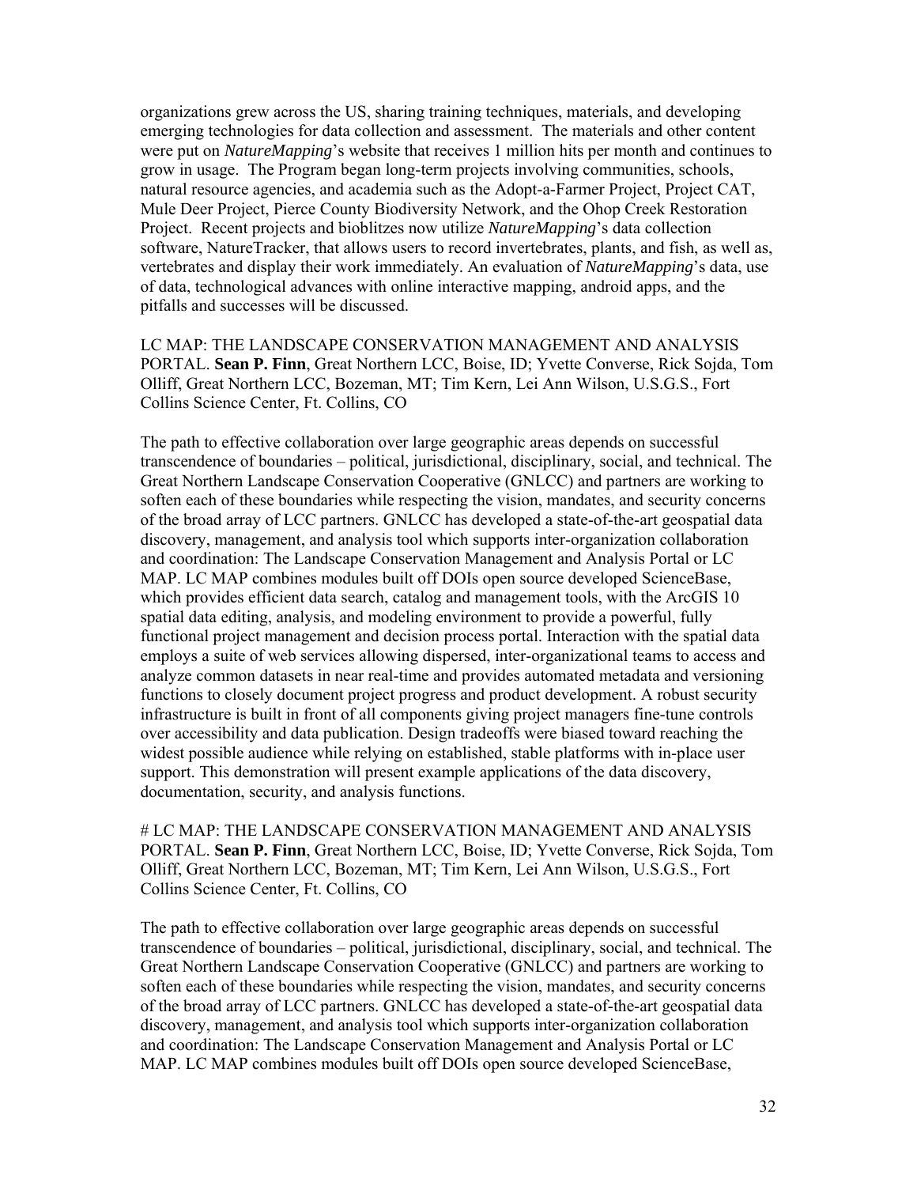organizations grew across the US, sharing training techniques, materials, and developing emerging technologies for data collection and assessment. The materials and other content were put on *NatureMapping*'s website that receives 1 million hits per month and continues to grow in usage. The Program began long-term projects involving communities, schools, natural resource agencies, and academia such as the Adopt-a-Farmer Project, Project CAT, Mule Deer Project, Pierce County Biodiversity Network, and the Ohop Creek Restoration Project. Recent projects and bioblitzes now utilize *NatureMapping*'s data collection software, NatureTracker, that allows users to record invertebrates, plants, and fish, as well as, vertebrates and display their work immediately. An evaluation of *NatureMapping*'s data, use of data, technological advances with online interactive mapping, android apps, and the pitfalls and successes will be discussed.

LC MAP: THE LANDSCAPE CONSERVATION MANAGEMENT AND ANALYSIS PORTAL. **Sean P. Finn**, Great Northern LCC, Boise, ID; Yvette Converse, Rick Sojda, Tom Olliff, Great Northern LCC, Bozeman, MT; Tim Kern, Lei Ann Wilson, U.S.G.S., Fort Collins Science Center, Ft. Collins, CO

The path to effective collaboration over large geographic areas depends on successful transcendence of boundaries – political, jurisdictional, disciplinary, social, and technical. The Great Northern Landscape Conservation Cooperative (GNLCC) and partners are working to soften each of these boundaries while respecting the vision, mandates, and security concerns of the broad array of LCC partners. GNLCC has developed a state-of-the-art geospatial data discovery, management, and analysis tool which supports inter-organization collaboration and coordination: The Landscape Conservation Management and Analysis Portal or LC MAP. LC MAP combines modules built off DOIs open source developed ScienceBase, which provides efficient data search, catalog and management tools, with the ArcGIS 10 spatial data editing, analysis, and modeling environment to provide a powerful, fully functional project management and decision process portal. Interaction with the spatial data employs a suite of web services allowing dispersed, inter-organizational teams to access and analyze common datasets in near real-time and provides automated metadata and versioning functions to closely document project progress and product development. A robust security infrastructure is built in front of all components giving project managers fine-tune controls over accessibility and data publication. Design tradeoffs were biased toward reaching the widest possible audience while relying on established, stable platforms with in-place user support. This demonstration will present example applications of the data discovery, documentation, security, and analysis functions.

# LC MAP: THE LANDSCAPE CONSERVATION MANAGEMENT AND ANALYSIS PORTAL. **Sean P. Finn**, Great Northern LCC, Boise, ID; Yvette Converse, Rick Sojda, Tom Olliff, Great Northern LCC, Bozeman, MT; Tim Kern, Lei Ann Wilson, U.S.G.S., Fort Collins Science Center, Ft. Collins, CO

The path to effective collaboration over large geographic areas depends on successful transcendence of boundaries – political, jurisdictional, disciplinary, social, and technical. The Great Northern Landscape Conservation Cooperative (GNLCC) and partners are working to soften each of these boundaries while respecting the vision, mandates, and security concerns of the broad array of LCC partners. GNLCC has developed a state-of-the-art geospatial data discovery, management, and analysis tool which supports inter-organization collaboration and coordination: The Landscape Conservation Management and Analysis Portal or LC MAP. LC MAP combines modules built off DOIs open source developed ScienceBase,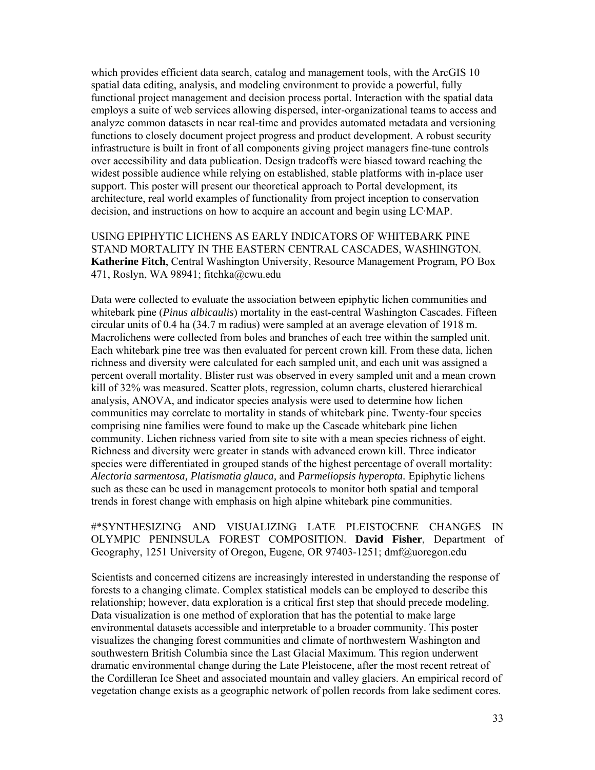which provides efficient data search, catalog and management tools, with the ArcGIS 10 spatial data editing, analysis, and modeling environment to provide a powerful, fully functional project management and decision process portal. Interaction with the spatial data employs a suite of web services allowing dispersed, inter-organizational teams to access and analyze common datasets in near real-time and provides automated metadata and versioning functions to closely document project progress and product development. A robust security infrastructure is built in front of all components giving project managers fine-tune controls over accessibility and data publication. Design tradeoffs were biased toward reaching the widest possible audience while relying on established, stable platforms with in-place user support. This poster will present our theoretical approach to Portal development, its architecture, real world examples of functionality from project inception to conservation decision, and instructions on how to acquire an account and begin using LC·MAP.

USING EPIPHYTIC LICHENS AS EARLY INDICATORS OF WHITEBARK PINE STAND MORTALITY IN THE EASTERN CENTRAL CASCADES, WASHINGTON. **Katherine Fitch**, Central Washington University, Resource Management Program, PO Box 471, Roslyn, WA 98941; fitchka@cwu.edu

Data were collected to evaluate the association between epiphytic lichen communities and whitebark pine (*Pinus albicaulis*) mortality in the east-central Washington Cascades. Fifteen circular units of 0.4 ha (34.7 m radius) were sampled at an average elevation of 1918 m. Macrolichens were collected from boles and branches of each tree within the sampled unit. Each whitebark pine tree was then evaluated for percent crown kill. From these data, lichen richness and diversity were calculated for each sampled unit, and each unit was assigned a percent overall mortality. Blister rust was observed in every sampled unit and a mean crown kill of 32% was measured. Scatter plots, regression, column charts, clustered hierarchical analysis, ANOVA, and indicator species analysis were used to determine how lichen communities may correlate to mortality in stands of whitebark pine. Twenty-four species comprising nine families were found to make up the Cascade whitebark pine lichen community. Lichen richness varied from site to site with a mean species richness of eight. Richness and diversity were greater in stands with advanced crown kill. Three indicator species were differentiated in grouped stands of the highest percentage of overall mortality: *Alectoria sarmentosa, Platismatia glauca,* and *Parmeliopsis hyperopta.* Epiphytic lichens such as these can be used in management protocols to monitor both spatial and temporal trends in forest change with emphasis on high alpine whitebark pine communities.

#*SYNTHESIZING AND VISUALIZING LATE PLEISTOCENE CHANGES IN OLYMPIC PENINSULA FOREST COMPOSITION. **David Fisher**, Department of Geography, 1251 University of Oregon, Eugene, OR 97403-1251; dmf@uoregon.edu

Scientists and concerned citizens are increasingly interested in understanding the response of forests to a changing climate. Complex statistical models can be employed to describe this relationship; however, data exploration is a critical first step that should precede modeling. Data visualization is one method of exploration that has the potential to make large environmental datasets accessible and interpretable to a broader community. This poster visualizes the changing forest communities and climate of northwestern Washington and southwestern British Columbia since the Last Glacial Maximum. This region underwent dramatic environmental change during the Late Pleistocene, after the most recent retreat of the Cordilleran Ice Sheet and associated mountain and valley glaciers. An empirical record of vegetation change exists as a geographic network of pollen records from lake sediment cores.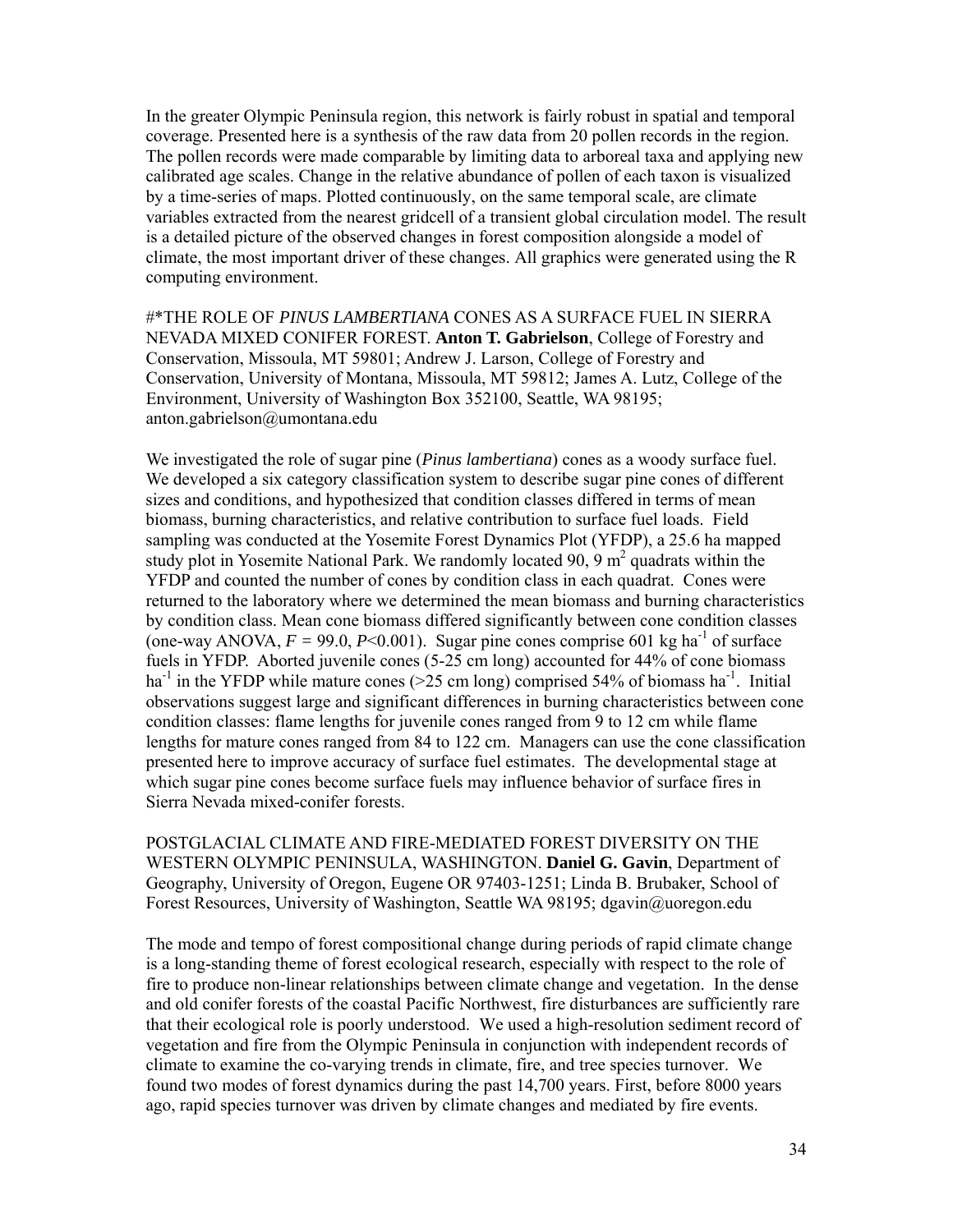In the greater Olympic Peninsula region, this network is fairly robust in spatial and temporal coverage. Presented here is a synthesis of the raw data from 20 pollen records in the region. The pollen records were made comparable by limiting data to arboreal taxa and applying new calibrated age scales. Change in the relative abundance of pollen of each taxon is visualized by a time-series of maps. Plotted continuously, on the same temporal scale, are climate variables extracted from the nearest gridcell of a transient global circulation model. The result is a detailed picture of the observed changes in forest composition alongside a model of climate, the most important driver of these changes. All graphics were generated using the R computing environment.

#*THE ROLE OF *PINUS LAMBERTIANA* CONES AS A SURFACE FUEL IN SIERRA NEVADA MIXED CONIFER FOREST. **Anton T. Gabrielson**, College of Forestry and Conservation, Missoula, MT 59801; Andrew J. Larson, College of Forestry and Conservation, University of Montana, Missoula, MT 59812; James A. Lutz, College of the Environment, University of Washington Box 352100, Seattle, WA 98195; anton.gabrielson@umontana.edu

We investigated the role of sugar pine (*Pinus lambertiana*) cones as a woody surface fuel. We developed a six category classification system to describe sugar pine cones of different sizes and conditions, and hypothesized that condition classes differed in terms of mean biomass, burning characteristics, and relative contribution to surface fuel loads. Field sampling was conducted at the Yosemite Forest Dynamics Plot (YFDP), a 25.6 ha mapped study plot in Yosemite National Park. We randomly located 90, 9 $m^2$ quadrats within the YFDP and counted the number of cones by condition class in each quadrat. Cones were returned to the laboratory where we determined the mean biomass and burning characteristics by condition class. Mean cone biomass differed significantly between cone condition classes (one-way ANOVA, $F$ = 99.0, $P$<0.001). Sugar pine cones comprise 601 kg $ha^{-1}$ of surface fuels in YFDP. Aborted juvenile cones (5-25 cm long) accounted for 44% of cone biomass $ha^{-1}$ in the YFDP while mature cones (>25 cm long) comprised 54% of biomass $ha^{-1}$. Initial observations suggest large and significant differences in burning characteristics between cone condition classes: flame lengths for juvenile cones ranged from 9 to 12 cm while flame lengths for mature cones ranged from 84 to 122 cm. Managers can use the cone classification presented here to improve accuracy of surface fuel estimates. The developmental stage at which sugar pine cones become surface fuels may influence behavior of surface fires in Sierra Nevada mixed-conifer forests.

POSTGLACIAL CLIMATE AND FIRE-MEDIATED FOREST DIVERSITY ON THE WESTERN OLYMPIC PENINSULA, WASHINGTON. **Daniel G. Gavin**, Department of Geography, University of Oregon, Eugene OR 97403-1251; Linda B. Brubaker, School of Forest Resources, University of Washington, Seattle WA 98195; dgavin@uoregon.edu

The mode and tempo of forest compositional change during periods of rapid climate change is a long-standing theme of forest ecological research, especially with respect to the role of fire to produce non-linear relationships between climate change and vegetation. In the dense and old conifer forests of the coastal Pacific Northwest, fire disturbances are sufficiently rare that their ecological role is poorly understood. We used a high-resolution sediment record of vegetation and fire from the Olympic Peninsula in conjunction with independent records of climate to examine the co-varying trends in climate, fire, and tree species turnover. We found two modes of forest dynamics during the past 14,700 years. First, before 8000 years ago, rapid species turnover was driven by climate changes and mediated by fire events.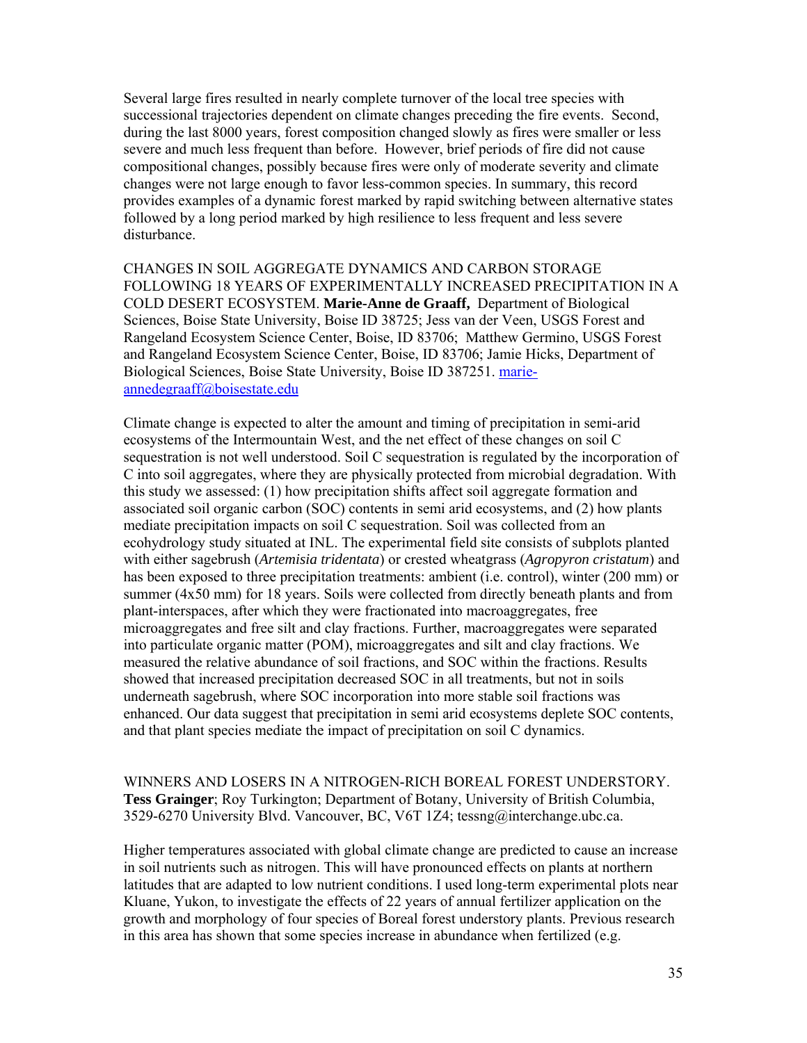Several large fires resulted in nearly complete turnover of the local tree species with successional trajectories dependent on climate changes preceding the fire events. Second, during the last 8000 years, forest composition changed slowly as fires were smaller or less severe and much less frequent than before. However, brief periods of fire did not cause compositional changes, possibly because fires were only of moderate severity and climate changes were not large enough to favor less-common species. In summary, this record provides examples of a dynamic forest marked by rapid switching between alternative states followed by a long period marked by high resilience to less frequent and less severe disturbance.

CHANGES IN SOIL AGGREGATE DYNAMICS AND CARBON STORAGE FOLLOWING 18 YEARS OF EXPERIMENTALLY INCREASED PRECIPITATION IN A COLD DESERT ECOSYSTEM. **Marie-Anne de Graaff,** Department of Biological Sciences, Boise State University, Boise ID 38725; Jess van der Veen, USGS Forest and Rangeland Ecosystem Science Center, Boise, ID 83706; Matthew Germino, USGS Forest and Rangeland Ecosystem Science Center, Boise, ID 83706; Jamie Hicks, Department of Biological Sciences, Boise State University, Boise ID 387251. marie-annedegraaff@boisestate.edu

Climate change is expected to alter the amount and timing of precipitation in semi-arid ecosystems of the Intermountain West, and the net effect of these changes on soil C sequestration is not well understood. Soil C sequestration is regulated by the incorporation of C into soil aggregates, where they are physically protected from microbial degradation. With this study we assessed: (1) how precipitation shifts affect soil aggregate formation and associated soil organic carbon (SOC) contents in semi arid ecosystems, and (2) how plants mediate precipitation impacts on soil C sequestration. Soil was collected from an ecohydrology study situated at INL. The experimental field site consists of subplots planted with either sagebrush (*Artemisia tridentata*) or crested wheatgrass (*Agropyron cristatum*) and has been exposed to three precipitation treatments: ambient (i.e. control), winter (200 mm) or summer (4x50 mm) for 18 years. Soils were collected from directly beneath plants and from plant-interspaces, after which they were fractionated into macroaggregates, free microaggregates and free silt and clay fractions. Further, macroaggregates were separated into particulate organic matter (POM), microaggregates and silt and clay fractions. We measured the relative abundance of soil fractions, and SOC within the fractions. Results showed that increased precipitation decreased SOC in all treatments, but not in soils underneath sagebrush, where SOC incorporation into more stable soil fractions was enhanced. Our data suggest that precipitation in semi arid ecosystems deplete SOC contents, and that plant species mediate the impact of precipitation on soil C dynamics.

WINNERS AND LOSERS IN A NITROGEN-RICH BOREAL FOREST UNDERSTORY. **Tess Grainger**; Roy Turkington; Department of Botany, University of British Columbia, 3529-6270 University Blvd. Vancouver, BC, V6T 1Z4; tessng@interchange.ubc.ca.

Higher temperatures associated with global climate change are predicted to cause an increase in soil nutrients such as nitrogen. This will have pronounced effects on plants at northern latitudes that are adapted to low nutrient conditions. I used long-term experimental plots near Kluane, Yukon, to investigate the effects of 22 years of annual fertilizer application on the growth and morphology of four species of Boreal forest understory plants. Previous research in this area has shown that some species increase in abundance when fertilized (e.g.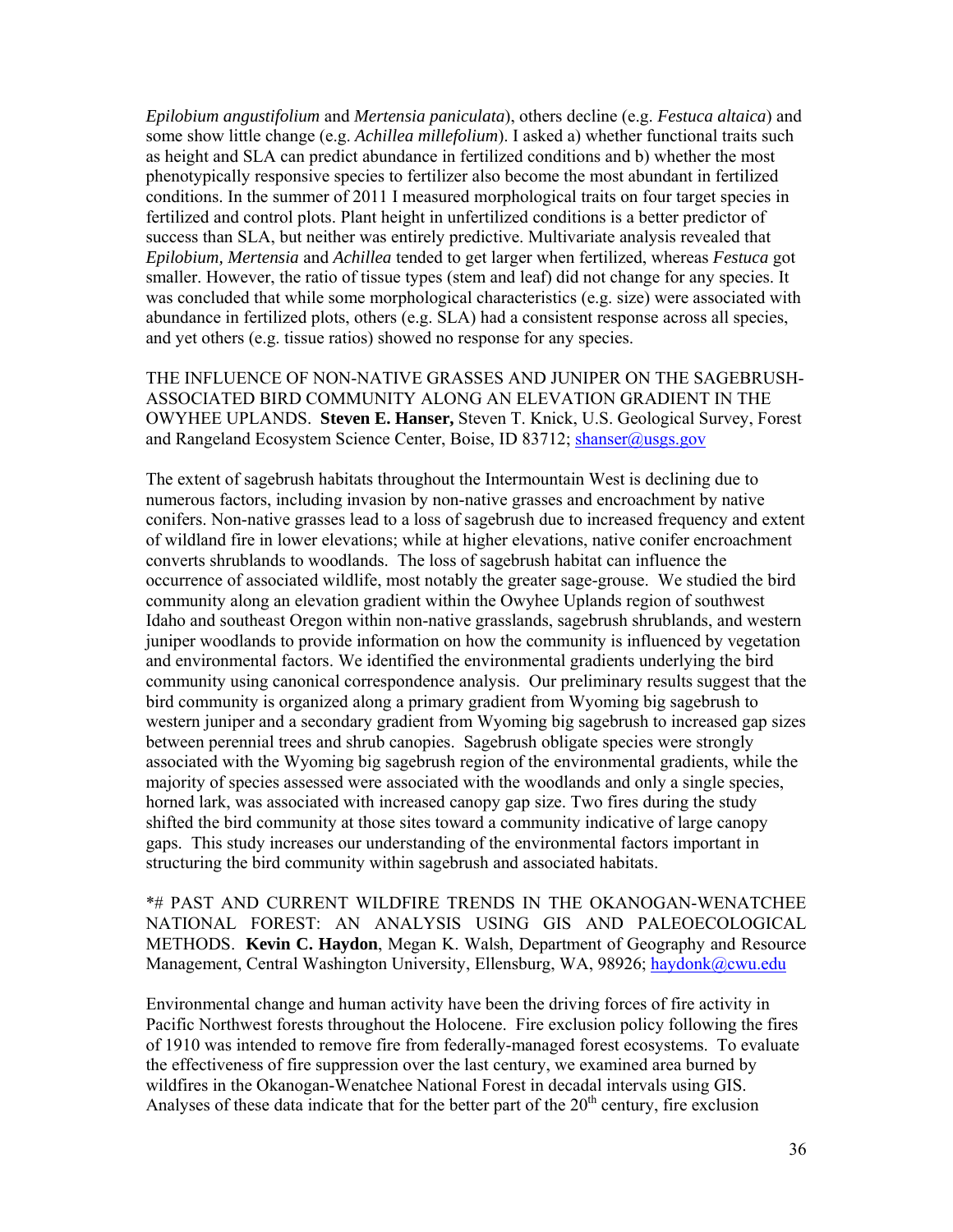*Epilobium angustifolium* and *Mertensia paniculata*), others decline (e.g. *Festuca altaica*) and some show little change (e.g. *Achillea millefolium*). I asked a) whether functional traits such as height and SLA can predict abundance in fertilized conditions and b) whether the most phenotypically responsive species to fertilizer also become the most abundant in fertilized conditions. In the summer of 2011 I measured morphological traits on four target species in fertilized and control plots. Plant height in unfertilized conditions is a better predictor of success than SLA, but neither was entirely predictive. Multivariate analysis revealed that *Epilobium, Mertensia* and *Achillea* tended to get larger when fertilized, whereas *Festuca* got smaller. However, the ratio of tissue types (stem and leaf) did not change for any species. It was concluded that while some morphological characteristics (e.g. size) were associated with abundance in fertilized plots, others (e.g. SLA) had a consistent response across all species, and yet others (e.g. tissue ratios) showed no response for any species.

THE INFLUENCE OF NON-NATIVE GRASSES AND JUNIPER ON THE SAGEBRUSH-ASSOCIATED BIRD COMMUNITY ALONG AN ELEVATION GRADIENT IN THE OWYHEE UPLANDS. **Steven E. Hanser,** Steven T. Knick, U.S. Geological Survey, Forest and Rangeland Ecosystem Science Center, Boise, ID 83712; shanser@usgs.gov

The extent of sagebrush habitats throughout the Intermountain West is declining due to numerous factors, including invasion by non-native grasses and encroachment by native conifers. Non-native grasses lead to a loss of sagebrush due to increased frequency and extent of wildland fire in lower elevations; while at higher elevations, native conifer encroachment converts shrublands to woodlands. The loss of sagebrush habitat can influence the occurrence of associated wildlife, most notably the greater sage-grouse. We studied the bird community along an elevation gradient within the Owyhee Uplands region of southwest Idaho and southeast Oregon within non-native grasslands, sagebrush shrublands, and western juniper woodlands to provide information on how the community is influenced by vegetation and environmental factors. We identified the environmental gradients underlying the bird community using canonical correspondence analysis. Our preliminary results suggest that the bird community is organized along a primary gradient from Wyoming big sagebrush to western juniper and a secondary gradient from Wyoming big sagebrush to increased gap sizes between perennial trees and shrub canopies. Sagebrush obligate species were strongly associated with the Wyoming big sagebrush region of the environmental gradients, while the majority of species assessed were associated with the woodlands and only a single species, horned lark, was associated with increased canopy gap size. Two fires during the study shifted the bird community at those sites toward a community indicative of large canopy gaps. This study increases our understanding of the environmental factors important in structuring the bird community within sagebrush and associated habitats.

*# PAST AND CURRENT WILDFIRE TRENDS IN THE OKANOGAN-WENATCHEE NATIONAL FOREST: AN ANALYSIS USING GIS AND PALEOECOLOGICAL METHODS. **Kevin C. Haydon**, Megan K. Walsh, Department of Geography and Resource Management, Central Washington University, Ellensburg, WA, 98926; haydonk@cwu.edu

Environmental change and human activity have been the driving forces of fire activity in Pacific Northwest forests throughout the Holocene. Fire exclusion policy following the fires of 1910 was intended to remove fire from federally-managed forest ecosystems. To evaluate the effectiveness of fire suppression over the last century, we examined area burned by wildfires in the Okanogan-Wenatchee National Forest in decadal intervals using GIS. Analyses of these data indicate that for the better part of the 20th century, fire exclusion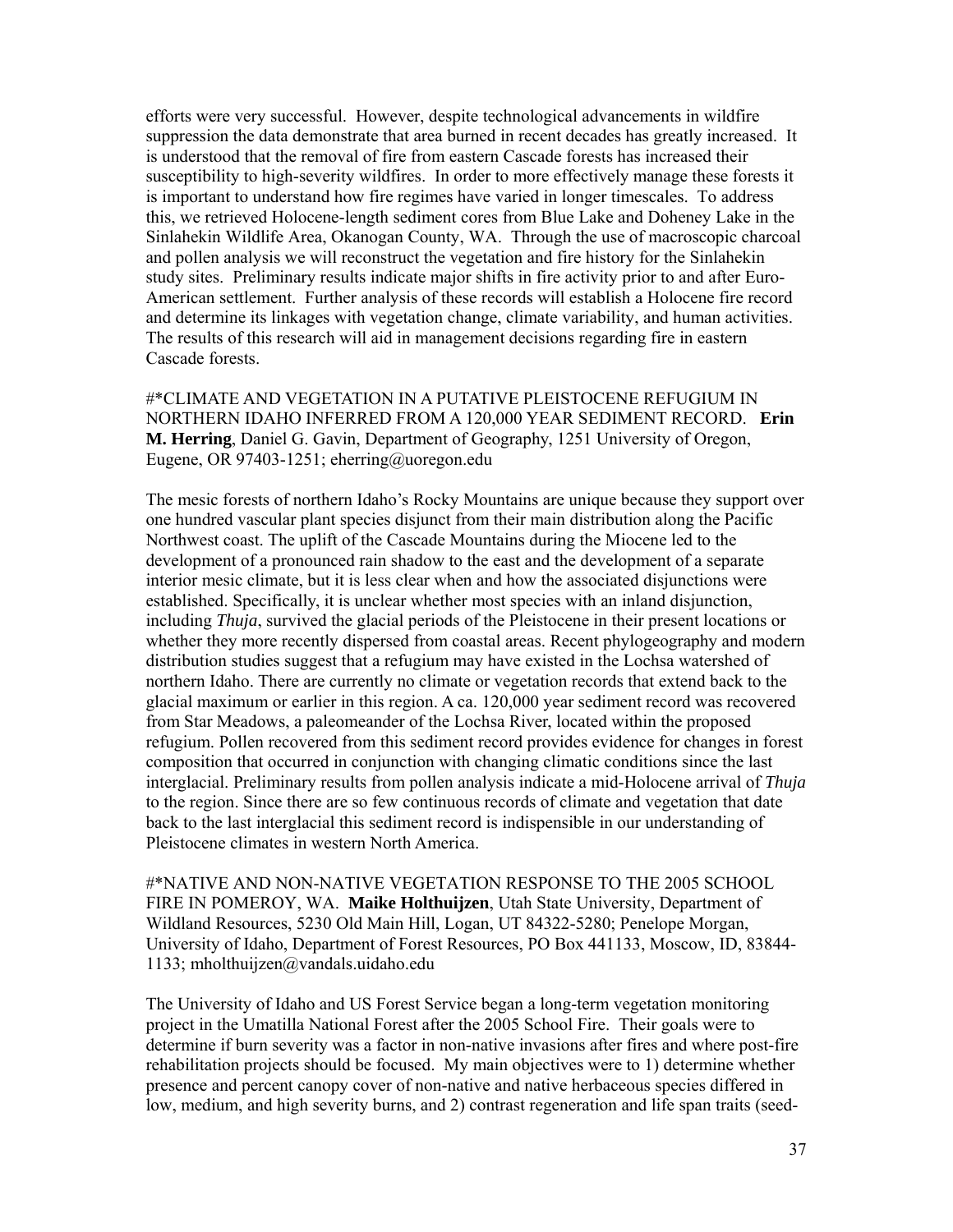efforts were very successful. However, despite technological advancements in wildfire suppression the data demonstrate that area burned in recent decades has greatly increased. It is understood that the removal of fire from eastern Cascade forests has increased their susceptibility to high-severity wildfires. In order to more effectively manage these forests it is important to understand how fire regimes have varied in longer timescales. To address this, we retrieved Holocene-length sediment cores from Blue Lake and Doheney Lake in the Sinlahekin Wildlife Area, Okanogan County, WA. Through the use of macroscopic charcoal and pollen analysis we will reconstruct the vegetation and fire history for the Sinlahekin study sites. Preliminary results indicate major shifts in fire activity prior to and after Euro-American settlement. Further analysis of these records will establish a Holocene fire record and determine its linkages with vegetation change, climate variability, and human activities. The results of this research will aid in management decisions regarding fire in eastern Cascade forests.

#*CLIMATE AND VEGETATION IN A PUTATIVE PLEISTOCENE REFUGIUM IN NORTHERN IDAHO INFERRED FROM A 120,000 YEAR SEDIMENT RECORD. **Erin M. Herring**, Daniel G. Gavin, Department of Geography, 1251 University of Oregon, Eugene, OR 97403-1251; eherring@uoregon.edu

The mesic forests of northern Idaho's Rocky Mountains are unique because they support over one hundred vascular plant species disjunct from their main distribution along the Pacific Northwest coast. The uplift of the Cascade Mountains during the Miocene led to the development of a pronounced rain shadow to the east and the development of a separate interior mesic climate, but it is less clear when and how the associated disjunctions were established. Specifically, it is unclear whether most species with an inland disjunction, including *Thuja*, survived the glacial periods of the Pleistocene in their present locations or whether they more recently dispersed from coastal areas. Recent phylogeography and modern distribution studies suggest that a refugium may have existed in the Lochsa watershed of northern Idaho. There are currently no climate or vegetation records that extend back to the glacial maximum or earlier in this region. A ca. 120,000 year sediment record was recovered from Star Meadows, a paleomeander of the Lochsa River, located within the proposed refugium. Pollen recovered from this sediment record provides evidence for changes in forest composition that occurred in conjunction with changing climatic conditions since the last interglacial. Preliminary results from pollen analysis indicate a mid-Holocene arrival of *Thuja* to the region. Since there are so few continuous records of climate and vegetation that date back to the last interglacial this sediment record is indispensible in our understanding of Pleistocene climates in western North America.

#*NATIVE AND NON-NATIVE VEGETATION RESPONSE TO THE 2005 SCHOOL FIRE IN POMEROY, WA. **Maike Holthuijzen**, Utah State University, Department of Wildland Resources, 5230 Old Main Hill, Logan, UT 84322-5280; Penelope Morgan, University of Idaho, Department of Forest Resources, PO Box 441133, Moscow, ID, 83844-1133; mholthuijzen@vandals.uidaho.edu

The University of Idaho and US Forest Service began a long-term vegetation monitoring project in the Umatilla National Forest after the 2005 School Fire. Their goals were to determine if burn severity was a factor in non-native invasions after fires and where post-fire rehabilitation projects should be focused. My main objectives were to 1) determine whether presence and percent canopy cover of non-native and native herbaceous species differed in low, medium, and high severity burns, and 2) contrast regeneration and life span traits (seed-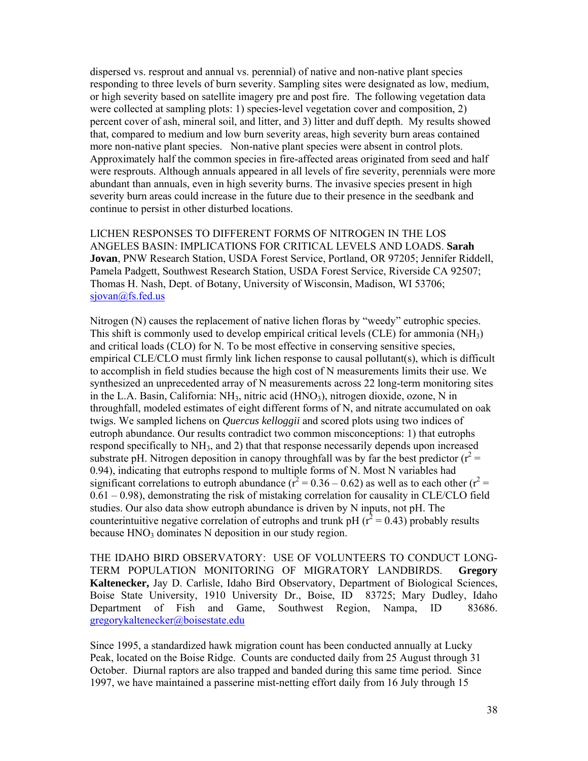dispersed vs. resprout and annual vs. perennial) of native and non-native plant species responding to three levels of burn severity. Sampling sites were designated as low, medium, or high severity based on satellite imagery pre and post fire. The following vegetation data were collected at sampling plots: 1) species-level vegetation cover and composition, 2) percent cover of ash, mineral soil, and litter, and 3) litter and duff depth. My results showed that, compared to medium and low burn severity areas, high severity burn areas contained more non-native plant species. Non-native plant species were absent in control plots. Approximately half the common species in fire-affected areas originated from seed and half were resprouts. Although annuals appeared in all levels of fire severity, perennials were more abundant than annuals, even in high severity burns. The invasive species present in high severity burn areas could increase in the future due to their presence in the seedbank and continue to persist in other disturbed locations.

LICHEN RESPONSES TO DIFFERENT FORMS OF NITROGEN IN THE LOS ANGELES BASIN: IMPLICATIONS FOR CRITICAL LEVELS AND LOADS. **Sarah Jovan**, PNW Research Station, USDA Forest Service, Portland, OR 97205; Jennifer Riddell, Pamela Padgett, Southwest Research Station, USDA Forest Service, Riverside CA 92507; Thomas H. Nash, Dept. of Botany, University of Wisconsin, Madison, WI 53706; sjovan@fs.fed.us

Nitrogen (N) causes the replacement of native lichen floras by "weedy" eutrophic species. This shift is commonly used to develop empirical critical levels (CLE) for ammonia ($NH_3$) and critical loads (CLO) for N. To be most effective in conserving sensitive species, empirical CLE/CLO must firmly link lichen response to causal pollutant(s), which is difficult to accomplish in field studies because the high cost of N measurements limits their use. We synthesized an unprecedented array of N measurements across 22 long-term monitoring sites in the L.A. Basin, California: $NH_3$, nitric acid ($HNO_3$), nitrogen dioxide, ozone, N in throughfall, modeled estimates of eight different forms of N, and nitrate accumulated on oak twigs. We sampled lichens on *Quercus kelloggii* and scored plots using two indices of eutroph abundance. Our results contradict two common misconceptions: 1) that eutrophs respond specifically to $NH_3$, and 2) that that response necessarily depends upon increased substrate pH. Nitrogen deposition in canopy throughfall was by far the best predictor ($r^2 = 0.94$), indicating that eutrophs respond to multiple forms of N. Most N variables had significant correlations to eutroph abundance ($r^2 = 0.36 – 0.62$) as well as to each other ($r^2 = 0.61 – 0.98$), demonstrating the risk of mistaking correlation for causality in CLE/CLO field studies. Our also data show eutroph abundance is driven by N inputs, not pH. The counterintuitive negative correlation of eutrophs and trunk pH ($r^2 = 0.43$) probably results because $HNO_3$ dominates N deposition in our study region.

THE IDAHO BIRD OBSERVATORY: USE OF VOLUNTEERS TO CONDUCT LONG-TERM POPULATION MONITORING OF MIGRATORY LANDBIRDS. **Gregory Kaltenecker,** Jay D. Carlisle, Idaho Bird Observatory, Department of Biological Sciences, Boise State University, 1910 University Dr., Boise, ID 83725; Mary Dudley, Idaho Department of Fish and Game, Southwest Region, Nampa, ID 83686. gregorykaltenecker@boisestate.edu

Since 1995, a standardized hawk migration count has been conducted annually at Lucky Peak, located on the Boise Ridge. Counts are conducted daily from 25 August through 31 October. Diurnal raptors are also trapped and banded during this same time period. Since 1997, we have maintained a passerine mist-netting effort daily from 16 July through 15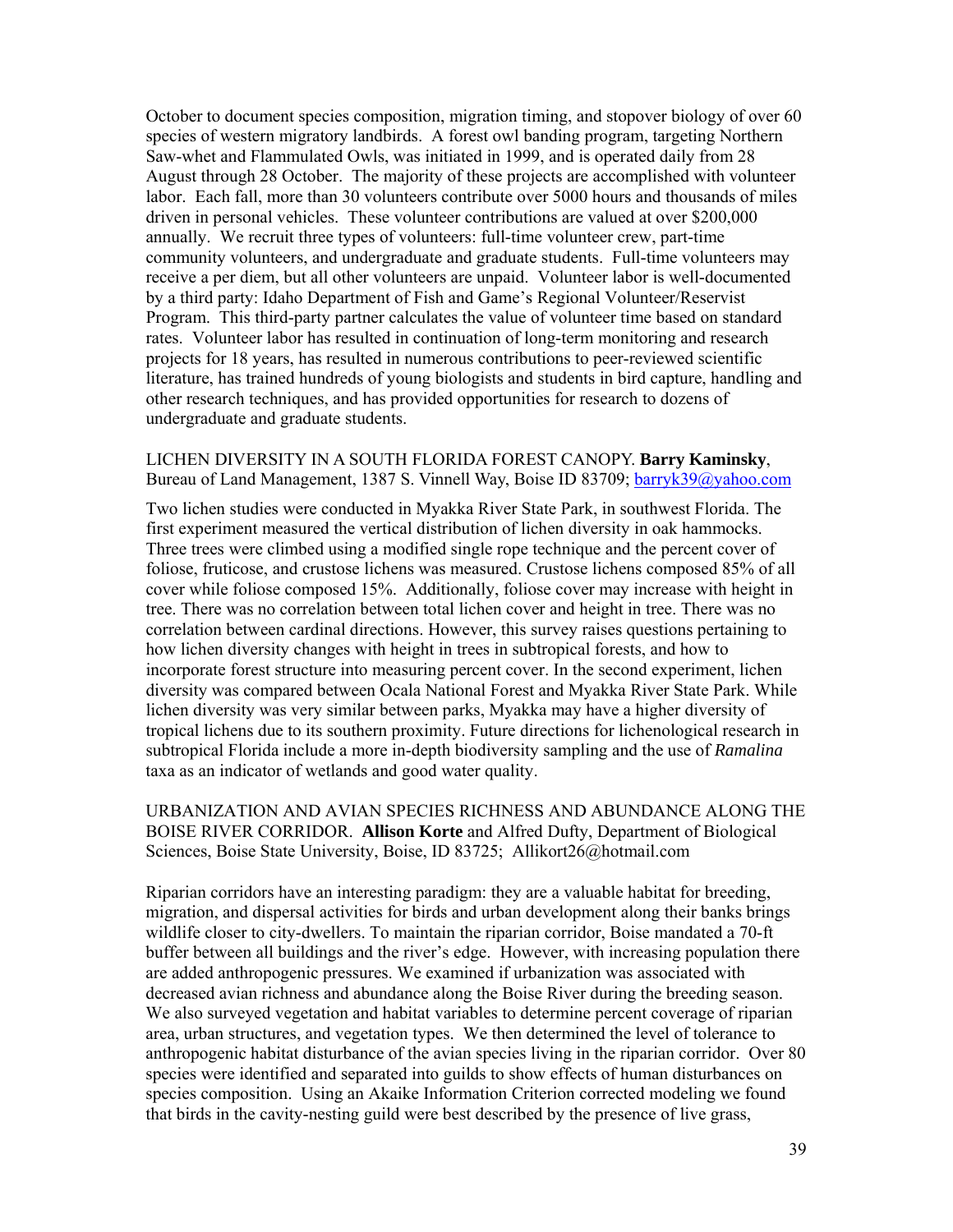October to document species composition, migration timing, and stopover biology of over 60 species of western migratory landbirds. A forest owl banding program, targeting Northern Saw-whet and Flammulated Owls, was initiated in 1999, and is operated daily from 28 August through 28 October. The majority of these projects are accomplished with volunteer labor. Each fall, more than 30 volunteers contribute over 5000 hours and thousands of miles driven in personal vehicles. These volunteer contributions are valued at over $200,000 annually. We recruit three types of volunteers: full-time volunteer crew, part-time community volunteers, and undergraduate and graduate students. Full-time volunteers may receive a per diem, but all other volunteers are unpaid. Volunteer labor is well-documented by a third party: Idaho Department of Fish and Game's Regional Volunteer/Reservist Program. This third-party partner calculates the value of volunteer time based on standard rates. Volunteer labor has resulted in continuation of long-term monitoring and research projects for 18 years, has resulted in numerous contributions to peer-reviewed scientific literature, has trained hundreds of young biologists and students in bird capture, handling and other research techniques, and has provided opportunities for research to dozens of undergraduate and graduate students.

LICHEN DIVERSITY IN A SOUTH FLORIDA FOREST CANOPY. **Barry Kaminsky**, Bureau of Land Management, 1387 S. Vinnell Way, Boise ID 83709; barryk39@yahoo.com

Two lichen studies were conducted in Myakka River State Park, in southwest Florida. The first experiment measured the vertical distribution of lichen diversity in oak hammocks. Three trees were climbed using a modified single rope technique and the percent cover of foliose, fruticose, and crustose lichens was measured. Crustose lichens composed 85% of all cover while foliose composed 15%. Additionally, foliose cover may increase with height in tree. There was no correlation between total lichen cover and height in tree. There was no correlation between cardinal directions. However, this survey raises questions pertaining to how lichen diversity changes with height in trees in subtropical forests, and how to incorporate forest structure into measuring percent cover. In the second experiment, lichen diversity was compared between Ocala National Forest and Myakka River State Park. While lichen diversity was very similar between parks, Myakka may have a higher diversity of tropical lichens due to its southern proximity. Future directions for lichenological research in subtropical Florida include a more in-depth biodiversity sampling and the use of *Ramalina* taxa as an indicator of wetlands and good water quality.

URBANIZATION AND AVIAN SPECIES RICHNESS AND ABUNDANCE ALONG THE BOISE RIVER CORRIDOR. **Allison Korte** and Alfred Dufty, Department of Biological Sciences, Boise State University, Boise, ID 83725; Allikort26@hotmail.com

Riparian corridors have an interesting paradigm: they are a valuable habitat for breeding, migration, and dispersal activities for birds and urban development along their banks brings wildlife closer to city-dwellers. To maintain the riparian corridor, Boise mandated a 70-ft buffer between all buildings and the river's edge. However, with increasing population there are added anthropogenic pressures. We examined if urbanization was associated with decreased avian richness and abundance along the Boise River during the breeding season. We also surveyed vegetation and habitat variables to determine percent coverage of riparian area, urban structures, and vegetation types. We then determined the level of tolerance to anthropogenic habitat disturbance of the avian species living in the riparian corridor. Over 80 species were identified and separated into guilds to show effects of human disturbances on species composition. Using an Akaike Information Criterion corrected modeling we found that birds in the cavity-nesting guild were best described by the presence of live grass,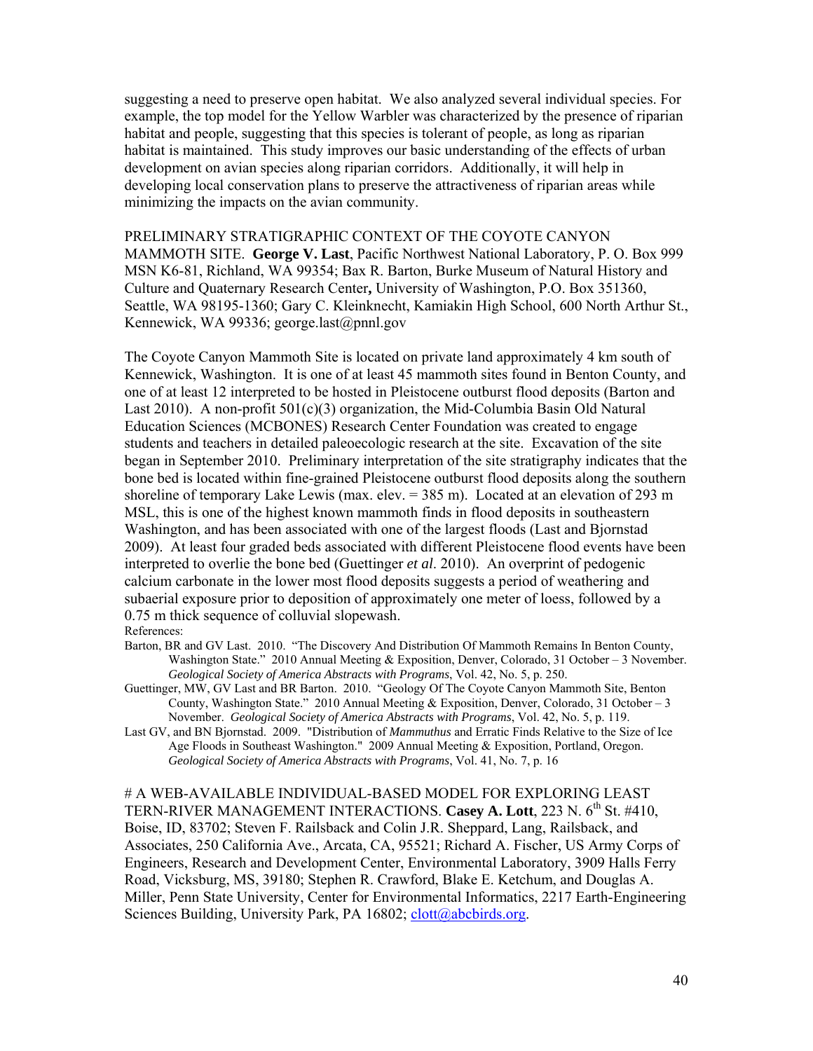suggesting a need to preserve open habitat. We also analyzed several individual species. For example, the top model for the Yellow Warbler was characterized by the presence of riparian habitat and people, suggesting that this species is tolerant of people, as long as riparian habitat is maintained. This study improves our basic understanding of the effects of urban development on avian species along riparian corridors. Additionally, it will help in developing local conservation plans to preserve the attractiveness of riparian areas while minimizing the impacts on the avian community.

PRELIMINARY STRATIGRAPHIC CONTEXT OF THE COYOTE CANYON MAMMOTH SITE. **George V. Last**, Pacific Northwest National Laboratory, P. O. Box 999 MSN K6-81, Richland, WA 99354; Bax R. Barton, Burke Museum of Natural History and Culture and Quaternary Research Center**,** University of Washington, P.O. Box 351360, Seattle, WA 98195-1360; Gary C. Kleinknecht, Kamiakin High School, 600 North Arthur St., Kennewick, WA 99336; george.last@pnnl.gov

The Coyote Canyon Mammoth Site is located on private land approximately 4 km south of Kennewick, Washington. It is one of at least 45 mammoth sites found in Benton County, and one of at least 12 interpreted to be hosted in Pleistocene outburst flood deposits (Barton and Last 2010). A non-profit 501(c)(3) organization, the Mid-Columbia Basin Old Natural Education Sciences (MCBONES) Research Center Foundation was created to engage students and teachers in detailed paleoecologic research at the site. Excavation of the site began in September 2010. Preliminary interpretation of the site stratigraphy indicates that the bone bed is located within fine-grained Pleistocene outburst flood deposits along the southern shoreline of temporary Lake Lewis (max. elev. = 385 m). Located at an elevation of 293 m MSL, this is one of the highest known mammoth finds in flood deposits in southeastern Washington, and has been associated with one of the largest floods (Last and Bjornstad 2009). At least four graded beds associated with different Pleistocene flood events have been interpreted to overlie the bone bed (Guettinger *et al*. 2010). An overprint of pedogenic calcium carbonate in the lower most flood deposits suggests a period of weathering and subaerial exposure prior to deposition of approximately one meter of loess, followed by a 0.75 m thick sequence of colluvial slopewash.

References:

Barton, BR and GV Last. 2010. "The Discovery And Distribution Of Mammoth Remains In Benton County, Washington State." 2010 Annual Meeting & Exposition, Denver, Colorado, 31 October – 3 November. *Geological Society of America Abstracts with Programs*, Vol. 42, No. 5, p. 250.

Guettinger, MW, GV Last and BR Barton. 2010. "Geology Of The Coyote Canyon Mammoth Site, Benton County, Washington State." 2010 Annual Meeting & Exposition, Denver, Colorado, 31 October – 3 November. *Geological Society of America Abstracts with Programs*, Vol. 42, No. 5, p. 119.

Last GV, and BN Bjornstad. 2009. "Distribution of *Mammuthus* and Erratic Finds Relative to the Size of Ice Age Floods in Southeast Washington." 2009 Annual Meeting & Exposition, Portland, Oregon. *Geological Society of America Abstracts with Programs*, Vol. 41, No. 7, p. 16

# A WEB-AVAILABLE INDIVIDUAL-BASED MODEL FOR EXPLORING LEAST TERN-RIVER MANAGEMENT INTERACTIONS. **Casey A. Lott**, 223 N. 6th St. #410, Boise, ID, 83702; Steven F. Railsback and Colin J.R. Sheppard, Lang, Railsback, and Associates, 250 California Ave., Arcata, CA, 95521; Richard A. Fischer, US Army Corps of Engineers, Research and Development Center, Environmental Laboratory, 3909 Halls Ferry Road, Vicksburg, MS, 39180; Stephen R. Crawford, Blake E. Ketchum, and Douglas A. Miller, Penn State University, Center for Environmental Informatics, 2217 Earth-Engineering Sciences Building, University Park, PA 16802; clott@abcbirds.org.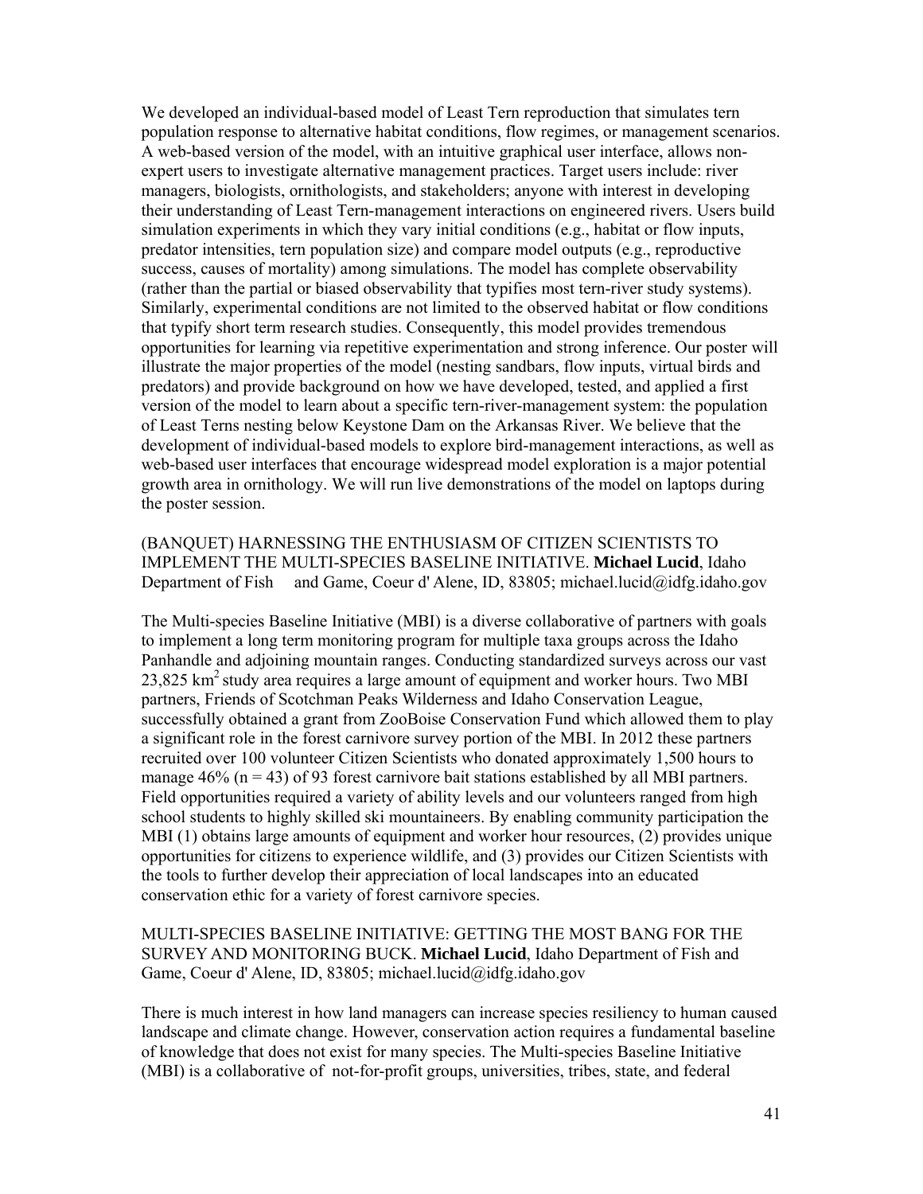We developed an individual-based model of Least Tern reproduction that simulates tern population response to alternative habitat conditions, flow regimes, or management scenarios. A web-based version of the model, with an intuitive graphical user interface, allows non-expert users to investigate alternative management practices. Target users include: river managers, biologists, ornithologists, and stakeholders; anyone with interest in developing their understanding of Least Tern-management interactions on engineered rivers. Users build simulation experiments in which they vary initial conditions (e.g., habitat or flow inputs, predator intensities, tern population size) and compare model outputs (e.g., reproductive success, causes of mortality) among simulations. The model has complete observability (rather than the partial or biased observability that typifies most tern-river study systems). Similarly, experimental conditions are not limited to the observed habitat or flow conditions that typify short term research studies. Consequently, this model provides tremendous opportunities for learning via repetitive experimentation and strong inference. Our poster will illustrate the major properties of the model (nesting sandbars, flow inputs, virtual birds and predators) and provide background on how we have developed, tested, and applied a first version of the model to learn about a specific tern-river-management system: the population of Least Terns nesting below Keystone Dam on the Arkansas River. We believe that the development of individual-based models to explore bird-management interactions, as well as web-based user interfaces that encourage widespread model exploration is a major potential growth area in ornithology. We will run live demonstrations of the model on laptops during the poster session.

(BANQUET) HARNESSING THE ENTHUSIASM OF CITIZEN SCIENTISTS TO IMPLEMENT THE MULTI-SPECIES BASELINE INITIATIVE. **Michael Lucid**, Idaho Department of Fish and Game, Coeur d' Alene, ID, 83805; michael.lucid@idfg.idaho.gov

The Multi-species Baseline Initiative (MBI) is a diverse collaborative of partners with goals to implement a long term monitoring program for multiple taxa groups across the Idaho Panhandle and adjoining mountain ranges. Conducting standardized surveys across our vast 23,825 km$^2$ study area requires a large amount of equipment and worker hours. Two MBI partners, Friends of Scotchman Peaks Wilderness and Idaho Conservation League, successfully obtained a grant from ZooBoise Conservation Fund which allowed them to play a significant role in the forest carnivore survey portion of the MBI. In 2012 these partners recruited over 100 volunteer Citizen Scientists who donated approximately 1,500 hours to manage 46% ($n = 43$) of 93 forest carnivore bait stations established by all MBI partners. Field opportunities required a variety of ability levels and our volunteers ranged from high school students to highly skilled ski mountaineers. By enabling community participation the MBI (1) obtains large amounts of equipment and worker hour resources, (2) provides unique opportunities for citizens to experience wildlife, and (3) provides our Citizen Scientists with the tools to further develop their appreciation of local landscapes into an educated conservation ethic for a variety of forest carnivore species.

MULTI-SPECIES BASELINE INITIATIVE: GETTING THE MOST BANG FOR THE SURVEY AND MONITORING BUCK. **Michael Lucid**, Idaho Department of Fish and Game, Coeur d' Alene, ID, 83805; michael.lucid@idfg.idaho.gov

There is much interest in how land managers can increase species resiliency to human caused landscape and climate change. However, conservation action requires a fundamental baseline of knowledge that does not exist for many species. The Multi-species Baseline Initiative (MBI) is a collaborative of not-for-profit groups, universities, tribes, state, and federal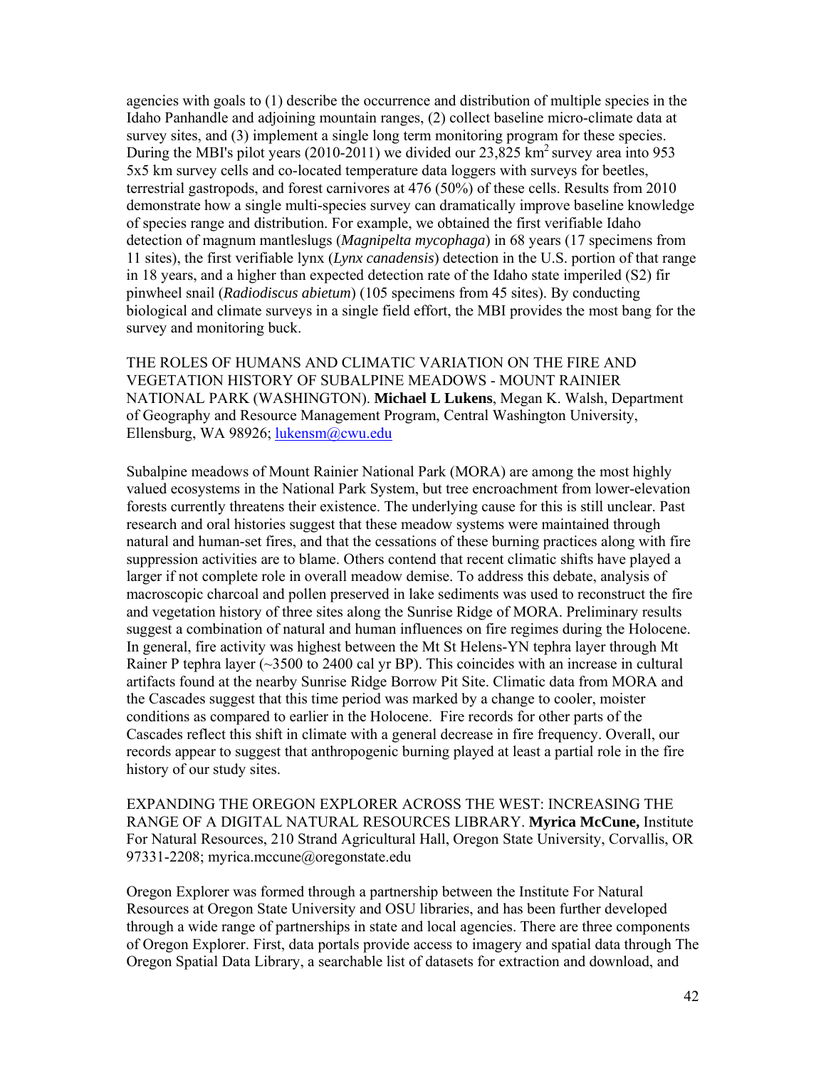agencies with goals to (1) describe the occurrence and distribution of multiple species in the Idaho Panhandle and adjoining mountain ranges, (2) collect baseline micro-climate data at survey sites, and (3) implement a single long term monitoring program for these species. During the MBI's pilot years (2010-2011) we divided our 23,825 $km^2$ survey area into 953 5x5 km survey cells and co-located temperature data loggers with surveys for beetles, terrestrial gastropods, and forest carnivores at 476 (50%) of these cells. Results from 2010 demonstrate how a single multi-species survey can dramatically improve baseline knowledge of species range and distribution. For example, we obtained the first verifiable Idaho detection of magnum mantleslugs (*Magnipelta mycophaga*) in 68 years (17 specimens from 11 sites), the first verifiable lynx (*Lynx canadensis*) detection in the U.S. portion of that range in 18 years, and a higher than expected detection rate of the Idaho state imperiled (S2) fir pinwheel snail (*Radiodiscus abietum*) (105 specimens from 45 sites). By conducting biological and climate surveys in a single field effort, the MBI provides the most bang for the survey and monitoring buck.

THE ROLES OF HUMANS AND CLIMATIC VARIATION ON THE FIRE AND VEGETATION HISTORY OF SUBALPINE MEADOWS - MOUNT RAINIER NATIONAL PARK (WASHINGTON). **Michael L Lukens**, Megan K. Walsh, Department of Geography and Resource Management Program, Central Washington University, Ellensburg, WA 98926; lukensm@cwu.edu

Subalpine meadows of Mount Rainier National Park (MORA) are among the most highly valued ecosystems in the National Park System, but tree encroachment from lower-elevation forests currently threatens their existence. The underlying cause for this is still unclear. Past research and oral histories suggest that these meadow systems were maintained through natural and human-set fires, and that the cessations of these burning practices along with fire suppression activities are to blame. Others contend that recent climatic shifts have played a larger if not complete role in overall meadow demise. To address this debate, analysis of macroscopic charcoal and pollen preserved in lake sediments was used to reconstruct the fire and vegetation history of three sites along the Sunrise Ridge of MORA. Preliminary results suggest a combination of natural and human influences on fire regimes during the Holocene. In general, fire activity was highest between the Mt St Helens-YN tephra layer through Mt Rainer P tephra layer (~3500 to 2400 cal yr BP). This coincides with an increase in cultural artifacts found at the nearby Sunrise Ridge Borrow Pit Site. Climatic data from MORA and the Cascades suggest that this time period was marked by a change to cooler, moister conditions as compared to earlier in the Holocene. Fire records for other parts of the Cascades reflect this shift in climate with a general decrease in fire frequency. Overall, our records appear to suggest that anthropogenic burning played at least a partial role in the fire history of our study sites.

EXPANDING THE OREGON EXPLORER ACROSS THE WEST: INCREASING THE RANGE OF A DIGITAL NATURAL RESOURCES LIBRARY. **Myrica McCune,** Institute For Natural Resources, 210 Strand Agricultural Hall, Oregon State University, Corvallis, OR 97331-2208; myrica.mccune@oregonstate.edu

Oregon Explorer was formed through a partnership between the Institute For Natural Resources at Oregon State University and OSU libraries, and has been further developed through a wide range of partnerships in state and local agencies. There are three components of Oregon Explorer. First, data portals provide access to imagery and spatial data through The Oregon Spatial Data Library, a searchable list of datasets for extraction and download, and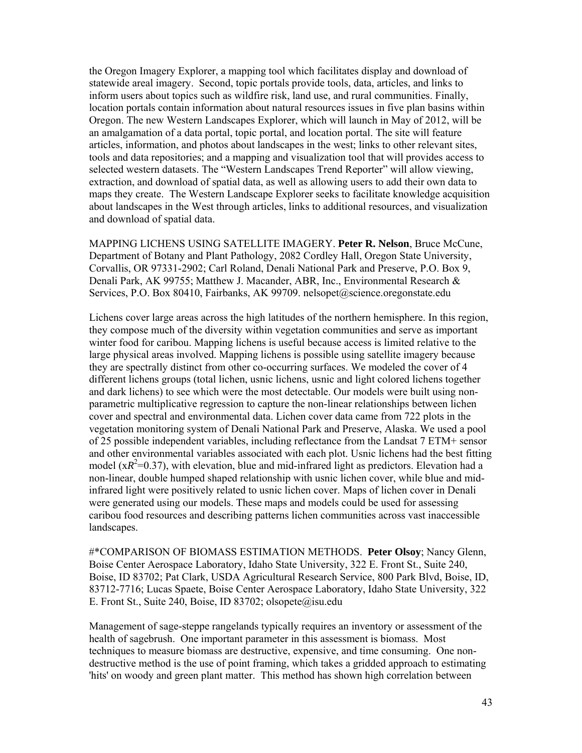the Oregon Imagery Explorer, a mapping tool which facilitates display and download of statewide areal imagery. Second, topic portals provide tools, data, articles, and links to inform users about topics such as wildfire risk, land use, and rural communities. Finally, location portals contain information about natural resources issues in five plan basins within Oregon. The new Western Landscapes Explorer, which will launch in May of 2012, will be an amalgamation of a data portal, topic portal, and location portal. The site will feature articles, information, and photos about landscapes in the west; links to other relevant sites, tools and data repositories; and a mapping and visualization tool that will provides access to selected western datasets. The "Western Landscapes Trend Reporter" will allow viewing, extraction, and download of spatial data, as well as allowing users to add their own data to maps they create. The Western Landscape Explorer seeks to facilitate knowledge acquisition about landscapes in the West through articles, links to additional resources, and visualization and download of spatial data.

MAPPING LICHENS USING SATELLITE IMAGERY. **Peter R. Nelson**, Bruce McCune, Department of Botany and Plant Pathology, 2082 Cordley Hall, Oregon State University, Corvallis, OR 97331-2902; Carl Roland, Denali National Park and Preserve, P.O. Box 9, Denali Park, AK 99755; Matthew J. Macander, ABR, Inc., Environmental Research & Services, P.O. Box 80410, Fairbanks, AK 99709. nelsopet@science.oregonstate.edu

Lichens cover large areas across the high latitudes of the northern hemisphere. In this region, they compose much of the diversity within vegetation communities and serve as important winter food for caribou. Mapping lichens is useful because access is limited relative to the large physical areas involved. Mapping lichens is possible using satellite imagery because they are spectrally distinct from other co-occurring surfaces. We modeled the cover of 4 different lichens groups (total lichen, usnic lichens, usnic and light colored lichens together and dark lichens) to see which were the most detectable. Our models were built using non-parametric multiplicative regression to capture the non-linear relationships between lichen cover and spectral and environmental data. Lichen cover data came from 722 plots in the vegetation monitoring system of Denali National Park and Preserve, Alaska. We used a pool of 25 possible independent variables, including reflectance from the Landsat 7 ETM+ sensor and other environmental variables associated with each plot. Usnic lichens had the best fitting model ($xR^2$=0.37), with elevation, blue and mid-infrared light as predictors. Elevation had a non-linear, double humped shaped relationship with usnic lichen cover, while blue and mid-infrared light were positively related to usnic lichen cover. Maps of lichen cover in Denali were generated using our models. These maps and models could be used for assessing caribou food resources and describing patterns lichen communities across vast inaccessible landscapes.

#*COMPARISON OF BIOMASS ESTIMATION METHODS. **Peter Olsoy**; Nancy Glenn, Boise Center Aerospace Laboratory, Idaho State University, 322 E. Front St., Suite 240, Boise, ID 83702; Pat Clark, USDA Agricultural Research Service, 800 Park Blvd, Boise, ID, 83712-7716; Lucas Spaete, Boise Center Aerospace Laboratory, Idaho State University, 322 E. Front St., Suite 240, Boise, ID 83702; olsopete@isu.edu

Management of sage-steppe rangelands typically requires an inventory or assessment of the health of sagebrush. One important parameter in this assessment is biomass. Most techniques to measure biomass are destructive, expensive, and time consuming. One non-destructive method is the use of point framing, which takes a gridded approach to estimating 'hits' on woody and green plant matter. This method has shown high correlation between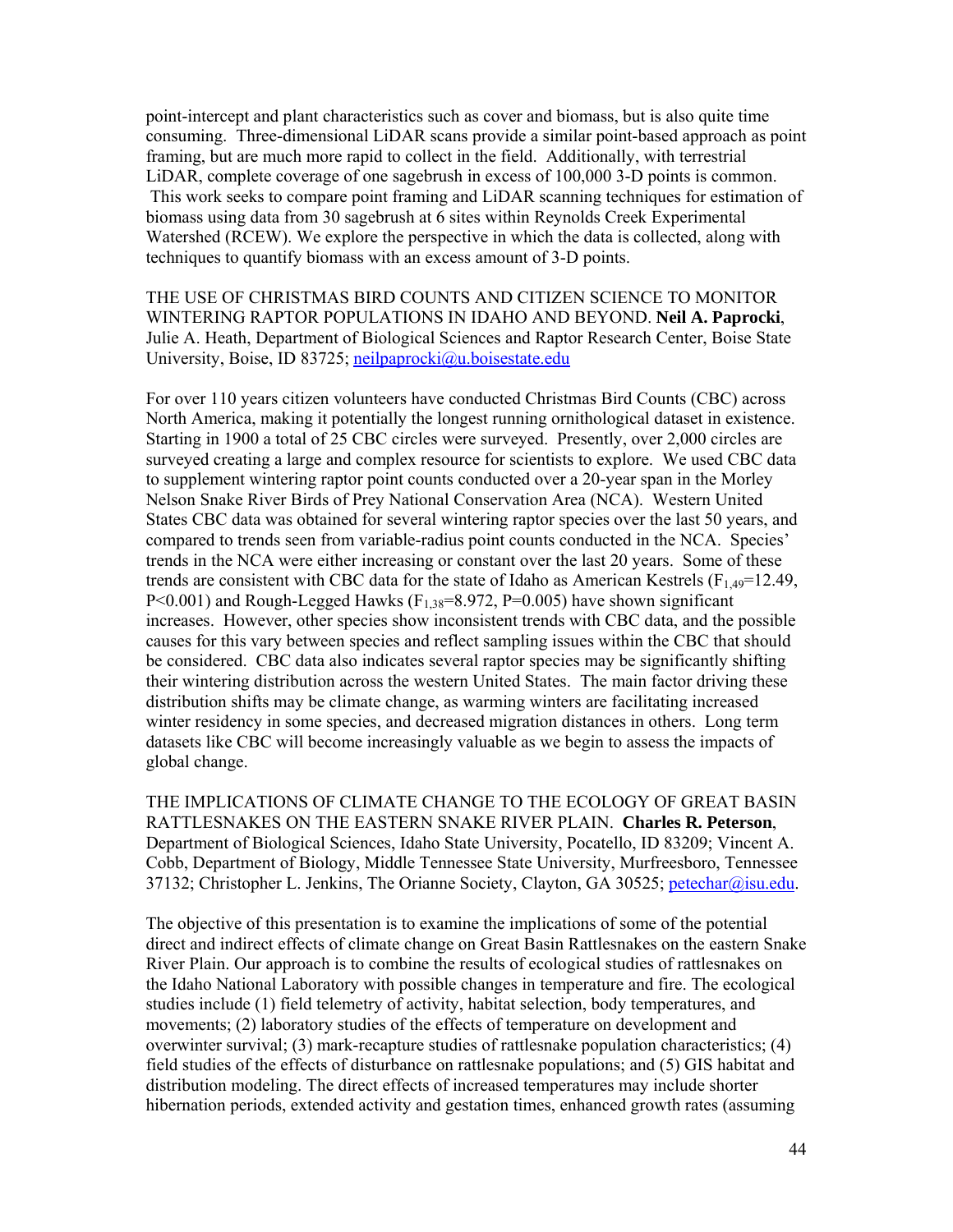point-intercept and plant characteristics such as cover and biomass, but is also quite time consuming. Three-dimensional LiDAR scans provide a similar point-based approach as point framing, but are much more rapid to collect in the field. Additionally, with terrestrial LiDAR, complete coverage of one sagebrush in excess of 100,000 3-D points is common. This work seeks to compare point framing and LiDAR scanning techniques for estimation of biomass using data from 30 sagebrush at 6 sites within Reynolds Creek Experimental Watershed (RCEW). We explore the perspective in which the data is collected, along with techniques to quantify biomass with an excess amount of 3-D points.

THE USE OF CHRISTMAS BIRD COUNTS AND CITIZEN SCIENCE TO MONITOR WINTERING RAPTOR POPULATIONS IN IDAHO AND BEYOND. **Neil A. Paprocki**, Julie A. Heath, Department of Biological Sciences and Raptor Research Center, Boise State University, Boise, ID 83725; neilpaprocki@u.boisestate.edu

For over 110 years citizen volunteers have conducted Christmas Bird Counts (CBC) across North America, making it potentially the longest running ornithological dataset in existence. Starting in 1900 a total of 25 CBC circles were surveyed. Presently, over 2,000 circles are surveyed creating a large and complex resource for scientists to explore. We used CBC data to supplement wintering raptor point counts conducted over a 20-year span in the Morley Nelson Snake River Birds of Prey National Conservation Area (NCA). Western United States CBC data was obtained for several wintering raptor species over the last 50 years, and compared to trends seen from variable-radius point counts conducted in the NCA. Species' trends in the NCA were either increasing or constant over the last 20 years. Some of these trends are consistent with CBC data for the state of Idaho as American Kestrels ($F_{1,49}$=12.49, $P$<0.001) and Rough-Legged Hawks ($F_{1,38}$=8.972, $P$=0.005) have shown significant increases. However, other species show inconsistent trends with CBC data, and the possible causes for this vary between species and reflect sampling issues within the CBC that should be considered. CBC data also indicates several raptor species may be significantly shifting their wintering distribution across the western United States. The main factor driving these distribution shifts may be climate change, as warming winters are facilitating increased winter residency in some species, and decreased migration distances in others. Long term datasets like CBC will become increasingly valuable as we begin to assess the impacts of global change.

THE IMPLICATIONS OF CLIMATE CHANGE TO THE ECOLOGY OF GREAT BASIN RATTLESNAKES ON THE EASTERN SNAKE RIVER PLAIN. **Charles R. Peterson**, Department of Biological Sciences, Idaho State University, Pocatello, ID 83209; Vincent A. Cobb, Department of Biology, Middle Tennessee State University, Murfreesboro, Tennessee 37132; Christopher L. Jenkins, The Orianne Society, Clayton, GA 30525; petechar@isu.edu.

The objective of this presentation is to examine the implications of some of the potential direct and indirect effects of climate change on Great Basin Rattlesnakes on the eastern Snake River Plain. Our approach is to combine the results of ecological studies of rattlesnakes on the Idaho National Laboratory with possible changes in temperature and fire. The ecological studies include (1) field telemetry of activity, habitat selection, body temperatures, and movements; (2) laboratory studies of the effects of temperature on development and overwinter survival; (3) mark-recapture studies of rattlesnake population characteristics; (4) field studies of the effects of disturbance on rattlesnake populations; and (5) GIS habitat and distribution modeling. The direct effects of increased temperatures may include shorter hibernation periods, extended activity and gestation times, enhanced growth rates (assuming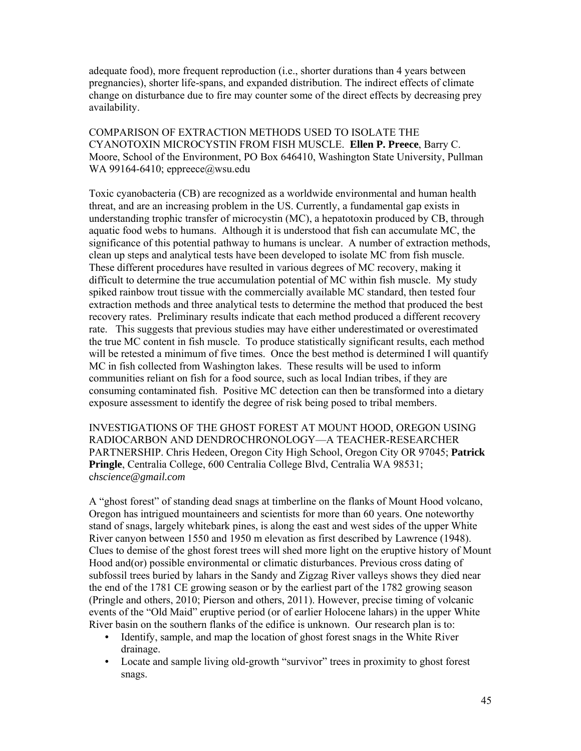adequate food), more frequent reproduction (i.e., shorter durations than 4 years between pregnancies), shorter life-spans, and expanded distribution. The indirect effects of climate change on disturbance due to fire may counter some of the direct effects by decreasing prey availability.

COMPARISON OF EXTRACTION METHODS USED TO ISOLATE THE CYANOTOXIN MICROCYSTIN FROM FISH MUSCLE. **Ellen P. Preece**, Barry C. Moore, School of the Environment, PO Box 646410, Washington State University, Pullman WA 99164-6410; eppreece@wsu.edu

Toxic cyanobacteria (CB) are recognized as a worldwide environmental and human health threat, and are an increasing problem in the US. Currently, a fundamental gap exists in understanding trophic transfer of microcystin (MC), a hepatotoxin produced by CB, through aquatic food webs to humans. Although it is understood that fish can accumulate MC, the significance of this potential pathway to humans is unclear. A number of extraction methods, clean up steps and analytical tests have been developed to isolate MC from fish muscle. These different procedures have resulted in various degrees of MC recovery, making it difficult to determine the true accumulation potential of MC within fish muscle. My study spiked rainbow trout tissue with the commercially available MC standard, then tested four extraction methods and three analytical tests to determine the method that produced the best recovery rates. Preliminary results indicate that each method produced a different recovery rate. This suggests that previous studies may have either underestimated or overestimated the true MC content in fish muscle. To produce statistically significant results, each method will be retested a minimum of five times. Once the best method is determined I will quantify MC in fish collected from Washington lakes. These results will be used to inform communities reliant on fish for a food source, such as local Indian tribes, if they are consuming contaminated fish. Positive MC detection can then be transformed into a dietary exposure assessment to identify the degree of risk being posed to tribal members.

INVESTIGATIONS OF THE GHOST FOREST AT MOUNT HOOD, OREGON USING RADIOCARBON AND DENDROCHRONOLOGY—A TEACHER-RESEARCHER PARTNERSHIP. Chris Hedeen, Oregon City High School, Oregon City OR 97045; **Patrick Pringle**, Centralia College, 600 Centralia College Blvd, Centralia WA 98531; c*hscience@gmail.com*

A "ghost forest" of standing dead snags at timberline on the flanks of Mount Hood volcano, Oregon has intrigued mountaineers and scientists for more than 60 years. One noteworthy stand of snags, largely whitebark pines, is along the east and west sides of the upper White River canyon between 1550 and 1950 m elevation as first described by Lawrence (1948). Clues to demise of the ghost forest trees will shed more light on the eruptive history of Mount Hood and(or) possible environmental or climatic disturbances. Previous cross dating of subfossil trees buried by lahars in the Sandy and Zigzag River valleys shows they died near the end of the 1781 CE growing season or by the earliest part of the 1782 growing season (Pringle and others, 2010; Pierson and others, 2011). However, precise timing of volcanic events of the "Old Maid" eruptive period (or of earlier Holocene lahars) in the upper White River basin on the southern flanks of the edifice is unknown. Our research plan is to:

- Identify, sample, and map the location of ghost forest snags in the White River drainage.
- Locate and sample living old-growth "survivor" trees in proximity to ghost forest snags.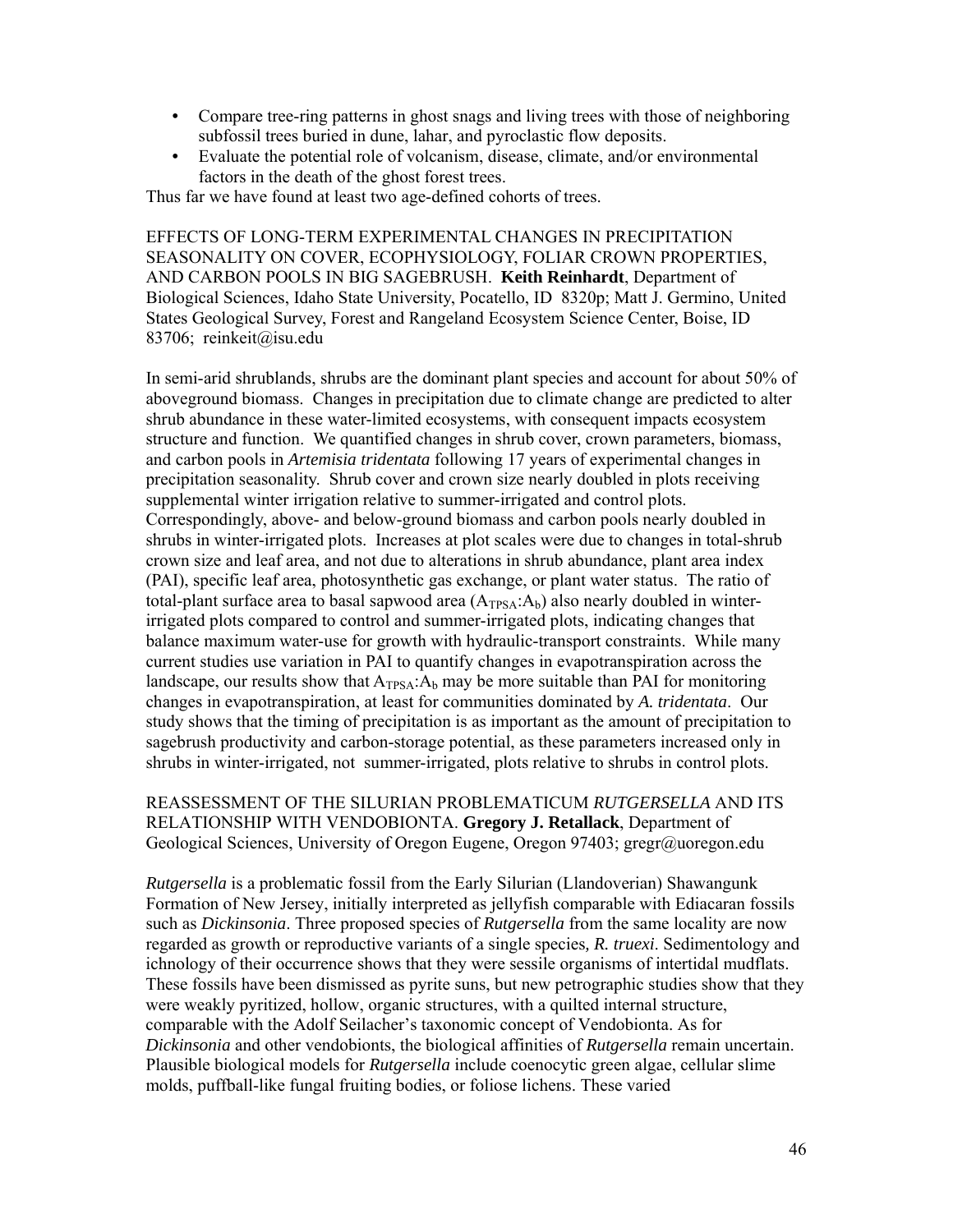- Compare tree-ring patterns in ghost snags and living trees with those of neighboring subfossil trees buried in dune, lahar, and pyroclastic flow deposits.
- Evaluate the potential role of volcanism, disease, climate, and/or environmental factors in the death of the ghost forest trees.

Thus far we have found at least two age-defined cohorts of trees.

EFFECTS OF LONG-TERM EXPERIMENTAL CHANGES IN PRECIPITATION SEASONALITY ON COVER, ECOPHYSIOLOGY, FOLIAR CROWN PROPERTIES, AND CARBON POOLS IN BIG SAGEBRUSH. **Keith Reinhardt**, Department of Biological Sciences, Idaho State University, Pocatello, ID 8320p; Matt J. Germino, United States Geological Survey, Forest and Rangeland Ecosystem Science Center, Boise, ID 83706; reinkeit@isu.edu

In semi-arid shrublands, shrubs are the dominant plant species and account for about 50% of aboveground biomass. Changes in precipitation due to climate change are predicted to alter shrub abundance in these water-limited ecosystems, with consequent impacts ecosystem structure and function. We quantified changes in shrub cover, crown parameters, biomass, and carbon pools in *Artemisia tridentata* following 17 years of experimental changes in precipitation seasonality. Shrub cover and crown size nearly doubled in plots receiving supplemental winter irrigation relative to summer-irrigated and control plots. Correspondingly, above- and below-ground biomass and carbon pools nearly doubled in shrubs in winter-irrigated plots. Increases at plot scales were due to changes in total-shrub crown size and leaf area, and not due to alterations in shrub abundance, plant area index (PAI), specific leaf area, photosynthetic gas exchange, or plant water status. The ratio of total-plant surface area to basal sapwood area ($A_{TPSA}$:$A_b$) also nearly doubled in winter-irrigated plots compared to control and summer-irrigated plots, indicating changes that balance maximum water-use for growth with hydraulic-transport constraints. While many current studies use variation in PAI to quantify changes in evapotranspiration across the landscape, our results show that $A_{TPSA}$:$A_b$ may be more suitable than PAI for monitoring changes in evapotranspiration, at least for communities dominated by *A. tridentata*. Our study shows that the timing of precipitation is as important as the amount of precipitation to sagebrush productivity and carbon-storage potential, as these parameters increased only in shrubs in winter-irrigated, not summer-irrigated, plots relative to shrubs in control plots.

REASSESSMENT OF THE SILURIAN PROBLEMATICUM *RUTGERSELLA* AND ITS RELATIONSHIP WITH VENDOBIONTA. **Gregory J. Retallack**, Department of Geological Sciences, University of Oregon Eugene, Oregon 97403; gregr@uoregon.edu

*Rutgersella* is a problematic fossil from the Early Silurian (Llandoverian) Shawangunk Formation of New Jersey, initially interpreted as jellyfish comparable with Ediacaran fossils such as *Dickinsonia*. Three proposed species of *Rutgersella* from the same locality are now regarded as growth or reproductive variants of a single species*, R. truexi*. Sedimentology and ichnology of their occurrence shows that they were sessile organisms of intertidal mudflats. These fossils have been dismissed as pyrite suns, but new petrographic studies show that they were weakly pyritized, hollow, organic structures, with a quilted internal structure, comparable with the Adolf Seilacher's taxonomic concept of Vendobionta. As for *Dickinsonia* and other vendobionts, the biological affinities of *Rutgersella* remain uncertain. Plausible biological models for *Rutgersella* include coenocytic green algae, cellular slime molds, puffball-like fungal fruiting bodies, or foliose lichens. These varied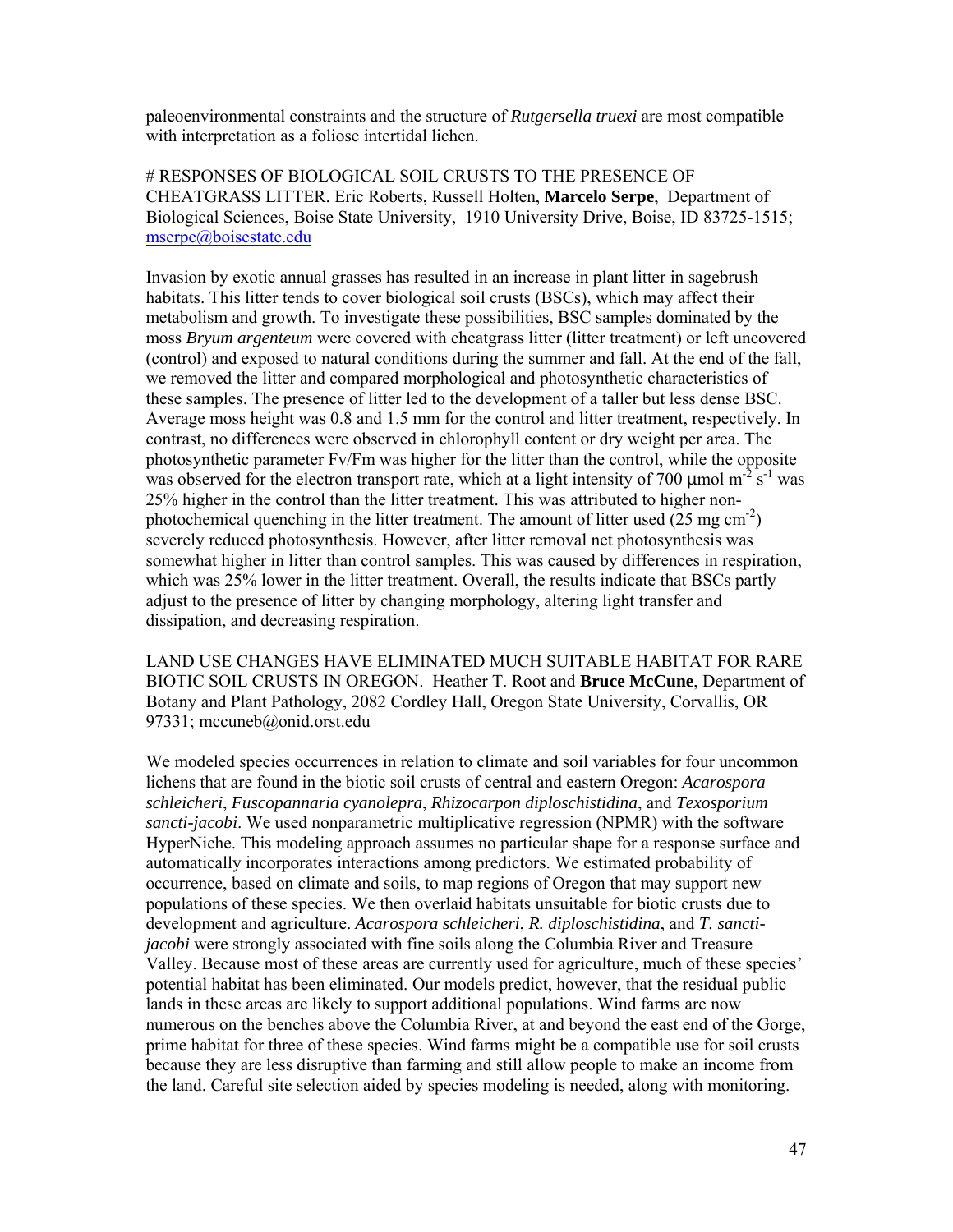paleoenvironmental constraints and the structure of *Rutgersella truexi* are most compatible with interpretation as a foliose intertidal lichen.

# RESPONSES OF BIOLOGICAL SOIL CRUSTS TO THE PRESENCE OF CHEATGRASS LITTER. Eric Roberts, Russell Holten, **Marcelo Serpe**, Department of Biological Sciences, Boise State University, 1910 University Drive, Boise, ID 83725-1515; mserpe@boisestate.edu

Invasion by exotic annual grasses has resulted in an increase in plant litter in sagebrush habitats. This litter tends to cover biological soil crusts (BSCs), which may affect their metabolism and growth. To investigate these possibilities, BSC samples dominated by the moss *Bryum argenteum* were covered with cheatgrass litter (litter treatment) or left uncovered (control) and exposed to natural conditions during the summer and fall. At the end of the fall, we removed the litter and compared morphological and photosynthetic characteristics of these samples. The presence of litter led to the development of a taller but less dense BSC. Average moss height was 0.8 and 1.5 mm for the control and litter treatment, respectively. In contrast, no differences were observed in chlorophyll content or dry weight per area. The photosynthetic parameter Fv/Fm was higher for the litter than the control, while the opposite was observed for the electron transport rate, which at a light intensity of 700 μmol $m^{-2}$ $s^{-1}$ was 25% higher in the control than the litter treatment. This was attributed to higher non-photochemical quenching in the litter treatment. The amount of litter used (25 mg $cm^{-2}$) severely reduced photosynthesis. However, after litter removal net photosynthesis was somewhat higher in litter than control samples. This was caused by differences in respiration, which was 25% lower in the litter treatment. Overall, the results indicate that BSCs partly adjust to the presence of litter by changing morphology, altering light transfer and dissipation, and decreasing respiration.

LAND USE CHANGES HAVE ELIMINATED MUCH SUITABLE HABITAT FOR RARE BIOTIC SOIL CRUSTS IN OREGON. Heather T. Root and **Bruce McCune**, Department of Botany and Plant Pathology, 2082 Cordley Hall, Oregon State University, Corvallis, OR 97331; mccuneb@onid.orst.edu

We modeled species occurrences in relation to climate and soil variables for four uncommon lichens that are found in the biotic soil crusts of central and eastern Oregon: *Acarospora schleicheri*, *Fuscopannaria cyanolepra*, *Rhizocarpon diploschistidina*, and *Texosporium sancti-jacobi*. We used nonparametric multiplicative regression (NPMR) with the software HyperNiche. This modeling approach assumes no particular shape for a response surface and automatically incorporates interactions among predictors. We estimated probability of occurrence, based on climate and soils, to map regions of Oregon that may support new populations of these species. We then overlaid habitats unsuitable for biotic crusts due to development and agriculture. *Acarospora schleicheri*, *R. diploschistidina*, and *T. sancti-jacobi* were strongly associated with fine soils along the Columbia River and Treasure Valley. Because most of these areas are currently used for agriculture, much of these species' potential habitat has been eliminated. Our models predict, however, that the residual public lands in these areas are likely to support additional populations. Wind farms are now numerous on the benches above the Columbia River, at and beyond the east end of the Gorge, prime habitat for three of these species. Wind farms might be a compatible use for soil crusts because they are less disruptive than farming and still allow people to make an income from the land. Careful site selection aided by species modeling is needed, along with monitoring.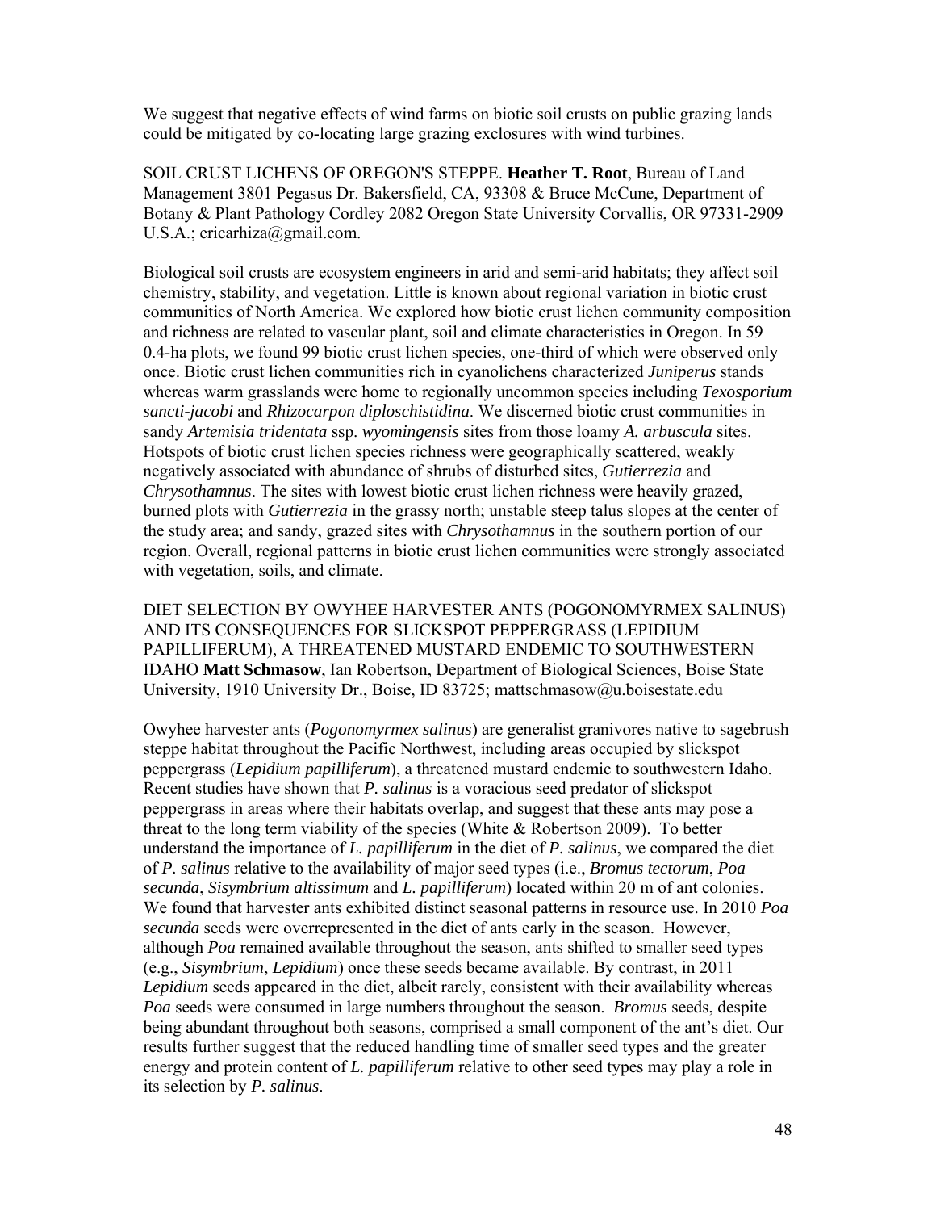We suggest that negative effects of wind farms on biotic soil crusts on public grazing lands could be mitigated by co-locating large grazing exclosures with wind turbines.

SOIL CRUST LICHENS OF OREGON'S STEPPE. **Heather T. Root**, Bureau of Land Management 3801 Pegasus Dr. Bakersfield, CA, 93308 & Bruce McCune, Department of Botany & Plant Pathology Cordley 2082 Oregon State University Corvallis, OR 97331-2909 U.S.A.; ericarhiza@gmail.com.

Biological soil crusts are ecosystem engineers in arid and semi-arid habitats; they affect soil chemistry, stability, and vegetation. Little is known about regional variation in biotic crust communities of North America. We explored how biotic crust lichen community composition and richness are related to vascular plant, soil and climate characteristics in Oregon. In 59 0.4-ha plots, we found 99 biotic crust lichen species, one-third of which were observed only once. Biotic crust lichen communities rich in cyanolichens characterized *Juniperus* stands whereas warm grasslands were home to regionally uncommon species including *Texosporium sancti-jacobi* and *Rhizocarpon diploschistidina*. We discerned biotic crust communities in sandy *Artemisia tridentata* ssp. *wyomingensis* sites from those loamy *A. arbuscula* sites. Hotspots of biotic crust lichen species richness were geographically scattered, weakly negatively associated with abundance of shrubs of disturbed sites, *Gutierrezia* and *Chrysothamnus*. The sites with lowest biotic crust lichen richness were heavily grazed, burned plots with *Gutierrezia* in the grassy north; unstable steep talus slopes at the center of the study area; and sandy, grazed sites with *Chrysothamnus* in the southern portion of our region. Overall, regional patterns in biotic crust lichen communities were strongly associated with vegetation, soils, and climate.

DIET SELECTION BY OWYHEE HARVESTER ANTS (POGONOMYRMEX SALINUS) AND ITS CONSEQUENCES FOR SLICKSPOT PEPPERGRASS (LEPIDIUM PAPILLIFERUM), A THREATENED MUSTARD ENDEMIC TO SOUTHWESTERN IDAHO **Matt Schmasow**, Ian Robertson, Department of Biological Sciences, Boise State University, 1910 University Dr., Boise, ID 83725; mattschmasow@u.boisestate.edu

Owyhee harvester ants (*Pogonomyrmex salinus*) are generalist granivores native to sagebrush steppe habitat throughout the Pacific Northwest, including areas occupied by slickspot peppergrass (*Lepidium papilliferum*), a threatened mustard endemic to southwestern Idaho. Recent studies have shown that *P. salinus* is a voracious seed predator of slickspot peppergrass in areas where their habitats overlap, and suggest that these ants may pose a threat to the long term viability of the species (White & Robertson 2009). To better understand the importance of *L. papilliferum* in the diet of *P. salinus*, we compared the diet of *P. salinus* relative to the availability of major seed types (i.e., *Bromus tectorum*, *Poa secunda*, *Sisymbrium altissimum* and *L. papilliferum*) located within 20 m of ant colonies. We found that harvester ants exhibited distinct seasonal patterns in resource use. In 2010 *Poa secunda* seeds were overrepresented in the diet of ants early in the season. However, although *Poa* remained available throughout the season, ants shifted to smaller seed types (e.g., *Sisymbrium*, *Lepidium*) once these seeds became available. By contrast, in 2011 *Lepidium* seeds appeared in the diet, albeit rarely, consistent with their availability whereas *Poa* seeds were consumed in large numbers throughout the season. *Bromus* seeds, despite being abundant throughout both seasons, comprised a small component of the ant's diet. Our results further suggest that the reduced handling time of smaller seed types and the greater energy and protein content of *L. papilliferum* relative to other seed types may play a role in its selection by *P. salinus*.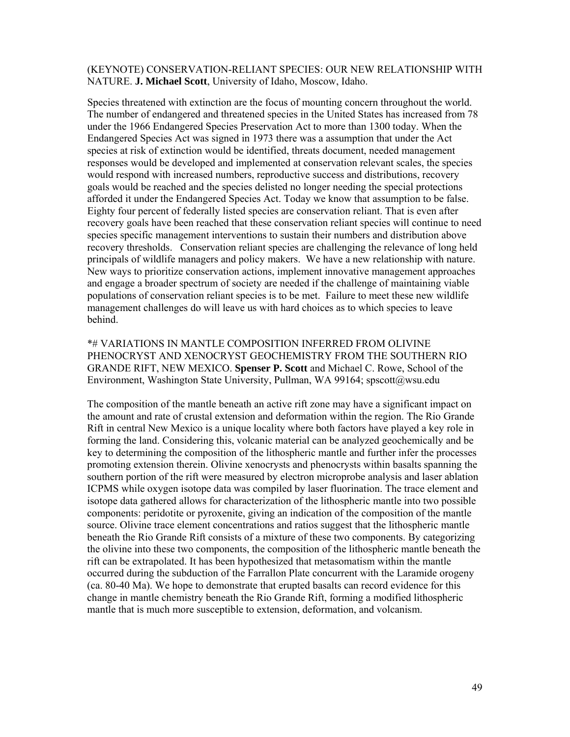(KEYNOTE) CONSERVATION-RELIANT SPECIES: OUR NEW RELATIONSHIP WITH NATURE. **J. Michael Scott**, University of Idaho, Moscow, Idaho.

Species threatened with extinction are the focus of mounting concern throughout the world. The number of endangered and threatened species in the United States has increased from 78 under the 1966 Endangered Species Preservation Act to more than 1300 today. When the Endangered Species Act was signed in 1973 there was a assumption that under the Act species at risk of extinction would be identified, threats document, needed management responses would be developed and implemented at conservation relevant scales, the species would respond with increased numbers, reproductive success and distributions, recovery goals would be reached and the species delisted no longer needing the special protections afforded it under the Endangered Species Act. Today we know that assumption to be false. Eighty four percent of federally listed species are conservation reliant. That is even after recovery goals have been reached that these conservation reliant species will continue to need species specific management interventions to sustain their numbers and distribution above recovery thresholds. Conservation reliant species are challenging the relevance of long held principals of wildlife managers and policy makers. We have a new relationship with nature. New ways to prioritize conservation actions, implement innovative management approaches and engage a broader spectrum of society are needed if the challenge of maintaining viable populations of conservation reliant species is to be met. Failure to meet these new wildlife management challenges do will leave us with hard choices as to which species to leave behind.

*# VARIATIONS IN MANTLE COMPOSITION INFERRED FROM OLIVINE PHENOCRYST AND XENOCRYST GEOCHEMISTRY FROM THE SOUTHERN RIO GRANDE RIFT, NEW MEXICO. **Spenser P. Scott** and Michael C. Rowe, School of the Environment, Washington State University, Pullman, WA 99164; spscott@wsu.edu

The composition of the mantle beneath an active rift zone may have a significant impact on the amount and rate of crustal extension and deformation within the region. The Rio Grande Rift in central New Mexico is a unique locality where both factors have played a key role in forming the land. Considering this, volcanic material can be analyzed geochemically and be key to determining the composition of the lithospheric mantle and further infer the processes promoting extension therein. Olivine xenocrysts and phenocrysts within basalts spanning the southern portion of the rift were measured by electron microprobe analysis and laser ablation ICPMS while oxygen isotope data was compiled by laser fluorination. The trace element and isotope data gathered allows for characterization of the lithospheric mantle into two possible components: peridotite or pyroxenite, giving an indication of the composition of the mantle source. Olivine trace element concentrations and ratios suggest that the lithospheric mantle beneath the Rio Grande Rift consists of a mixture of these two components. By categorizing the olivine into these two components, the composition of the lithospheric mantle beneath the rift can be extrapolated. It has been hypothesized that metasomatism within the mantle occurred during the subduction of the Farrallon Plate concurrent with the Laramide orogeny (ca. 80-40 Ma). We hope to demonstrate that erupted basalts can record evidence for this change in mantle chemistry beneath the Rio Grande Rift, forming a modified lithospheric mantle that is much more susceptible to extension, deformation, and volcanism.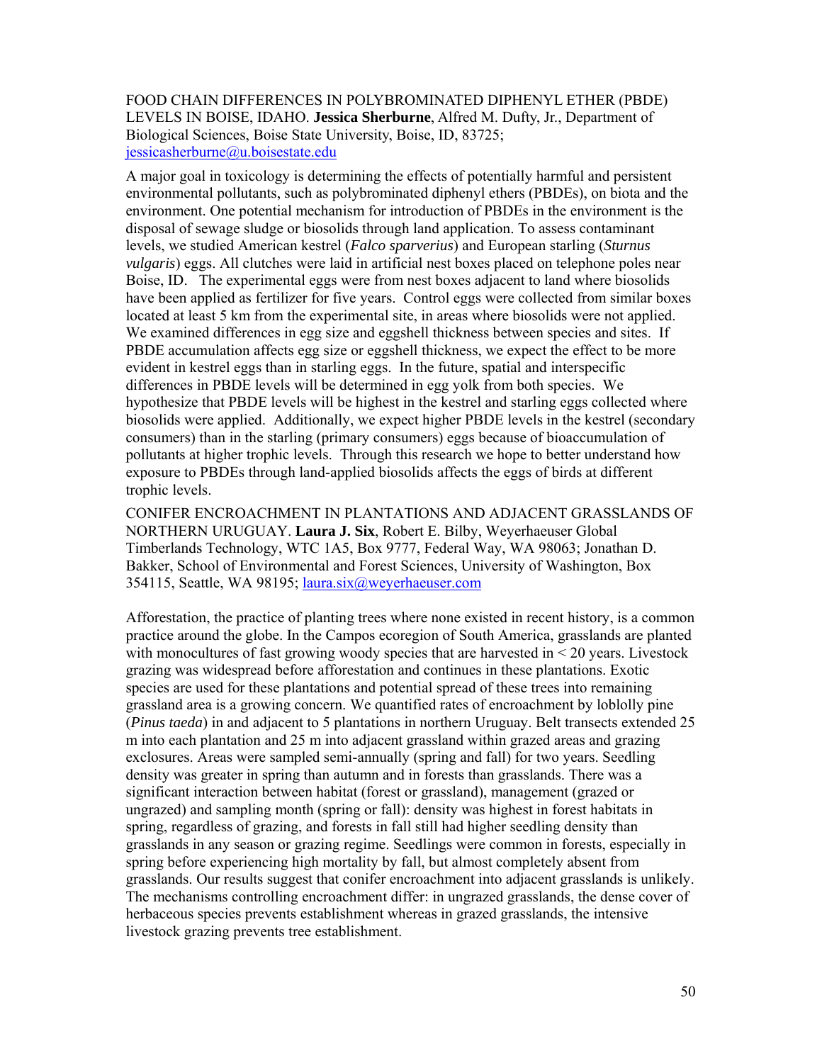FOOD CHAIN DIFFERENCES IN POLYBROMINATED DIPHENYL ETHER (PBDE) LEVELS IN BOISE, IDAHO. **Jessica Sherburne**, Alfred M. Dufty, Jr., Department of Biological Sciences, Boise State University, Boise, ID, 83725; jessicasherburne@u.boisestate.edu

A major goal in toxicology is determining the effects of potentially harmful and persistent environmental pollutants, such as polybrominated diphenyl ethers (PBDEs), on biota and the environment. One potential mechanism for introduction of PBDEs in the environment is the disposal of sewage sludge or biosolids through land application. To assess contaminant levels, we studied American kestrel (*Falco sparverius*) and European starling (*Sturnus vulgaris*) eggs. All clutches were laid in artificial nest boxes placed on telephone poles near Boise, ID. The experimental eggs were from nest boxes adjacent to land where biosolids have been applied as fertilizer for five years. Control eggs were collected from similar boxes located at least 5 km from the experimental site, in areas where biosolids were not applied. We examined differences in egg size and eggshell thickness between species and sites. If PBDE accumulation affects egg size or eggshell thickness, we expect the effect to be more evident in kestrel eggs than in starling eggs. In the future, spatial and interspecific differences in PBDE levels will be determined in egg yolk from both species. We hypothesize that PBDE levels will be highest in the kestrel and starling eggs collected where biosolids were applied. Additionally, we expect higher PBDE levels in the kestrel (secondary consumers) than in the starling (primary consumers) eggs because of bioaccumulation of pollutants at higher trophic levels. Through this research we hope to better understand how exposure to PBDEs through land-applied biosolids affects the eggs of birds at different trophic levels.

CONIFER ENCROACHMENT IN PLANTATIONS AND ADJACENT GRASSLANDS OF NORTHERN URUGUAY. **Laura J. Six**, Robert E. Bilby, Weyerhaeuser Global Timberlands Technology, WTC 1A5, Box 9777, Federal Way, WA 98063; Jonathan D. Bakker, School of Environmental and Forest Sciences, University of Washington, Box 354115, Seattle, WA 98195; laura.six@weyerhaeuser.com

Afforestation, the practice of planting trees where none existed in recent history, is a common practice around the globe. In the Campos ecoregion of South America, grasslands are planted with monocultures of fast growing woody species that are harvested in < 20 years. Livestock grazing was widespread before afforestation and continues in these plantations. Exotic species are used for these plantations and potential spread of these trees into remaining grassland area is a growing concern. We quantified rates of encroachment by loblolly pine (*Pinus taeda*) in and adjacent to 5 plantations in northern Uruguay. Belt transects extended 25 m into each plantation and 25 m into adjacent grassland within grazed areas and grazing exclosures. Areas were sampled semi-annually (spring and fall) for two years. Seedling density was greater in spring than autumn and in forests than grasslands. There was a significant interaction between habitat (forest or grassland), management (grazed or ungrazed) and sampling month (spring or fall): density was highest in forest habitats in spring, regardless of grazing, and forests in fall still had higher seedling density than grasslands in any season or grazing regime. Seedlings were common in forests, especially in spring before experiencing high mortality by fall, but almost completely absent from grasslands. Our results suggest that conifer encroachment into adjacent grasslands is unlikely. The mechanisms controlling encroachment differ: in ungrazed grasslands, the dense cover of herbaceous species prevents establishment whereas in grazed grasslands, the intensive livestock grazing prevents tree establishment.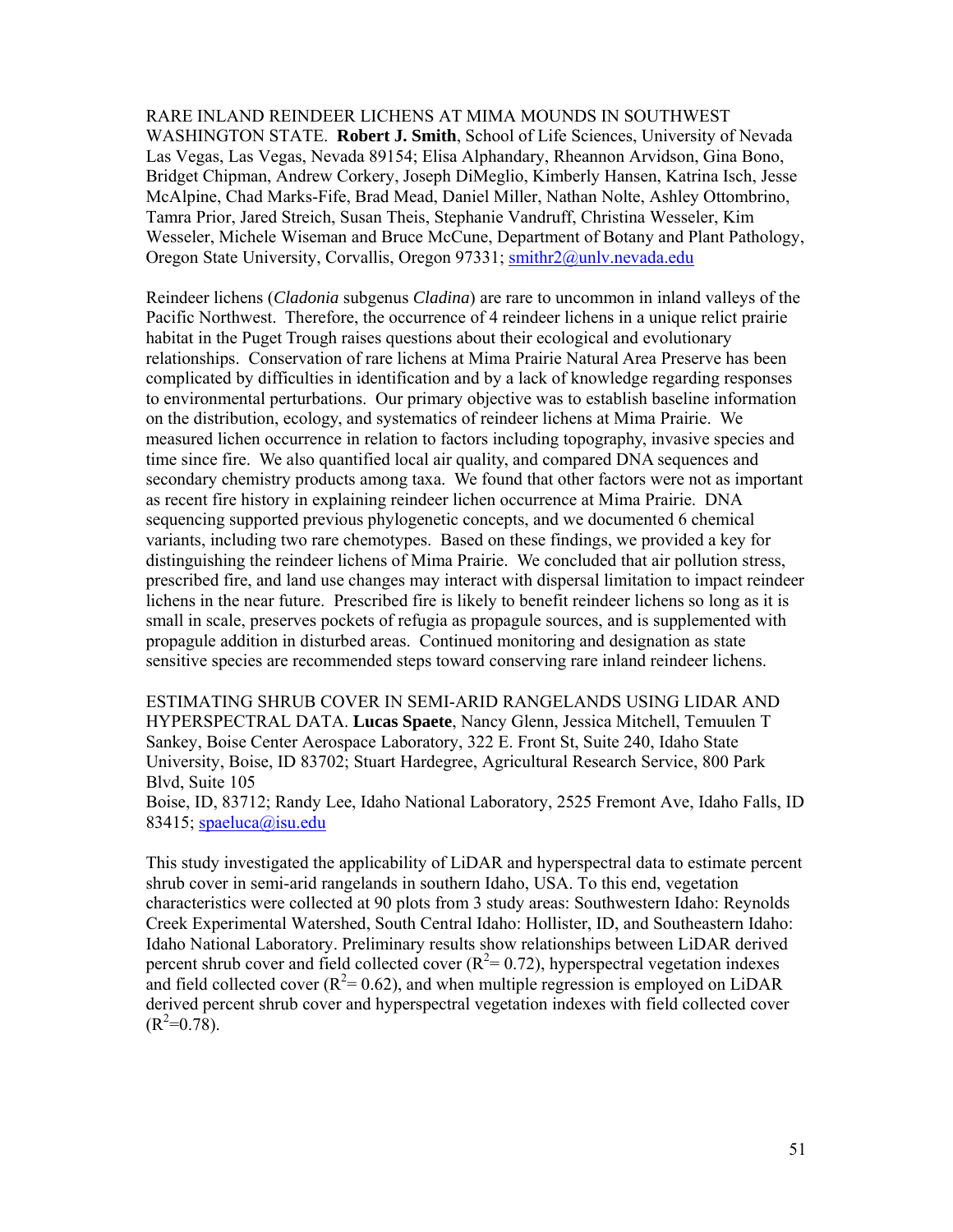RARE INLAND REINDEER LICHENS AT MIMA MOUNDS IN SOUTHWEST WASHINGTON STATE. **Robert J. Smith**, School of Life Sciences, University of Nevada Las Vegas, Las Vegas, Nevada 89154; Elisa Alphandary, Rheannon Arvidson, Gina Bono, Bridget Chipman, Andrew Corkery, Joseph DiMeglio, Kimberly Hansen, Katrina Isch, Jesse McAlpine, Chad Marks-Fife, Brad Mead, Daniel Miller, Nathan Nolte, Ashley Ottombrino, Tamra Prior, Jared Streich, Susan Theis, Stephanie Vandruff, Christina Wesseler, Kim Wesseler, Michele Wiseman and Bruce McCune, Department of Botany and Plant Pathology, Oregon State University, Corvallis, Oregon 97331; smithr2@unlv.nevada.edu

Reindeer lichens (*Cladonia* subgenus *Cladina*) are rare to uncommon in inland valleys of the Pacific Northwest. Therefore, the occurrence of 4 reindeer lichens in a unique relict prairie habitat in the Puget Trough raises questions about their ecological and evolutionary relationships. Conservation of rare lichens at Mima Prairie Natural Area Preserve has been complicated by difficulties in identification and by a lack of knowledge regarding responses to environmental perturbations. Our primary objective was to establish baseline information on the distribution, ecology, and systematics of reindeer lichens at Mima Prairie. We measured lichen occurrence in relation to factors including topography, invasive species and time since fire. We also quantified local air quality, and compared DNA sequences and secondary chemistry products among taxa. We found that other factors were not as important as recent fire history in explaining reindeer lichen occurrence at Mima Prairie. DNA sequencing supported previous phylogenetic concepts, and we documented 6 chemical variants, including two rare chemotypes. Based on these findings, we provided a key for distinguishing the reindeer lichens of Mima Prairie. We concluded that air pollution stress, prescribed fire, and land use changes may interact with dispersal limitation to impact reindeer lichens in the near future. Prescribed fire is likely to benefit reindeer lichens so long as it is small in scale, preserves pockets of refugia as propagule sources, and is supplemented with propagule addition in disturbed areas. Continued monitoring and designation as state sensitive species are recommended steps toward conserving rare inland reindeer lichens.

ESTIMATING SHRUB COVER IN SEMI-ARID RANGELANDS USING LIDAR AND HYPERSPECTRAL DATA. **Lucas Spaete**, Nancy Glenn, Jessica Mitchell, Temuulen T Sankey, Boise Center Aerospace Laboratory, 322 E. Front St, Suite 240, Idaho State University, Boise, ID 83702; Stuart Hardegree, Agricultural Research Service, 800 Park Blvd, Suite 105
Boise, ID, 83712; Randy Lee, Idaho National Laboratory, 2525 Fremont Ave, Idaho Falls, ID 83415; spaeluca@isu.edu

This study investigated the applicability of LiDAR and hyperspectral data to estimate percent shrub cover in semi-arid rangelands in southern Idaho, USA. To this end, vegetation characteristics were collected at 90 plots from 3 study areas: Southwestern Idaho: Reynolds Creek Experimental Watershed, South Central Idaho: Hollister, ID, and Southeastern Idaho: Idaho National Laboratory. Preliminary results show relationships between LiDAR derived percent shrub cover and field collected cover ($R^2$= 0.72), hyperspectral vegetation indexes and field collected cover ($R^2$= 0.62), and when multiple regression is employed on LiDAR derived percent shrub cover and hyperspectral vegetation indexes with field collected cover ($R^2$=0.78).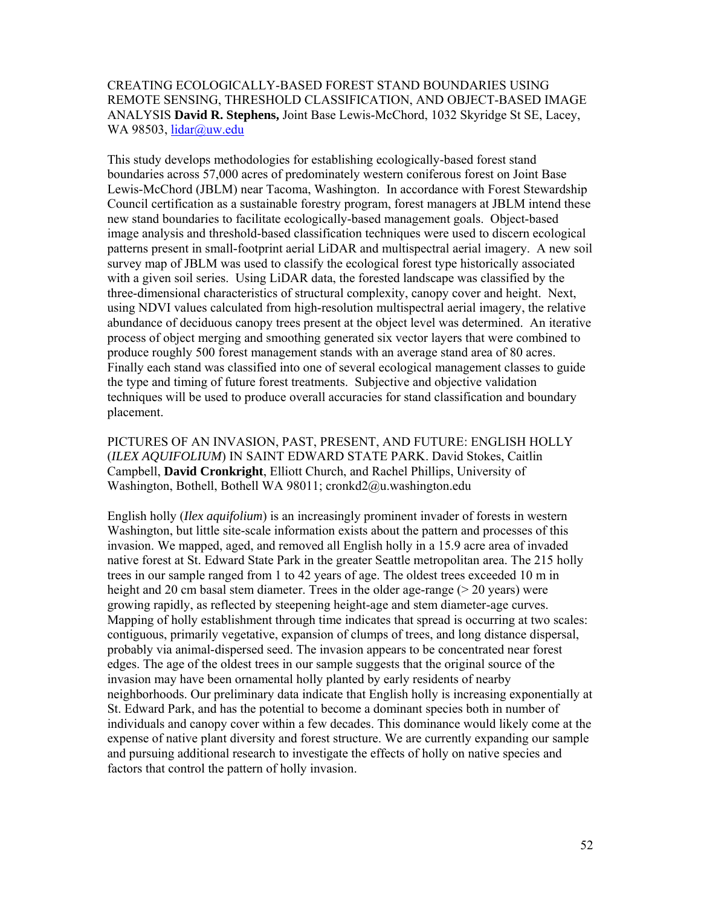CREATING ECOLOGICALLY-BASED FOREST STAND BOUNDARIES USING REMOTE SENSING, THRESHOLD CLASSIFICATION, AND OBJECT-BASED IMAGE ANALYSIS **David R. Stephens,** Joint Base Lewis-McChord, 1032 Skyridge St SE, Lacey, WA 98503, lidar@uw.edu

This study develops methodologies for establishing ecologically-based forest stand boundaries across 57,000 acres of predominately western coniferous forest on Joint Base Lewis-McChord (JBLM) near Tacoma, Washington. In accordance with Forest Stewardship Council certification as a sustainable forestry program, forest managers at JBLM intend these new stand boundaries to facilitate ecologically-based management goals. Object-based image analysis and threshold-based classification techniques were used to discern ecological patterns present in small-footprint aerial LiDAR and multispectral aerial imagery. A new soil survey map of JBLM was used to classify the ecological forest type historically associated with a given soil series. Using LiDAR data, the forested landscape was classified by the three-dimensional characteristics of structural complexity, canopy cover and height. Next, using NDVI values calculated from high-resolution multispectral aerial imagery, the relative abundance of deciduous canopy trees present at the object level was determined. An iterative process of object merging and smoothing generated six vector layers that were combined to produce roughly 500 forest management stands with an average stand area of 80 acres. Finally each stand was classified into one of several ecological management classes to guide the type and timing of future forest treatments. Subjective and objective validation techniques will be used to produce overall accuracies for stand classification and boundary placement.

PICTURES OF AN INVASION, PAST, PRESENT, AND FUTURE: ENGLISH HOLLY (*ILEX AQUIFOLIUM*) IN SAINT EDWARD STATE PARK. David Stokes, Caitlin Campbell, **David Cronkright**, Elliott Church, and Rachel Phillips, University of Washington, Bothell, Bothell WA 98011; cronkd2@u.washington.edu

English holly (*Ilex aquifolium*) is an increasingly prominent invader of forests in western Washington, but little site-scale information exists about the pattern and processes of this invasion. We mapped, aged, and removed all English holly in a 15.9 acre area of invaded native forest at St. Edward State Park in the greater Seattle metropolitan area. The 215 holly trees in our sample ranged from 1 to 42 years of age. The oldest trees exceeded 10 m in height and 20 cm basal stem diameter. Trees in the older age-range (> 20 years) were growing rapidly, as reflected by steepening height-age and stem diameter-age curves. Mapping of holly establishment through time indicates that spread is occurring at two scales: contiguous, primarily vegetative, expansion of clumps of trees, and long distance dispersal, probably via animal-dispersed seed. The invasion appears to be concentrated near forest edges. The age of the oldest trees in our sample suggests that the original source of the invasion may have been ornamental holly planted by early residents of nearby neighborhoods. Our preliminary data indicate that English holly is increasing exponentially at St. Edward Park, and has the potential to become a dominant species both in number of individuals and canopy cover within a few decades. This dominance would likely come at the expense of native plant diversity and forest structure. We are currently expanding our sample and pursuing additional research to investigate the effects of holly on native species and factors that control the pattern of holly invasion.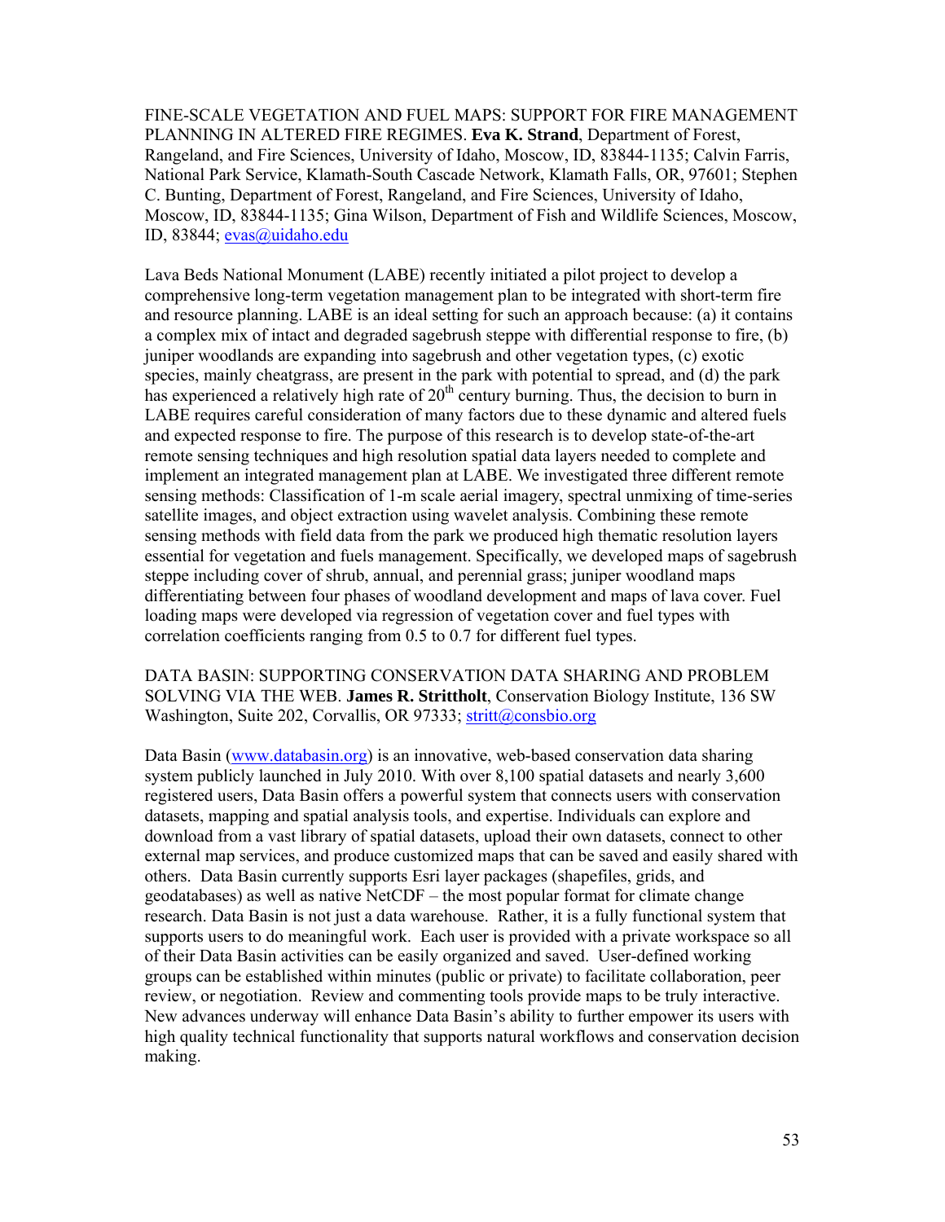FINE-SCALE VEGETATION AND FUEL MAPS: SUPPORT FOR FIRE MANAGEMENT PLANNING IN ALTERED FIRE REGIMES. **Eva K. Strand**, Department of Forest, Rangeland, and Fire Sciences, University of Idaho, Moscow, ID, 83844-1135; Calvin Farris, National Park Service, Klamath-South Cascade Network, Klamath Falls, OR, 97601; Stephen C. Bunting, Department of Forest, Rangeland, and Fire Sciences, University of Idaho, Moscow, ID, 83844-1135; Gina Wilson, Department of Fish and Wildlife Sciences, Moscow, ID, 83844; evas@uidaho.edu

Lava Beds National Monument (LABE) recently initiated a pilot project to develop a comprehensive long-term vegetation management plan to be integrated with short-term fire and resource planning. LABE is an ideal setting for such an approach because: (a) it contains a complex mix of intact and degraded sagebrush steppe with differential response to fire, (b) juniper woodlands are expanding into sagebrush and other vegetation types, (c) exotic species, mainly cheatgrass, are present in the park with potential to spread, and (d) the park has experienced a relatively high rate of 20$^{th}$ century burning. Thus, the decision to burn in LABE requires careful consideration of many factors due to these dynamic and altered fuels and expected response to fire. The purpose of this research is to develop state-of-the-art remote sensing techniques and high resolution spatial data layers needed to complete and implement an integrated management plan at LABE. We investigated three different remote sensing methods: Classification of 1-m scale aerial imagery, spectral unmixing of time-series satellite images, and object extraction using wavelet analysis. Combining these remote sensing methods with field data from the park we produced high thematic resolution layers essential for vegetation and fuels management. Specifically, we developed maps of sagebrush steppe including cover of shrub, annual, and perennial grass; juniper woodland maps differentiating between four phases of woodland development and maps of lava cover. Fuel loading maps were developed via regression of vegetation cover and fuel types with correlation coefficients ranging from 0.5 to 0.7 for different fuel types.

DATA BASIN: SUPPORTING CONSERVATION DATA SHARING AND PROBLEM SOLVING VIA THE WEB. **James R. Strittholt**, Conservation Biology Institute, 136 SW Washington, Suite 202, Corvallis, OR 97333; stritt@consbio.org

Data Basin (www.databasin.org) is an innovative, web-based conservation data sharing system publicly launched in July 2010. With over 8,100 spatial datasets and nearly 3,600 registered users, Data Basin offers a powerful system that connects users with conservation datasets, mapping and spatial analysis tools, and expertise. Individuals can explore and download from a vast library of spatial datasets, upload their own datasets, connect to other external map services, and produce customized maps that can be saved and easily shared with others. Data Basin currently supports Esri layer packages (shapefiles, grids, and geodatabases) as well as native NetCDF – the most popular format for climate change research. Data Basin is not just a data warehouse. Rather, it is a fully functional system that supports users to do meaningful work. Each user is provided with a private workspace so all of their Data Basin activities can be easily organized and saved. User-defined working groups can be established within minutes (public or private) to facilitate collaboration, peer review, or negotiation. Review and commenting tools provide maps to be truly interactive. New advances underway will enhance Data Basin's ability to further empower its users with high quality technical functionality that supports natural workflows and conservation decision making.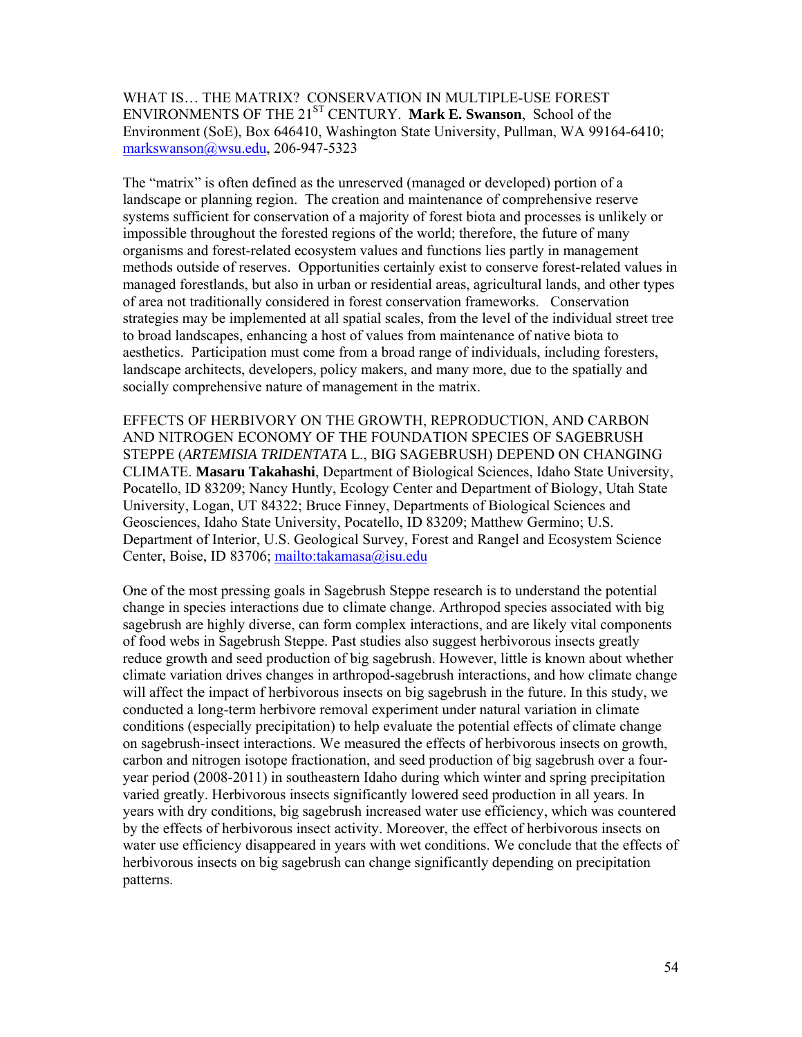WHAT IS… THE MATRIX? CONSERVATION IN MULTIPLE-USE FOREST ENVIRONMENTS OF THE 21ST CENTURY. **Mark E. Swanson**, School of the Environment (SoE), Box 646410, Washington State University, Pullman, WA 99164-6410; markswanson@wsu.edu, 206-947-5323

The "matrix" is often defined as the unreserved (managed or developed) portion of a landscape or planning region. The creation and maintenance of comprehensive reserve systems sufficient for conservation of a majority of forest biota and processes is unlikely or impossible throughout the forested regions of the world; therefore, the future of many organisms and forest-related ecosystem values and functions lies partly in management methods outside of reserves. Opportunities certainly exist to conserve forest-related values in managed forestlands, but also in urban or residential areas, agricultural lands, and other types of area not traditionally considered in forest conservation frameworks. Conservation strategies may be implemented at all spatial scales, from the level of the individual street tree to broad landscapes, enhancing a host of values from maintenance of native biota to aesthetics. Participation must come from a broad range of individuals, including foresters, landscape architects, developers, policy makers, and many more, due to the spatially and socially comprehensive nature of management in the matrix.

EFFECTS OF HERBIVORY ON THE GROWTH, REPRODUCTION, AND CARBON AND NITROGEN ECONOMY OF THE FOUNDATION SPECIES OF SAGEBRUSH STEPPE (*ARTEMISIA TRIDENTATA* L., BIG SAGEBRUSH) DEPEND ON CHANGING CLIMATE. **Masaru Takahashi**, Department of Biological Sciences, Idaho State University, Pocatello, ID 83209; Nancy Huntly, Ecology Center and Department of Biology, Utah State University, Logan, UT 84322; Bruce Finney, Departments of Biological Sciences and Geosciences, Idaho State University, Pocatello, ID 83209; Matthew Germino; U.S. Department of Interior, U.S. Geological Survey, Forest and Rangel and Ecosystem Science Center, Boise, ID 83706; mailto:takamasa@isu.edu

One of the most pressing goals in Sagebrush Steppe research is to understand the potential change in species interactions due to climate change. Arthropod species associated with big sagebrush are highly diverse, can form complex interactions, and are likely vital components of food webs in Sagebrush Steppe. Past studies also suggest herbivorous insects greatly reduce growth and seed production of big sagebrush. However, little is known about whether climate variation drives changes in arthropod-sagebrush interactions, and how climate change will affect the impact of herbivorous insects on big sagebrush in the future. In this study, we conducted a long-term herbivore removal experiment under natural variation in climate conditions (especially precipitation) to help evaluate the potential effects of climate change on sagebrush-insect interactions. We measured the effects of herbivorous insects on growth, carbon and nitrogen isotope fractionation, and seed production of big sagebrush over a four-year period (2008-2011) in southeastern Idaho during which winter and spring precipitation varied greatly. Herbivorous insects significantly lowered seed production in all years. In years with dry conditions, big sagebrush increased water use efficiency, which was countered by the effects of herbivorous insect activity. Moreover, the effect of herbivorous insects on water use efficiency disappeared in years with wet conditions. We conclude that the effects of herbivorous insects on big sagebrush can change significantly depending on precipitation patterns.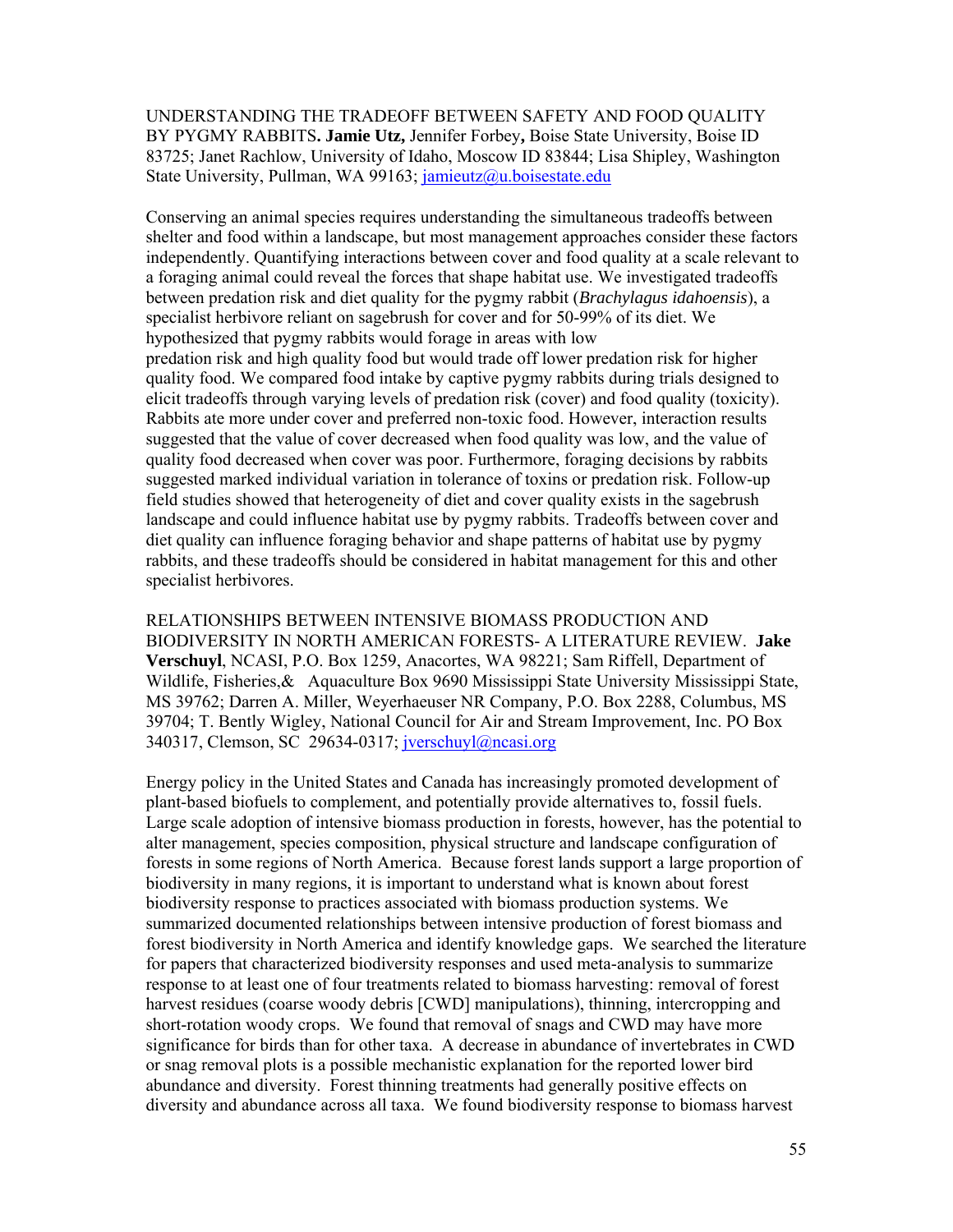UNDERSTANDING THE TRADEOFF BETWEEN SAFETY AND FOOD QUALITY BY PYGMY RABBITS. **Jamie Utz,** Jennifer Forbey**,** Boise State University, Boise ID 83725; Janet Rachlow, University of Idaho, Moscow ID 83844; Lisa Shipley, Washington State University, Pullman, WA 99163; jamieutz@u.boisestate.edu

Conserving an animal species requires understanding the simultaneous tradeoffs between shelter and food within a landscape, but most management approaches consider these factors independently. Quantifying interactions between cover and food quality at a scale relevant to a foraging animal could reveal the forces that shape habitat use. We investigated tradeoffs between predation risk and diet quality for the pygmy rabbit (*Brachylagus idahoensis*), a specialist herbivore reliant on sagebrush for cover and for 50-99% of its diet. We hypothesized that pygmy rabbits would forage in areas with low predation risk and high quality food but would trade off lower predation risk for higher quality food. We compared food intake by captive pygmy rabbits during trials designed to elicit tradeoffs through varying levels of predation risk (cover) and food quality (toxicity). Rabbits ate more under cover and preferred non-toxic food. However, interaction results suggested that the value of cover decreased when food quality was low, and the value of quality food decreased when cover was poor. Furthermore, foraging decisions by rabbits suggested marked individual variation in tolerance of toxins or predation risk. Follow-up field studies showed that heterogeneity of diet and cover quality exists in the sagebrush landscape and could influence habitat use by pygmy rabbits. Tradeoffs between cover and diet quality can influence foraging behavior and shape patterns of habitat use by pygmy rabbits, and these tradeoffs should be considered in habitat management for this and other specialist herbivores.

RELATIONSHIPS BETWEEN INTENSIVE BIOMASS PRODUCTION AND BIODIVERSITY IN NORTH AMERICAN FORESTS- A LITERATURE REVIEW. **Jake Verschuyl**, NCASI, P.O. Box 1259, Anacortes, WA 98221; Sam Riffell, Department of Wildlife, Fisheries,& Aquaculture Box 9690 Mississippi State University Mississippi State, MS 39762; Darren A. Miller, Weyerhaeuser NR Company, P.O. Box 2288, Columbus, MS 39704; T. Bently Wigley, National Council for Air and Stream Improvement, Inc. PO Box 340317, Clemson, SC 29634-0317; jverschuyl@ncasi.org

Energy policy in the United States and Canada has increasingly promoted development of plant-based biofuels to complement, and potentially provide alternatives to, fossil fuels. Large scale adoption of intensive biomass production in forests, however, has the potential to alter management, species composition, physical structure and landscape configuration of forests in some regions of North America. Because forest lands support a large proportion of biodiversity in many regions, it is important to understand what is known about forest biodiversity response to practices associated with biomass production systems. We summarized documented relationships between intensive production of forest biomass and forest biodiversity in North America and identify knowledge gaps. We searched the literature for papers that characterized biodiversity responses and used meta-analysis to summarize response to at least one of four treatments related to biomass harvesting: removal of forest harvest residues (coarse woody debris [CWD] manipulations), thinning, intercropping and short-rotation woody crops. We found that removal of snags and CWD may have more significance for birds than for other taxa. A decrease in abundance of invertebrates in CWD or snag removal plots is a possible mechanistic explanation for the reported lower bird abundance and diversity. Forest thinning treatments had generally positive effects on diversity and abundance across all taxa. We found biodiversity response to biomass harvest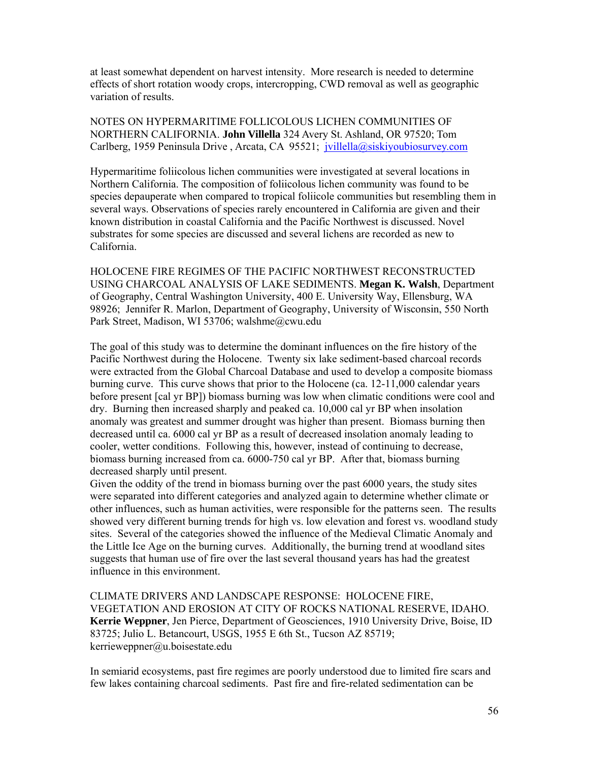at least somewhat dependent on harvest intensity. More research is needed to determine effects of short rotation woody crops, intercropping, CWD removal as well as geographic variation of results.

NOTES ON HYPERMARITIME FOLLICOLOUS LICHEN COMMUNITIES OF NORTHERN CALIFORNIA. **John Villella** 324 Avery St. Ashland, OR 97520; Tom Carlberg, 1959 Peninsula Drive , Arcata, CA 95521; jvillella@siskiyoubiosurvey.com

Hypermaritime foliicolous lichen communities were investigated at several locations in Northern California. The composition of foliicolous lichen community was found to be species depauperate when compared to tropical foliicole communities but resembling them in several ways. Observations of species rarely encountered in California are given and their known distribution in coastal California and the Pacific Northwest is discussed. Novel substrates for some species are discussed and several lichens are recorded as new to California.

HOLOCENE FIRE REGIMES OF THE PACIFIC NORTHWEST RECONSTRUCTED USING CHARCOAL ANALYSIS OF LAKE SEDIMENTS. **Megan K. Walsh**, Department of Geography, Central Washington University, 400 E. University Way, Ellensburg, WA 98926; Jennifer R. Marlon, Department of Geography, University of Wisconsin, 550 North Park Street, Madison, WI 53706; walshme@cwu.edu

The goal of this study was to determine the dominant influences on the fire history of the Pacific Northwest during the Holocene. Twenty six lake sediment-based charcoal records were extracted from the Global Charcoal Database and used to develop a composite biomass burning curve. This curve shows that prior to the Holocene (ca. 12-11,000 calendar years before present [cal yr BP]) biomass burning was low when climatic conditions were cool and dry. Burning then increased sharply and peaked ca. 10,000 cal yr BP when insolation anomaly was greatest and summer drought was higher than present. Biomass burning then decreased until ca. 6000 cal yr BP as a result of decreased insolation anomaly leading to cooler, wetter conditions. Following this, however, instead of continuing to decrease, biomass burning increased from ca. 6000-750 cal yr BP. After that, biomass burning decreased sharply until present.
Given the oddity of the trend in biomass burning over the past 6000 years, the study sites were separated into different categories and analyzed again to determine whether climate or other influences, such as human activities, were responsible for the patterns seen. The results showed very different burning trends for high vs. low elevation and forest vs. woodland study sites. Several of the categories showed the influence of the Medieval Climatic Anomaly and the Little Ice Age on the burning curves. Additionally, the burning trend at woodland sites suggests that human use of fire over the last several thousand years has had the greatest influence in this environment.

CLIMATE DRIVERS AND LANDSCAPE RESPONSE: HOLOCENE FIRE, VEGETATION AND EROSION AT CITY OF ROCKS NATIONAL RESERVE, IDAHO. **Kerrie Weppner**, Jen Pierce, Department of Geosciences, 1910 University Drive, Boise, ID 83725; Julio L. Betancourt, USGS, 1955 E 6th St., Tucson AZ 85719; kerrieweppner@u.boisestate.edu

In semiarid ecosystems, past fire regimes are poorly understood due to limited fire scars and few lakes containing charcoal sediments. Past fire and fire-related sedimentation can be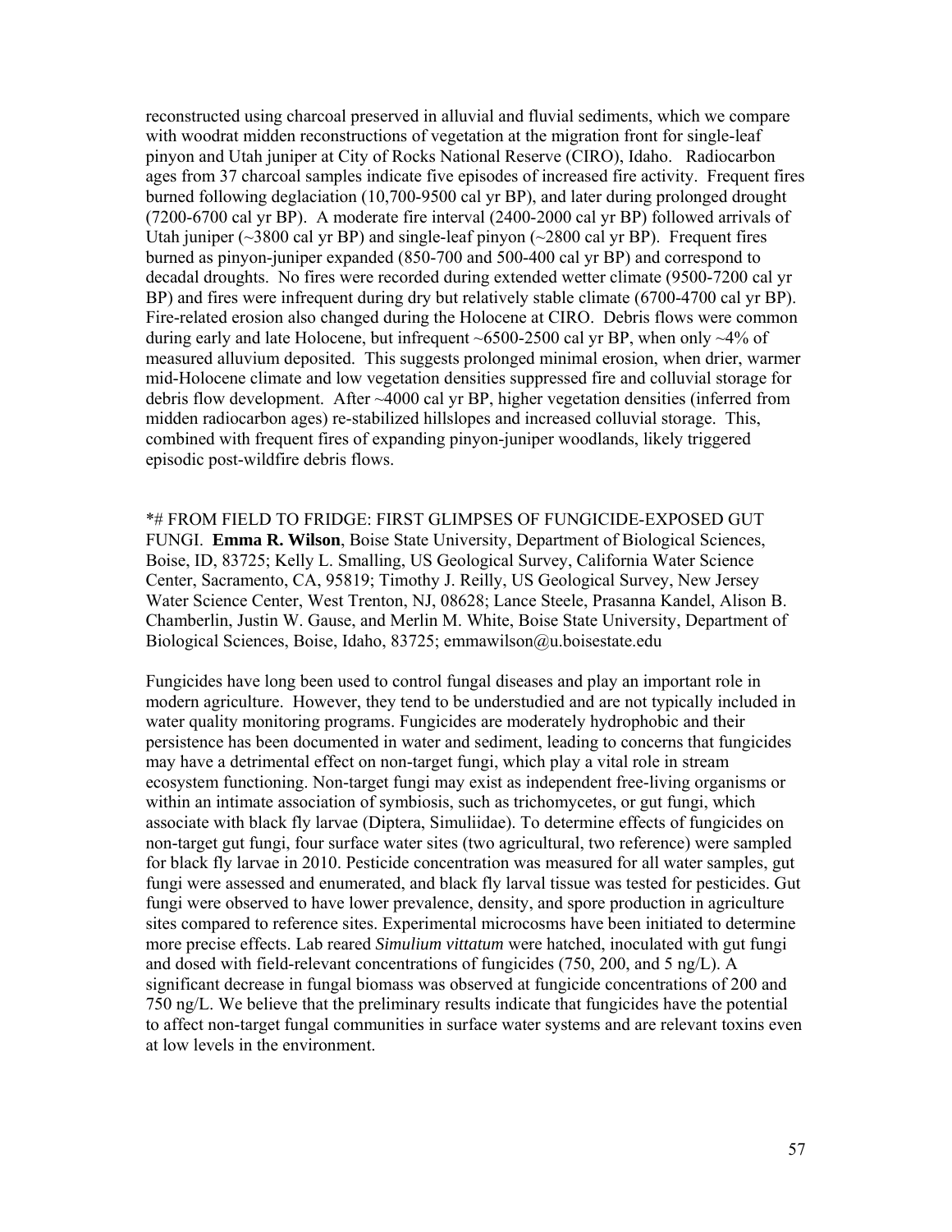reconstructed using charcoal preserved in alluvial and fluvial sediments, which we compare with woodrat midden reconstructions of vegetation at the migration front for single-leaf pinyon and Utah juniper at City of Rocks National Reserve (CIRO), Idaho. Radiocarbon ages from 37 charcoal samples indicate five episodes of increased fire activity. Frequent fires burned following deglaciation (10,700-9500 cal yr BP), and later during prolonged drought (7200-6700 cal yr BP). A moderate fire interval (2400-2000 cal yr BP) followed arrivals of Utah juniper (~3800 cal yr BP) and single-leaf pinyon (~2800 cal yr BP). Frequent fires burned as pinyon-juniper expanded (850-700 and 500-400 cal yr BP) and correspond to decadal droughts. No fires were recorded during extended wetter climate (9500-7200 cal yr BP) and fires were infrequent during dry but relatively stable climate (6700-4700 cal yr BP). Fire-related erosion also changed during the Holocene at CIRO. Debris flows were common during early and late Holocene, but infrequent ~6500-2500 cal yr BP, when only ~4% of measured alluvium deposited. This suggests prolonged minimal erosion, when drier, warmer mid-Holocene climate and low vegetation densities suppressed fire and colluvial storage for debris flow development. After ~4000 cal yr BP, higher vegetation densities (inferred from midden radiocarbon ages) re-stabilized hillslopes and increased colluvial storage. This, combined with frequent fires of expanding pinyon-juniper woodlands, likely triggered episodic post-wildfire debris flows.

*# FROM FIELD TO FRIDGE: FIRST GLIMPSES OF FUNGICIDE-EXPOSED GUT FUNGI. **Emma R. Wilson**, Boise State University, Department of Biological Sciences, Boise, ID, 83725; Kelly L. Smalling, US Geological Survey, California Water Science Center, Sacramento, CA, 95819; Timothy J. Reilly, US Geological Survey, New Jersey Water Science Center, West Trenton, NJ, 08628; Lance Steele, Prasanna Kandel, Alison B. Chamberlin, Justin W. Gause, and Merlin M. White, Boise State University, Department of Biological Sciences, Boise, Idaho, 83725; emmawilson@u.boisestate.edu

Fungicides have long been used to control fungal diseases and play an important role in modern agriculture. However, they tend to be understudied and are not typically included in water quality monitoring programs. Fungicides are moderately hydrophobic and their persistence has been documented in water and sediment, leading to concerns that fungicides may have a detrimental effect on non-target fungi, which play a vital role in stream ecosystem functioning. Non-target fungi may exist as independent free-living organisms or within an intimate association of symbiosis, such as trichomycetes, or gut fungi, which associate with black fly larvae (Diptera, Simuliidae). To determine effects of fungicides on non-target gut fungi, four surface water sites (two agricultural, two reference) were sampled for black fly larvae in 2010. Pesticide concentration was measured for all water samples, gut fungi were assessed and enumerated, and black fly larval tissue was tested for pesticides. Gut fungi were observed to have lower prevalence, density, and spore production in agriculture sites compared to reference sites. Experimental microcosms have been initiated to determine more precise effects. Lab reared *Simulium vittatum* were hatched, inoculated with gut fungi and dosed with field-relevant concentrations of fungicides (750, 200, and 5 ng/L). A significant decrease in fungal biomass was observed at fungicide concentrations of 200 and 750 ng/L. We believe that the preliminary results indicate that fungicides have the potential to affect non-target fungal communities in surface water systems and are relevant toxins even at low levels in the environment.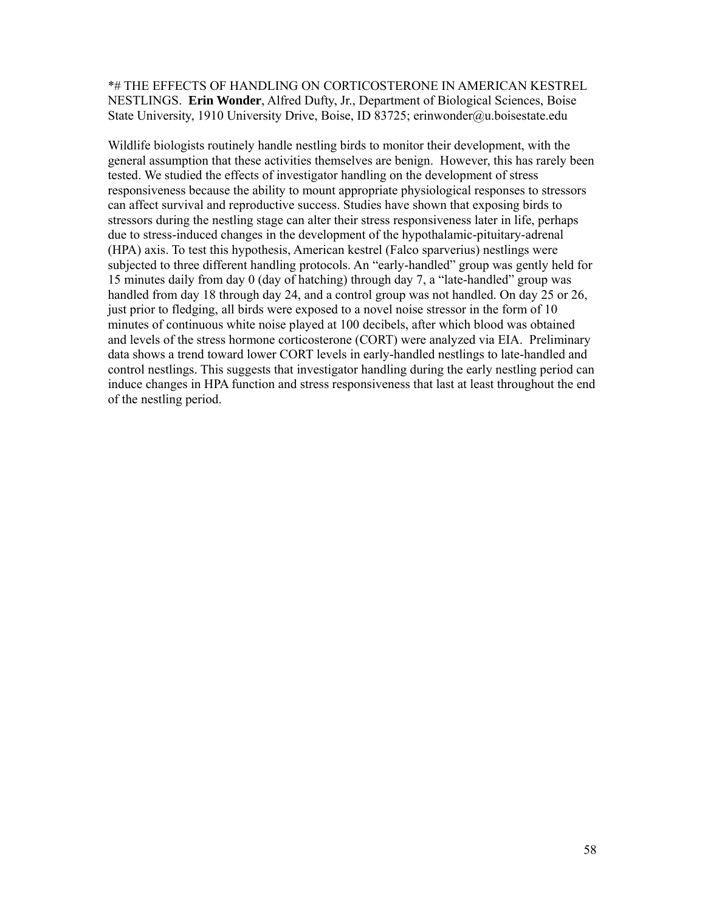*# THE EFFECTS OF HANDLING ON CORTICOSTERONE IN AMERICAN KESTREL NESTLINGS. **Erin Wonder**, Alfred Dufty, Jr., Department of Biological Sciences, Boise State University, 1910 University Drive, Boise, ID 83725; erinwonder@u.boisestate.edu

Wildlife biologists routinely handle nestling birds to monitor their development, with the general assumption that these activities themselves are benign. However, this has rarely been tested. We studied the effects of investigator handling on the development of stress responsiveness because the ability to mount appropriate physiological responses to stressors can affect survival and reproductive success. Studies have shown that exposing birds to stressors during the nestling stage can alter their stress responsiveness later in life, perhaps due to stress-induced changes in the development of the hypothalamic-pituitary-adrenal (HPA) axis. To test this hypothesis, American kestrel (Falco sparverius) nestlings were subjected to three different handling protocols. An "early-handled" group was gently held for 15 minutes daily from day 0 (day of hatching) through day 7, a "late-handled" group was handled from day 18 through day 24, and a control group was not handled. On day 25 or 26, just prior to fledging, all birds were exposed to a novel noise stressor in the form of 10 minutes of continuous white noise played at 100 decibels, after which blood was obtained and levels of the stress hormone corticosterone (CORT) were analyzed via EIA. Preliminary data shows a trend toward lower CORT levels in early-handled nestlings to late-handled and control nestlings. This suggests that investigator handling during the early nestling period can induce changes in HPA function and stress responsiveness that last at least throughout the end of the nestling period.